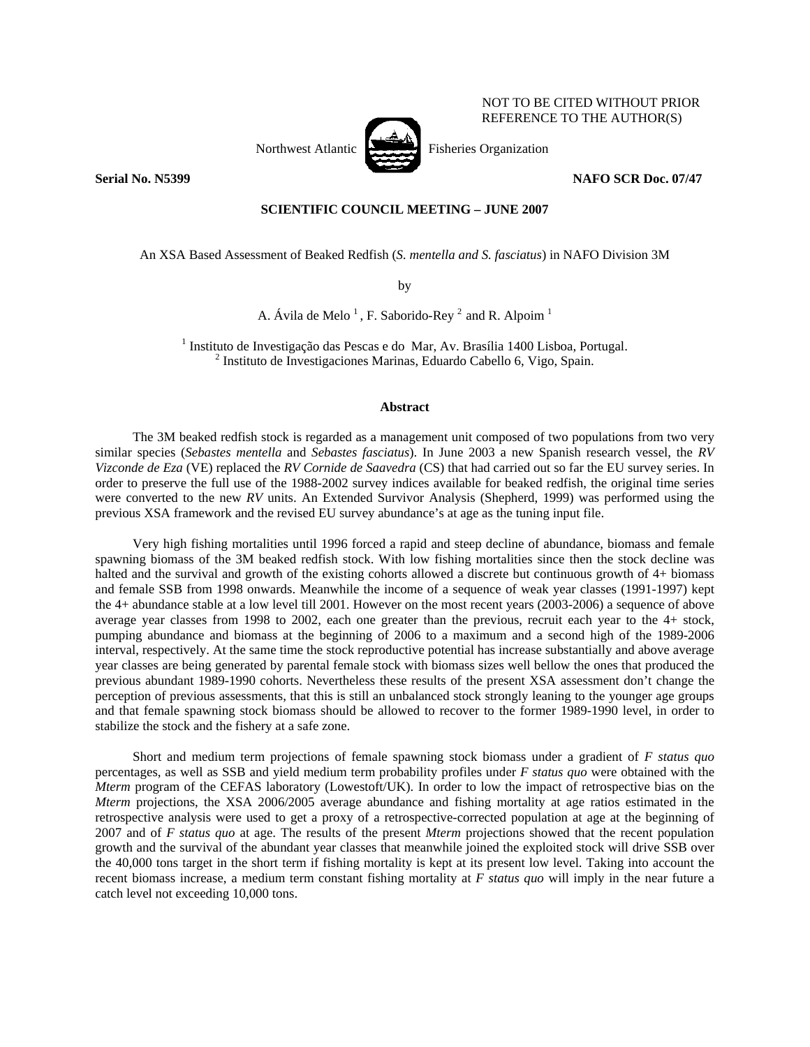NOT TO BE CITED WITHOUT PRIOR REFERENCE TO THE AUTHOR(S)

Northwest Atlantic Fisheries Organization

**Serial No. N5399** **NAFO SCR Doc. 07/47**

**SCIENTIFIC COUNCIL MEETING – JUNE 2007**

An XSA Based Assessment of Beaked Redfish (*S. mentella and S. fasciatus*) in NAFO Division 3M

by

A. Ávila de Melo [1], F. Saborido-Rey [2] and R. Alpoim [1]

[1] Instituto de Investigação das Pescas e do Mar, Av. Brasília 1400 Lisboa, Portugal.
[2] Instituto de Investigaciones Marinas, Eduardo Cabello 6, Vigo, Spain.

## Abstract

The 3M beaked redfish stock is regarded as a management unit composed of two populations from two very similar species (*Sebastes mentella* and *Sebastes fasciatus*). In June 2003 a new Spanish research vessel, the *RV Vizconde de Eza* (VE) replaced the *RV Cornide de Saavedra* (CS) that had carried out so far the EU survey series. In order to preserve the full use of the 1988-2002 survey indices available for beaked redfish, the original time series were converted to the new *RV* units. An Extended Survivor Analysis (Shepherd, 1999) was performed using the previous XSA framework and the revised EU survey abundance's at age as the tuning input file.

Very high fishing mortalities until 1996 forced a rapid and steep decline of abundance, biomass and female spawning biomass of the 3M beaked redfish stock. With low fishing mortalities since then the stock decline was halted and the survival and growth of the existing cohorts allowed a discrete but continuous growth of 4+ biomass and female SSB from 1998 onwards. Meanwhile the income of a sequence of weak year classes (1991-1997) kept the 4+ abundance stable at a low level till 2001. However on the most recent years (2003-2006) a sequence of above average year classes from 1998 to 2002, each one greater than the previous, recruit each year to the 4+ stock, pumping abundance and biomass at the beginning of 2006 to a maximum and a second high of the 1989-2006 interval, respectively. At the same time the stock reproductive potential has increase substantially and above average year classes are being generated by parental female stock with biomass sizes well bellow the ones that produced the previous abundant 1989-1990 cohorts. Nevertheless these results of the present XSA assessment don't change the perception of previous assessments, that this is still an unbalanced stock strongly leaning to the younger age groups and that female spawning stock biomass should be allowed to recover to the former 1989-1990 level, in order to stabilize the stock and the fishery at a safe zone.

Short and medium term projections of female spawning stock biomass under a gradient of *F status quo* percentages, as well as SSB and yield medium term probability profiles under *F status quo* were obtained with the *Mterm* program of the CEFAS laboratory (Lowestoft/UK). In order to low the impact of retrospective bias on the *Mterm* projections, the XSA 2006/2005 average abundance and fishing mortality at age ratios estimated in the retrospective analysis were used to get a proxy of a retrospective-corrected population at age at the beginning of 2007 and of *F status quo* at age. The results of the present *Mterm* projections showed that the recent population growth and the survival of the abundant year classes that meanwhile joined the exploited stock will drive SSB over the 40,000 tons target in the short term if fishing mortality is kept at its present low level. Taking into account the recent biomass increase, a medium term constant fishing mortality at *F status quo* will imply in the near future a catch level not exceeding 10,000 tons.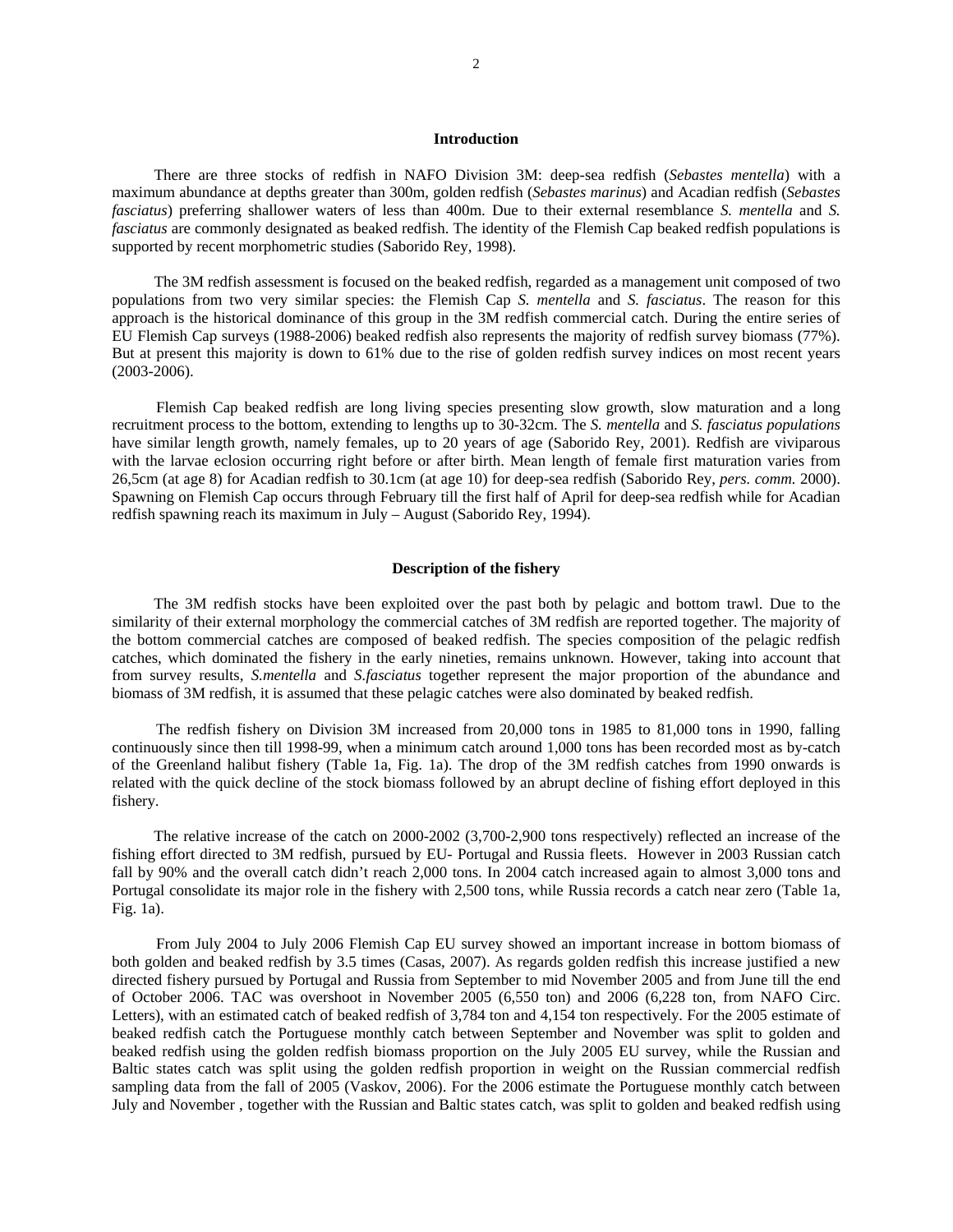## Introduction

There are three stocks of redfish in NAFO Division 3M: deep-sea redfish (*Sebastes mentella*) with a maximum abundance at depths greater than 300m, golden redfish (*Sebastes marinus*) and Acadian redfish (*Sebastes fasciatus*) preferring shallower waters of less than 400m. Due to their external resemblance *S. mentella* and *S. fasciatus* are commonly designated as beaked redfish. The identity of the Flemish Cap beaked redfish populations is supported by recent morphometric studies (Saborido Rey, 1998).

The 3M redfish assessment is focused on the beaked redfish, regarded as a management unit composed of two populations from two very similar species: the Flemish Cap *S. mentella* and *S. fasciatus*. The reason for this approach is the historical dominance of this group in the 3M redfish commercial catch. During the entire series of EU Flemish Cap surveys (1988-2006) beaked redfish also represents the majority of redfish survey biomass (77%). But at present this majority is down to 61% due to the rise of golden redfish survey indices on most recent years (2003-2006).

Flemish Cap beaked redfish are long living species presenting slow growth, slow maturation and a long recruitment process to the bottom, extending to lengths up to 30-32cm. The *S. mentella* and *S. fasciatus populations* have similar length growth, namely females, up to 20 years of age (Saborido Rey, 2001). Redfish are viviparous with the larvae eclosion occurring right before or after birth. Mean length of female first maturation varies from 26,5cm (at age 8) for Acadian redfish to 30.1cm (at age 10) for deep-sea redfish (Saborido Rey, *pers. comm.* 2000). Spawning on Flemish Cap occurs through February till the first half of April for deep-sea redfish while for Acadian redfish spawning reach its maximum in July – August (Saborido Rey, 1994).

## Description of the fishery

The 3M redfish stocks have been exploited over the past both by pelagic and bottom trawl. Due to the similarity of their external morphology the commercial catches of 3M redfish are reported together. The majority of the bottom commercial catches are composed of beaked redfish. The species composition of the pelagic redfish catches, which dominated the fishery in the early nineties, remains unknown. However, taking into account that from survey results, *S.mentella* and *S.fasciatus* together represent the major proportion of the abundance and biomass of 3M redfish, it is assumed that these pelagic catches were also dominated by beaked redfish.

The redfish fishery on Division 3M increased from 20,000 tons in 1985 to 81,000 tons in 1990, falling continuously since then till 1998-99, when a minimum catch around 1,000 tons has been recorded most as by-catch of the Greenland halibut fishery (Table 1a, Fig. 1a). The drop of the 3M redfish catches from 1990 onwards is related with the quick decline of the stock biomass followed by an abrupt decline of fishing effort deployed in this fishery.

The relative increase of the catch on 2000-2002 (3,700-2,900 tons respectively) reflected an increase of the fishing effort directed to 3M redfish, pursued by EU- Portugal and Russia fleets. However in 2003 Russian catch fall by 90% and the overall catch didn't reach 2,000 tons. In 2004 catch increased again to almost 3,000 tons and Portugal consolidate its major role in the fishery with 2,500 tons, while Russia records a catch near zero (Table 1a, Fig. 1a).

From July 2004 to July 2006 Flemish Cap EU survey showed an important increase in bottom biomass of both golden and beaked redfish by 3.5 times (Casas, 2007). As regards golden redfish this increase justified a new directed fishery pursued by Portugal and Russia from September to mid November 2005 and from June till the end of October 2006. TAC was overshoot in November 2005 (6,550 ton) and 2006 (6,228 ton, from NAFO Circ. Letters), with an estimated catch of beaked redfish of 3,784 ton and 4,154 ton respectively. For the 2005 estimate of beaked redfish catch the Portuguese monthly catch between September and November was split to golden and beaked redfish using the golden redfish biomass proportion on the July 2005 EU survey, while the Russian and Baltic states catch was split using the golden redfish proportion in weight on the Russian commercial redfish sampling data from the fall of 2005 (Vaskov, 2006). For the 2006 estimate the Portuguese monthly catch between July and November , together with the Russian and Baltic states catch, was split to golden and beaked redfish using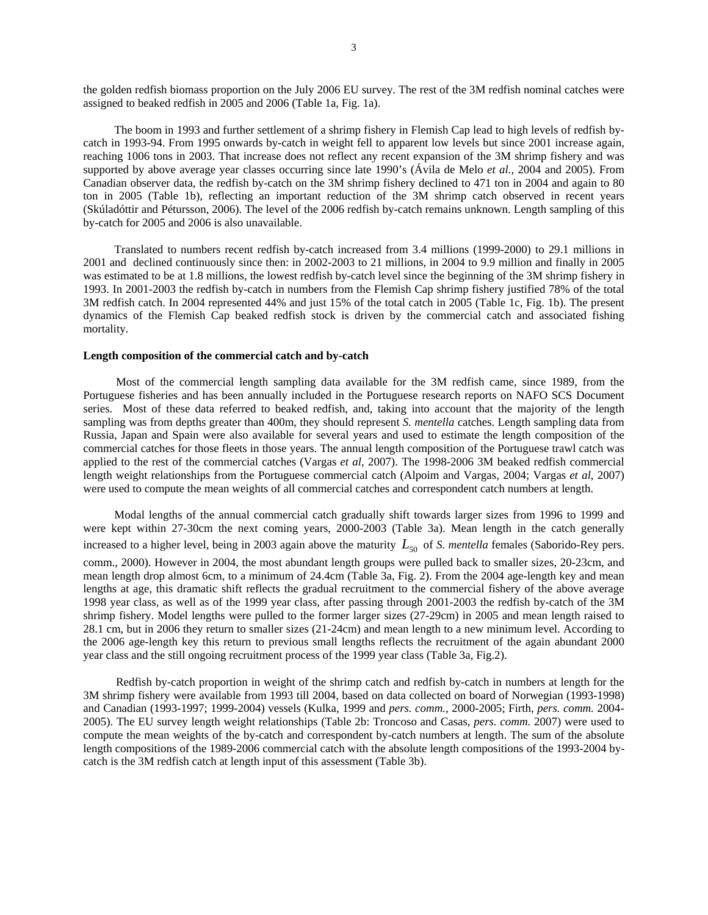the golden redfish biomass proportion on the July 2006 EU survey. The rest of the 3M redfish nominal catches were assigned to beaked redfish in 2005 and 2006 (Table 1a, Fig. 1a).

The boom in 1993 and further settlement of a shrimp fishery in Flemish Cap lead to high levels of redfish by-catch in 1993-94. From 1995 onwards by-catch in weight fell to apparent low levels but since 2001 increase again, reaching 1006 tons in 2003. That increase does not reflect any recent expansion of the 3M shrimp fishery and was supported by above average year classes occurring since late 1990's (Ávila de Melo *et al.*, 2004 and 2005). From Canadian observer data, the redfish by-catch on the 3M shrimp fishery declined to 471 ton in 2004 and again to 80 ton in 2005 (Table 1b), reflecting an important reduction of the 3M shrimp catch observed in recent years (Skúladóttir and Pétursson, 2006). The level of the 2006 redfish by-catch remains unknown. Length sampling of this by-catch for 2005 and 2006 is also unavailable.

Translated to numbers recent redfish by-catch increased from 3.4 millions (1999-2000) to 29.1 millions in 2001 and declined continuously since then: in 2002-2003 to 21 millions, in 2004 to 9.9 million and finally in 2005 was estimated to be at 1.8 millions, the lowest redfish by-catch level since the beginning of the 3M shrimp fishery in 1993. In 2001-2003 the redfish by-catch in numbers from the Flemish Cap shrimp fishery justified 78% of the total 3M redfish catch. In 2004 represented 44% and just 15% of the total catch in 2005 (Table 1c, Fig. 1b). The present dynamics of the Flemish Cap beaked redfish stock is driven by the commercial catch and associated fishing mortality.

**Length composition of the commercial catch and by-catch**

Most of the commercial length sampling data available for the 3M redfish came, since 1989, from the Portuguese fisheries and has been annually included in the Portuguese research reports on NAFO SCS Document series. Most of these data referred to beaked redfish, and, taking into account that the majority of the length sampling was from depths greater than 400m, they should represent *S. mentella* catches. Length sampling data from Russia, Japan and Spain were also available for several years and used to estimate the length composition of the commercial catches for those fleets in those years. The annual length composition of the Portuguese trawl catch was applied to the rest of the commercial catches (Vargas *et al*, 2007). The 1998-2006 3M beaked redfish commercial length weight relationships from the Portuguese commercial catch (Alpoim and Vargas, 2004; Vargas *et al*, 2007) were used to compute the mean weights of all commercial catches and correspondent catch numbers at length.

Modal lengths of the annual commercial catch gradually shift towards larger sizes from 1996 to 1999 and were kept within 27-30cm the next coming years, 2000-2003 (Table 3a). Mean length in the catch generally increased to a higher level, being in 2003 again above the maturity $L_{50}$ of *S. mentella* females (Saborido-Rey pers. comm., 2000). However in 2004, the most abundant length groups were pulled back to smaller sizes, 20-23cm, and mean length drop almost 6cm, to a minimum of 24.4cm (Table 3a, Fig. 2). From the 2004 age-length key and mean lengths at age, this dramatic shift reflects the gradual recruitment to the commercial fishery of the above average 1998 year class, as well as of the 1999 year class, after passing through 2001-2003 the redfish by-catch of the 3M shrimp fishery. Model lengths were pulled to the former larger sizes (27-29cm) in 2005 and mean length raised to 28.1 cm, but in 2006 they return to smaller sizes (21-24cm) and mean length to a new minimum level. According to the 2006 age-length key this return to previous small lengths reflects the recruitment of the again abundant 2000 year class and the still ongoing recruitment process of the 1999 year class (Table 3a, Fig.2).

Redfish by-catch proportion in weight of the shrimp catch and redfish by-catch in numbers at length for the 3M shrimp fishery were available from 1993 till 2004, based on data collected on board of Norwegian (1993-1998) and Canadian (1993-1997; 1999-2004) vessels (Kulka, 1999 and *pers. comm.*, 2000-2005; Firth, *pers. comm.* 2004-2005). The EU survey length weight relationships (Table 2b: Troncoso and Casas, *pers. comm.* 2007) were used to compute the mean weights of the by-catch and correspondent by-catch numbers at length. The sum of the absolute length compositions of the 1989-2006 commercial catch with the absolute length compositions of the 1993-2004 by-catch is the 3M redfish catch at length input of this assessment (Table 3b).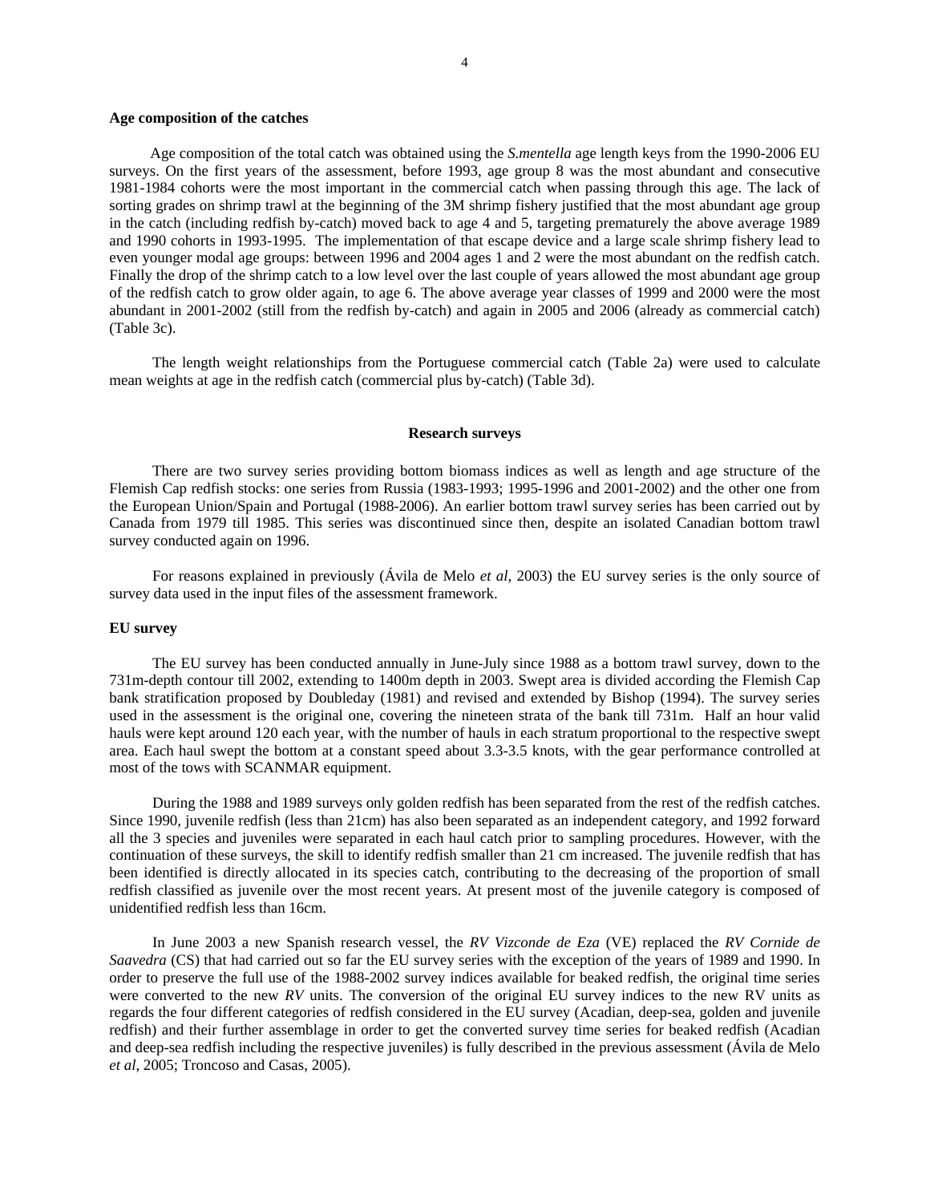**Age composition of the catches**

Age composition of the total catch was obtained using the *S.mentella* age length keys from the 1990-2006 EU surveys. On the first years of the assessment, before 1993, age group 8 was the most abundant and consecutive 1981-1984 cohorts were the most important in the commercial catch when passing through this age. The lack of sorting grades on shrimp trawl at the beginning of the 3M shrimp fishery justified that the most abundant age group in the catch (including redfish by-catch) moved back to age 4 and 5, targeting prematurely the above average 1989 and 1990 cohorts in 1993-1995. The implementation of that escape device and a large scale shrimp fishery lead to even younger modal age groups: between 1996 and 2004 ages 1 and 2 were the most abundant on the redfish catch. Finally the drop of the shrimp catch to a low level over the last couple of years allowed the most abundant age group of the redfish catch to grow older again, to age 6. The above average year classes of 1999 and 2000 were the most abundant in 2001-2002 (still from the redfish by-catch) and again in 2005 and 2006 (already as commercial catch) (Table 3c).

The length weight relationships from the Portuguese commercial catch (Table 2a) were used to calculate mean weights at age in the redfish catch (commercial plus by-catch) (Table 3d).

## Research surveys

There are two survey series providing bottom biomass indices as well as length and age structure of the Flemish Cap redfish stocks: one series from Russia (1983-1993; 1995-1996 and 2001-2002) and the other one from the European Union/Spain and Portugal (1988-2006). An earlier bottom trawl survey series has been carried out by Canada from 1979 till 1985. This series was discontinued since then, despite an isolated Canadian bottom trawl survey conducted again on 1996.

For reasons explained in previously (Ávila de Melo *et al*, 2003) the EU survey series is the only source of survey data used in the input files of the assessment framework.

**EU survey**

The EU survey has been conducted annually in June-July since 1988 as a bottom trawl survey, down to the 731m-depth contour till 2002, extending to 1400m depth in 2003. Swept area is divided according the Flemish Cap bank stratification proposed by Doubleday (1981) and revised and extended by Bishop (1994). The survey series used in the assessment is the original one, covering the nineteen strata of the bank till 731m. Half an hour valid hauls were kept around 120 each year, with the number of hauls in each stratum proportional to the respective swept area. Each haul swept the bottom at a constant speed about 3.3-3.5 knots, with the gear performance controlled at most of the tows with SCANMAR equipment.

During the 1988 and 1989 surveys only golden redfish has been separated from the rest of the redfish catches. Since 1990, juvenile redfish (less than 21cm) has also been separated as an independent category, and 1992 forward all the 3 species and juveniles were separated in each haul catch prior to sampling procedures. However, with the continuation of these surveys, the skill to identify redfish smaller than 21 cm increased. The juvenile redfish that has been identified is directly allocated in its species catch, contributing to the decreasing of the proportion of small redfish classified as juvenile over the most recent years. At present most of the juvenile category is composed of unidentified redfish less than 16cm.

In June 2003 a new Spanish research vessel, the *RV Vizconde de Eza* (VE) replaced the *RV Cornide de Saavedra* (CS) that had carried out so far the EU survey series with the exception of the years of 1989 and 1990. In order to preserve the full use of the 1988-2002 survey indices available for beaked redfish, the original time series were converted to the new *RV* units. The conversion of the original EU survey indices to the new RV units as regards the four different categories of redfish considered in the EU survey (Acadian, deep-sea, golden and juvenile redfish) and their further assemblage in order to get the converted survey time series for beaked redfish (Acadian and deep-sea redfish including the respective juveniles) is fully described in the previous assessment (Ávila de Melo *et al*, 2005; Troncoso and Casas, 2005).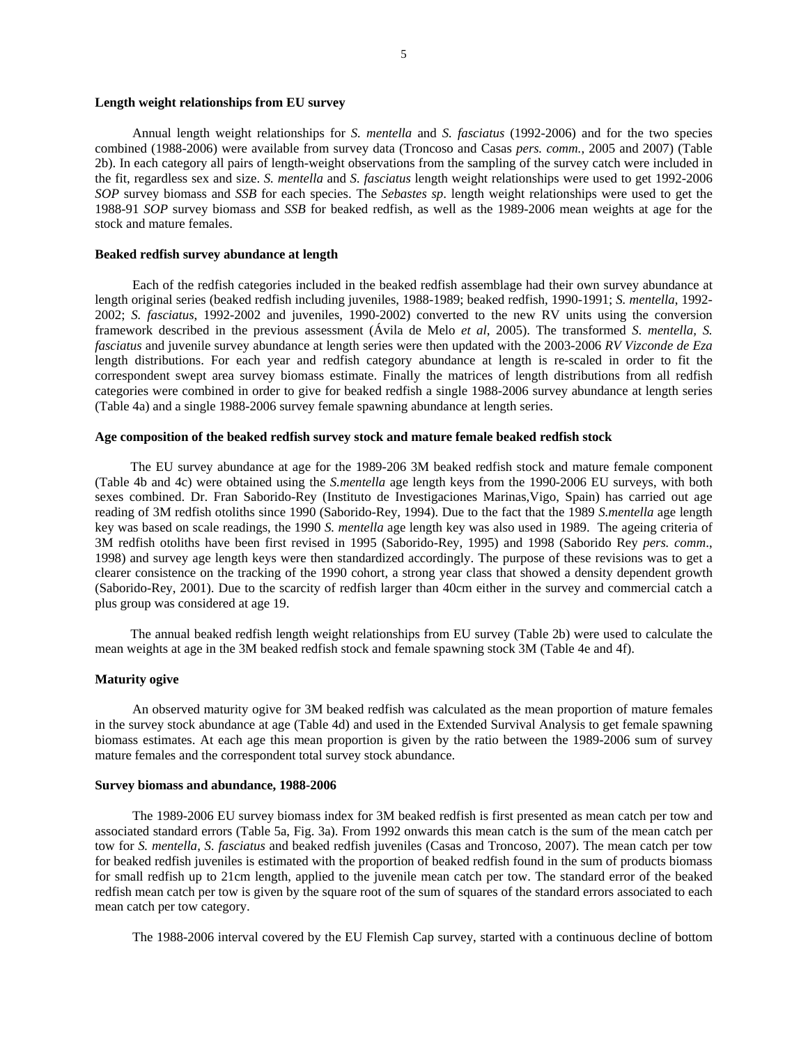**Length weight relationships from EU survey**

Annual length weight relationships for *S. mentella* and *S. fasciatus* (1992-2006) and for the two species combined (1988-2006) were available from survey data (Troncoso and Casas *pers. comm.*, 2005 and 2007) (Table 2b). In each category all pairs of length-weight observations from the sampling of the survey catch were included in the fit, regardless sex and size. *S. mentella* and *S. fasciatus* length weight relationships were used to get 1992-2006 *SOP* survey biomass and *SSB* for each species. The *Sebastes sp*. length weight relationships were used to get the 1988-91 *SOP* survey biomass and *SSB* for beaked redfish, as well as the 1989-2006 mean weights at age for the stock and mature females.

**Beaked redfish survey abundance at length**

Each of the redfish categories included in the beaked redfish assemblage had their own survey abundance at length original series (beaked redfish including juveniles, 1988-1989; beaked redfish, 1990-1991; *S. mentella*, 1992-2002; *S. fasciatus*, 1992-2002 and juveniles, 1990-2002) converted to the new RV units using the conversion framework described in the previous assessment (Ávila de Melo *et al*, 2005). The transformed *S. mentella, S. fasciatus* and juvenile survey abundance at length series were then updated with the 2003-2006 *RV Vizconde de Eza* length distributions. For each year and redfish category abundance at length is re-scaled in order to fit the correspondent swept area survey biomass estimate. Finally the matrices of length distributions from all redfish categories were combined in order to give for beaked redfish a single 1988-2006 survey abundance at length series (Table 4a) and a single 1988-2006 survey female spawning abundance at length series.

**Age composition of the beaked redfish survey stock and mature female beaked redfish stock**

The EU survey abundance at age for the 1989-206 3M beaked redfish stock and mature female component (Table 4b and 4c) were obtained using the *S.mentella* age length keys from the 1990-2006 EU surveys, with both sexes combined. Dr. Fran Saborido-Rey (Instituto de Investigaciones Marinas,Vigo, Spain) has carried out age reading of 3M redfish otoliths since 1990 (Saborido-Rey, 1994). Due to the fact that the 1989 *S.mentella* age length key was based on scale readings, the 1990 *S. mentella* age length key was also used in 1989. The ageing criteria of 3M redfish otoliths have been first revised in 1995 (Saborido-Rey, 1995) and 1998 (Saborido Rey *pers. comm*., 1998) and survey age length keys were then standardized accordingly. The purpose of these revisions was to get a clearer consistence on the tracking of the 1990 cohort, a strong year class that showed a density dependent growth (Saborido-Rey, 2001). Due to the scarcity of redfish larger than 40cm either in the survey and commercial catch a plus group was considered at age 19.

The annual beaked redfish length weight relationships from EU survey (Table 2b) were used to calculate the mean weights at age in the 3M beaked redfish stock and female spawning stock 3M (Table 4e and 4f).

**Maturity ogive**

An observed maturity ogive for 3M beaked redfish was calculated as the mean proportion of mature females in the survey stock abundance at age (Table 4d) and used in the Extended Survival Analysis to get female spawning biomass estimates. At each age this mean proportion is given by the ratio between the 1989-2006 sum of survey mature females and the correspondent total survey stock abundance.

**Survey biomass and abundance, 1988-2006**

The 1989-2006 EU survey biomass index for 3M beaked redfish is first presented as mean catch per tow and associated standard errors (Table 5a, Fig. 3a). From 1992 onwards this mean catch is the sum of the mean catch per tow for *S. mentella*, *S. fasciatus* and beaked redfish juveniles (Casas and Troncoso, 2007). The mean catch per tow for beaked redfish juveniles is estimated with the proportion of beaked redfish found in the sum of products biomass for small redfish up to 21cm length, applied to the juvenile mean catch per tow. The standard error of the beaked redfish mean catch per tow is given by the square root of the sum of squares of the standard errors associated to each mean catch per tow category.

The 1988-2006 interval covered by the EU Flemish Cap survey, started with a continuous decline of bottom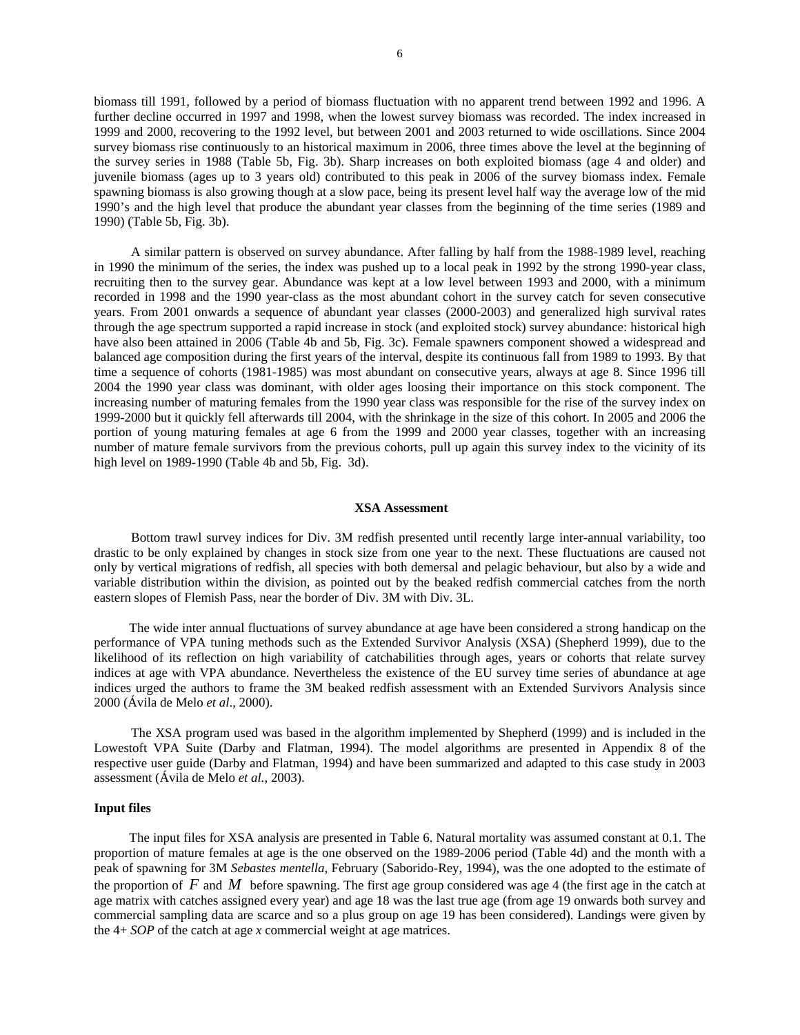biomass till 1991, followed by a period of biomass fluctuation with no apparent trend between 1992 and 1996. A further decline occurred in 1997 and 1998, when the lowest survey biomass was recorded. The index increased in 1999 and 2000, recovering to the 1992 level, but between 2001 and 2003 returned to wide oscillations. Since 2004 survey biomass rise continuously to an historical maximum in 2006, three times above the level at the beginning of the survey series in 1988 (Table 5b, Fig. 3b). Sharp increases on both exploited biomass (age 4 and older) and juvenile biomass (ages up to 3 years old) contributed to this peak in 2006 of the survey biomass index. Female spawning biomass is also growing though at a slow pace, being its present level half way the average low of the mid 1990's and the high level that produce the abundant year classes from the beginning of the time series (1989 and 1990) (Table 5b, Fig. 3b).

A similar pattern is observed on survey abundance. After falling by half from the 1988-1989 level, reaching in 1990 the minimum of the series, the index was pushed up to a local peak in 1992 by the strong 1990-year class, recruiting then to the survey gear. Abundance was kept at a low level between 1993 and 2000, with a minimum recorded in 1998 and the 1990 year-class as the most abundant cohort in the survey catch for seven consecutive years. From 2001 onwards a sequence of abundant year classes (2000-2003) and generalized high survival rates through the age spectrum supported a rapid increase in stock (and exploited stock) survey abundance: historical high have also been attained in 2006 (Table 4b and 5b, Fig. 3c). Female spawners component showed a widespread and balanced age composition during the first years of the interval, despite its continuous fall from 1989 to 1993. By that time a sequence of cohorts (1981-1985) was most abundant on consecutive years, always at age 8. Since 1996 till 2004 the 1990 year class was dominant, with older ages loosing their importance on this stock component. The increasing number of maturing females from the 1990 year class was responsible for the rise of the survey index on 1999-2000 but it quickly fell afterwards till 2004, with the shrinkage in the size of this cohort. In 2005 and 2006 the portion of young maturing females at age 6 from the 1999 and 2000 year classes, together with an increasing number of mature female survivors from the previous cohorts, pull up again this survey index to the vicinity of its high level on 1989-1990 (Table 4b and 5b, Fig. 3d).

## XSA Assessment

Bottom trawl survey indices for Div. 3M redfish presented until recently large inter-annual variability, too drastic to be only explained by changes in stock size from one year to the next. These fluctuations are caused not only by vertical migrations of redfish, all species with both demersal and pelagic behaviour, but also by a wide and variable distribution within the division, as pointed out by the beaked redfish commercial catches from the north eastern slopes of Flemish Pass, near the border of Div. 3M with Div. 3L.

The wide inter annual fluctuations of survey abundance at age have been considered a strong handicap on the performance of VPA tuning methods such as the Extended Survivor Analysis (XSA) (Shepherd 1999), due to the likelihood of its reflection on high variability of catchabilities through ages, years or cohorts that relate survey indices at age with VPA abundance. Nevertheless the existence of the EU survey time series of abundance at age indices urged the authors to frame the 3M beaked redfish assessment with an Extended Survivors Analysis since 2000 (Ávila de Melo *et al*., 2000).

The XSA program used was based in the algorithm implemented by Shepherd (1999) and is included in the Lowestoft VPA Suite (Darby and Flatman, 1994). The model algorithms are presented in Appendix 8 of the respective user guide (Darby and Flatman, 1994) and have been summarized and adapted to this case study in 2003 assessment (Ávila de Melo *et al.*, 2003).

### Input files

The input files for XSA analysis are presented in Table 6. Natural mortality was assumed constant at 0.1. The proportion of mature females at age is the one observed on the 1989-2006 period (Table 4d) and the month with a peak of spawning for 3M *Sebastes mentella*, February (Saborido-Rey, 1994), was the one adopted to the estimate of the proportion of $F$ and $M$ before spawning. The first age group considered was age 4 (the first age in the catch at age matrix with catches assigned every year) and age 18 was the last true age (from age 19 onwards both survey and commercial sampling data are scarce and so a plus group on age 19 has been considered). Landings were given by the 4+ *SOP* of the catch at age *x* commercial weight at age matrices.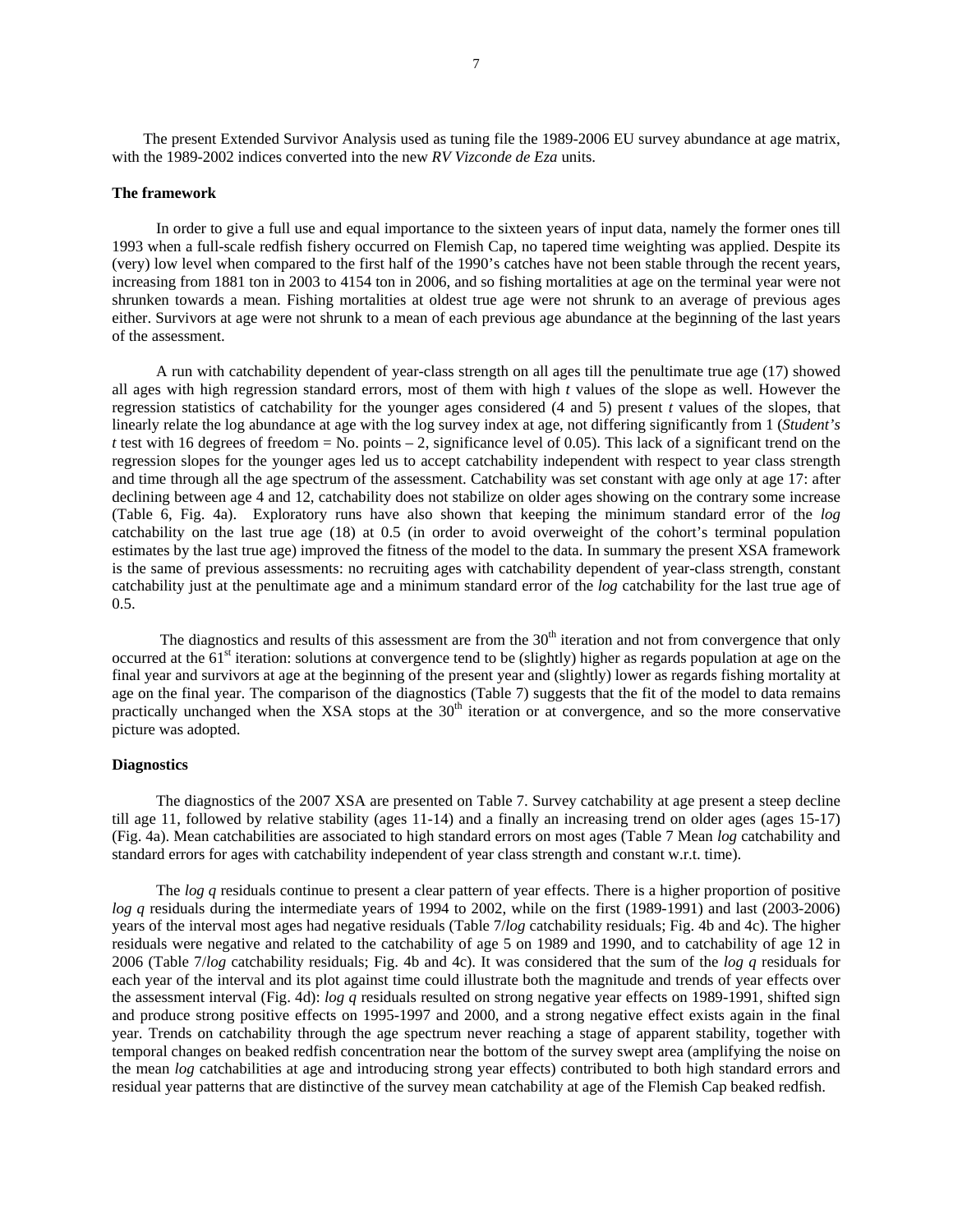The present Extended Survivor Analysis used as tuning file the 1989-2006 EU survey abundance at age matrix, with the 1989-2002 indices converted into the new *RV Vizconde de Eza* units.

**The framework**

In order to give a full use and equal importance to the sixteen years of input data, namely the former ones till 1993 when a full-scale redfish fishery occurred on Flemish Cap, no tapered time weighting was applied. Despite its (very) low level when compared to the first half of the 1990's catches have not been stable through the recent years, increasing from 1881 ton in 2003 to 4154 ton in 2006, and so fishing mortalities at age on the terminal year were not shrunken towards a mean. Fishing mortalities at oldest true age were not shrunk to an average of previous ages either. Survivors at age were not shrunk to a mean of each previous age abundance at the beginning of the last years of the assessment.

A run with catchability dependent of year-class strength on all ages till the penultimate true age (17) showed all ages with high regression standard errors, most of them with high *t* values of the slope as well. However the regression statistics of catchability for the younger ages considered (4 and 5) present *t* values of the slopes, that linearly relate the log abundance at age with the log survey index at age, not differing significantly from 1 (*Student's t* test with 16 degrees of freedom = No. points – 2, significance level of 0.05). This lack of a significant trend on the regression slopes for the younger ages led us to accept catchability independent with respect to year class strength and time through all the age spectrum of the assessment. Catchability was set constant with age only at age 17: after declining between age 4 and 12, catchability does not stabilize on older ages showing on the contrary some increase (Table 6, Fig. 4a). Exploratory runs have also shown that keeping the minimum standard error of the *log* catchability on the last true age (18) at 0.5 (in order to avoid overweight of the cohort's terminal population estimates by the last true age) improved the fitness of the model to the data. In summary the present XSA framework is the same of previous assessments: no recruiting ages with catchability dependent of year-class strength, constant catchability just at the penultimate age and a minimum standard error of the *log* catchability for the last true age of 0.5.

The diagnostics and results of this assessment are from the 30$^{th}$ iteration and not from convergence that only occurred at the 61$^{st}$ iteration: solutions at convergence tend to be (slightly) higher as regards population at age on the final year and survivors at age at the beginning of the present year and (slightly) lower as regards fishing mortality at age on the final year. The comparison of the diagnostics (Table 7) suggests that the fit of the model to data remains practically unchanged when the XSA stops at the 30$^{th}$ iteration or at convergence, and so the more conservative picture was adopted.

**Diagnostics**

The diagnostics of the 2007 XSA are presented on Table 7. Survey catchability at age present a steep decline till age 11, followed by relative stability (ages 11-14) and a finally an increasing trend on older ages (ages 15-17) (Fig. 4a). Mean catchabilities are associated to high standard errors on most ages (Table 7 Mean *log* catchability and standard errors for ages with catchability independent of year class strength and constant w.r.t. time).

The *log q* residuals continue to present a clear pattern of year effects. There is a higher proportion of positive *log q* residuals during the intermediate years of 1994 to 2002, while on the first (1989-1991) and last (2003-2006) years of the interval most ages had negative residuals (Table 7/*log* catchability residuals; Fig. 4b and 4c). The higher residuals were negative and related to the catchability of age 5 on 1989 and 1990, and to catchability of age 12 in 2006 (Table 7/*log* catchability residuals; Fig. 4b and 4c). It was considered that the sum of the *log q* residuals for each year of the interval and its plot against time could illustrate both the magnitude and trends of year effects over the assessment interval (Fig. 4d): *log q* residuals resulted on strong negative year effects on 1989-1991, shifted sign and produce strong positive effects on 1995-1997 and 2000, and a strong negative effect exists again in the final year. Trends on catchability through the age spectrum never reaching a stage of apparent stability, together with temporal changes on beaked redfish concentration near the bottom of the survey swept area (amplifying the noise on the mean *log* catchabilities at age and introducing strong year effects) contributed to both high standard errors and residual year patterns that are distinctive of the survey mean catchability at age of the Flemish Cap beaked redfish.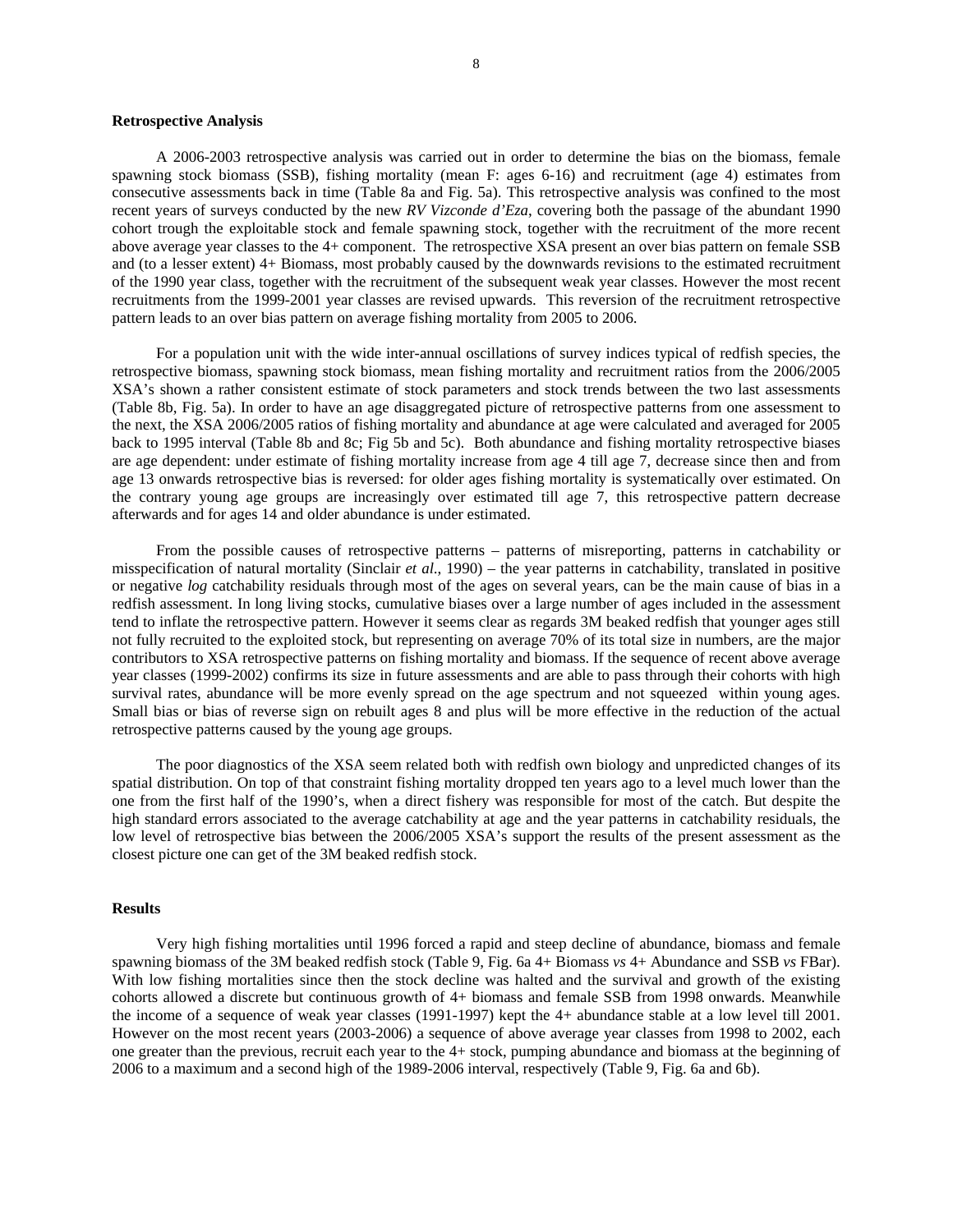**Retrospective Analysis**

A 2006-2003 retrospective analysis was carried out in order to determine the bias on the biomass, female spawning stock biomass (SSB), fishing mortality (mean F: ages 6-16) and recruitment (age 4) estimates from consecutive assessments back in time (Table 8a and Fig. 5a). This retrospective analysis was confined to the most recent years of surveys conducted by the new *RV Vizconde d'Eza*, covering both the passage of the abundant 1990 cohort trough the exploitable stock and female spawning stock, together with the recruitment of the more recent above average year classes to the 4+ component. The retrospective XSA present an over bias pattern on female SSB and (to a lesser extent) 4+ Biomass, most probably caused by the downwards revisions to the estimated recruitment of the 1990 year class, together with the recruitment of the subsequent weak year classes. However the most recent recruitments from the 1999-2001 year classes are revised upwards. This reversion of the recruitment retrospective pattern leads to an over bias pattern on average fishing mortality from 2005 to 2006.

For a population unit with the wide inter-annual oscillations of survey indices typical of redfish species, the retrospective biomass, spawning stock biomass, mean fishing mortality and recruitment ratios from the 2006/2005 XSA's shown a rather consistent estimate of stock parameters and stock trends between the two last assessments (Table 8b, Fig. 5a). In order to have an age disaggregated picture of retrospective patterns from one assessment to the next, the XSA 2006/2005 ratios of fishing mortality and abundance at age were calculated and averaged for 2005 back to 1995 interval (Table 8b and 8c; Fig 5b and 5c). Both abundance and fishing mortality retrospective biases are age dependent: under estimate of fishing mortality increase from age 4 till age 7, decrease since then and from age 13 onwards retrospective bias is reversed: for older ages fishing mortality is systematically over estimated. On the contrary young age groups are increasingly over estimated till age 7, this retrospective pattern decrease afterwards and for ages 14 and older abundance is under estimated.

From the possible causes of retrospective patterns – patterns of misreporting, patterns in catchability or misspecification of natural mortality (Sinclair *et al*., 1990) – the year patterns in catchability, translated in positive or negative *log* catchability residuals through most of the ages on several years, can be the main cause of bias in a redfish assessment. In long living stocks, cumulative biases over a large number of ages included in the assessment tend to inflate the retrospective pattern. However it seems clear as regards 3M beaked redfish that younger ages still not fully recruited to the exploited stock, but representing on average 70% of its total size in numbers, are the major contributors to XSA retrospective patterns on fishing mortality and biomass. If the sequence of recent above average year classes (1999-2002) confirms its size in future assessments and are able to pass through their cohorts with high survival rates, abundance will be more evenly spread on the age spectrum and not squeezed within young ages. Small bias or bias of reverse sign on rebuilt ages 8 and plus will be more effective in the reduction of the actual retrospective patterns caused by the young age groups.

The poor diagnostics of the XSA seem related both with redfish own biology and unpredicted changes of its spatial distribution. On top of that constraint fishing mortality dropped ten years ago to a level much lower than the one from the first half of the 1990's, when a direct fishery was responsible for most of the catch. But despite the high standard errors associated to the average catchability at age and the year patterns in catchability residuals, the low level of retrospective bias between the 2006/2005 XSA's support the results of the present assessment as the closest picture one can get of the 3M beaked redfish stock.

**Results**

Very high fishing mortalities until 1996 forced a rapid and steep decline of abundance, biomass and female spawning biomass of the 3M beaked redfish stock (Table 9, Fig. 6a 4+ Biomass *vs* 4+ Abundance and SSB *vs* FBar). With low fishing mortalities since then the stock decline was halted and the survival and growth of the existing cohorts allowed a discrete but continuous growth of 4+ biomass and female SSB from 1998 onwards. Meanwhile the income of a sequence of weak year classes (1991-1997) kept the 4+ abundance stable at a low level till 2001. However on the most recent years (2003-2006) a sequence of above average year classes from 1998 to 2002, each one greater than the previous, recruit each year to the 4+ stock, pumping abundance and biomass at the beginning of 2006 to a maximum and a second high of the 1989-2006 interval, respectively (Table 9, Fig. 6a and 6b).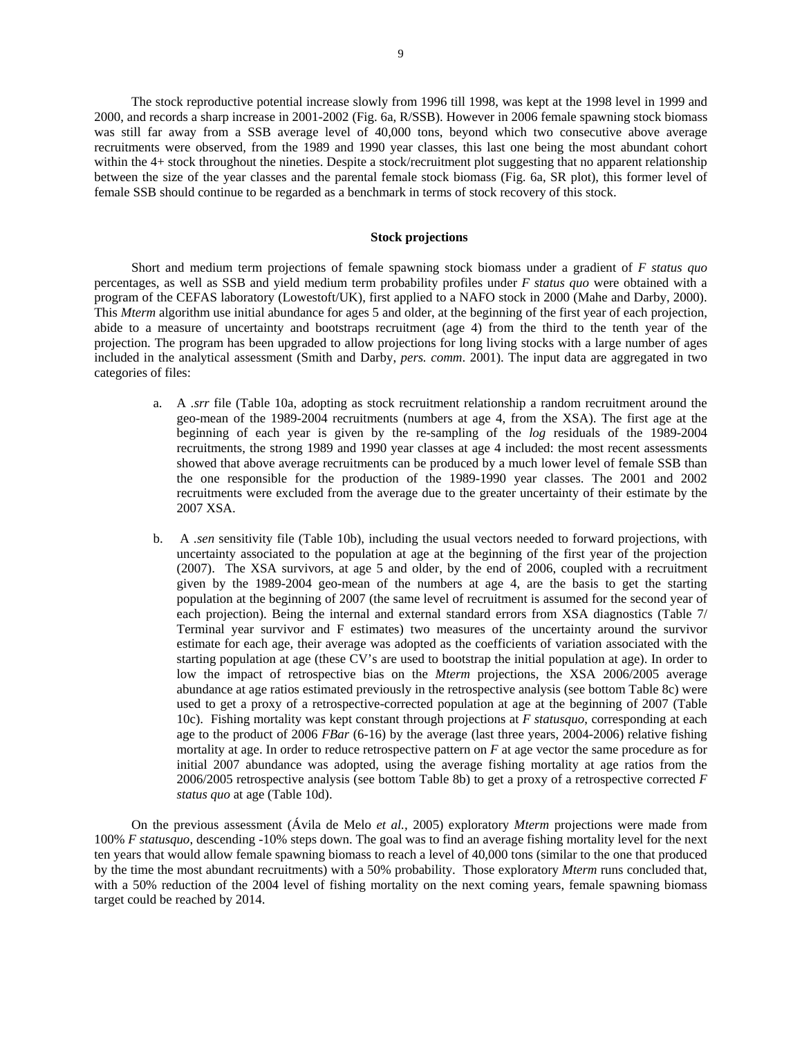The stock reproductive potential increase slowly from 1996 till 1998, was kept at the 1998 level in 1999 and 2000, and records a sharp increase in 2001-2002 (Fig. 6a, R/SSB). However in 2006 female spawning stock biomass was still far away from a SSB average level of 40,000 tons, beyond which two consecutive above average recruitments were observed, from the 1989 and 1990 year classes, this last one being the most abundant cohort within the 4+ stock throughout the nineties. Despite a stock/recruitment plot suggesting that no apparent relationship between the size of the year classes and the parental female stock biomass (Fig. 6a, SR plot), this former level of female SSB should continue to be regarded as a benchmark in terms of stock recovery of this stock.

## Stock projections

Short and medium term projections of female spawning stock biomass under a gradient of *F status quo* percentages, as well as SSB and yield medium term probability profiles under *F status quo* were obtained with a program of the CEFAS laboratory (Lowestoft/UK), first applied to a NAFO stock in 2000 (Mahe and Darby, 2000). This *Mterm* algorithm use initial abundance for ages 5 and older, at the beginning of the first year of each projection, abide to a measure of uncertainty and bootstraps recruitment (age 4) from the third to the tenth year of the projection. The program has been upgraded to allow projections for long living stocks with a large number of ages included in the analytical assessment (Smith and Darby, *pers. comm*. 2001). The input data are aggregated in two categories of files:

a. A *.srr* file (Table 10a, adopting as stock recruitment relationship a random recruitment around the geo-mean of the 1989-2004 recruitments (numbers at age 4, from the XSA). The first age at the beginning of each year is given by the re-sampling of the *log* residuals of the 1989-2004 recruitments, the strong 1989 and 1990 year classes at age 4 included: the most recent assessments showed that above average recruitments can be produced by a much lower level of female SSB than the one responsible for the production of the 1989-1990 year classes. The 2001 and 2002 recruitments were excluded from the average due to the greater uncertainty of their estimate by the 2007 XSA.

b. A *.sen* sensitivity file (Table 10b), including the usual vectors needed to forward projections, with uncertainty associated to the population at age at the beginning of the first year of the projection (2007). The XSA survivors, at age 5 and older, by the end of 2006, coupled with a recruitment given by the 1989-2004 geo-mean of the numbers at age 4, are the basis to get the starting population at the beginning of 2007 (the same level of recruitment is assumed for the second year of each projection). Being the internal and external standard errors from XSA diagnostics (Table 7/ Terminal year survivor and F estimates) two measures of the uncertainty around the survivor estimate for each age, their average was adopted as the coefficients of variation associated with the starting population at age (these CV's are used to bootstrap the initial population at age). In order to low the impact of retrospective bias on the *Mterm* projections, the XSA 2006/2005 average abundance at age ratios estimated previously in the retrospective analysis (see bottom Table 8c) were used to get a proxy of a retrospective-corrected population at age at the beginning of 2007 (Table 10c). Fishing mortality was kept constant through projections at *F statusquo*, corresponding at each age to the product of 2006 *FBar* (6-16) by the average (last three years, 2004-2006) relative fishing mortality at age. In order to reduce retrospective pattern on *F* at age vector the same procedure as for initial 2007 abundance was adopted, using the average fishing mortality at age ratios from the 2006/2005 retrospective analysis (see bottom Table 8b) to get a proxy of a retrospective corrected *F status quo* at age (Table 10d).

On the previous assessment (Ávila de Melo *et al.*, 2005) exploratory *Mterm* projections were made from 100% *F statusquo*, descending -10% steps down. The goal was to find an average fishing mortality level for the next ten years that would allow female spawning biomass to reach a level of 40,000 tons (similar to the one that produced by the time the most abundant recruitments) with a 50% probability. Those exploratory *Mterm* runs concluded that, with a 50% reduction of the 2004 level of fishing mortality on the next coming years, female spawning biomass target could be reached by 2014.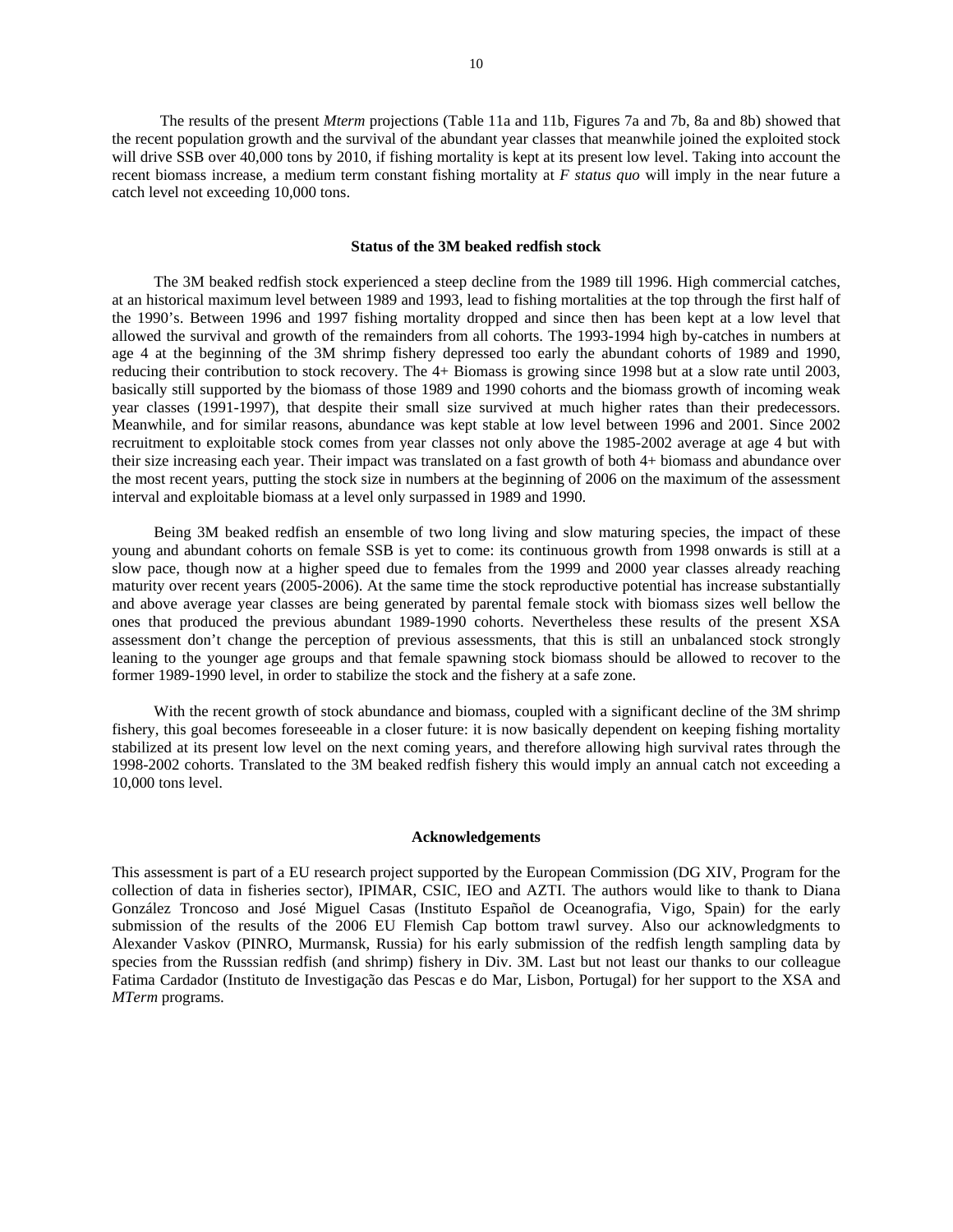The results of the present *Mterm* projections (Table 11a and 11b, Figures 7a and 7b, 8a and 8b) showed that the recent population growth and the survival of the abundant year classes that meanwhile joined the exploited stock will drive SSB over 40,000 tons by 2010, if fishing mortality is kept at its present low level. Taking into account the recent biomass increase, a medium term constant fishing mortality at *F status quo* will imply in the near future a catch level not exceeding 10,000 tons.

### Status of the 3M beaked redfish stock

The 3M beaked redfish stock experienced a steep decline from the 1989 till 1996. High commercial catches, at an historical maximum level between 1989 and 1993, lead to fishing mortalities at the top through the first half of the 1990's. Between 1996 and 1997 fishing mortality dropped and since then has been kept at a low level that allowed the survival and growth of the remainders from all cohorts. The 1993-1994 high by-catches in numbers at age 4 at the beginning of the 3M shrimp fishery depressed too early the abundant cohorts of 1989 and 1990, reducing their contribution to stock recovery. The 4+ Biomass is growing since 1998 but at a slow rate until 2003, basically still supported by the biomass of those 1989 and 1990 cohorts and the biomass growth of incoming weak year classes (1991-1997), that despite their small size survived at much higher rates than their predecessors. Meanwhile, and for similar reasons, abundance was kept stable at low level between 1996 and 2001. Since 2002 recruitment to exploitable stock comes from year classes not only above the 1985-2002 average at age 4 but with their size increasing each year. Their impact was translated on a fast growth of both 4+ biomass and abundance over the most recent years, putting the stock size in numbers at the beginning of 2006 on the maximum of the assessment interval and exploitable biomass at a level only surpassed in 1989 and 1990.

Being 3M beaked redfish an ensemble of two long living and slow maturing species, the impact of these young and abundant cohorts on female SSB is yet to come: its continuous growth from 1998 onwards is still at a slow pace, though now at a higher speed due to females from the 1999 and 2000 year classes already reaching maturity over recent years (2005-2006). At the same time the stock reproductive potential has increase substantially and above average year classes are being generated by parental female stock with biomass sizes well bellow the ones that produced the previous abundant 1989-1990 cohorts. Nevertheless these results of the present XSA assessment don't change the perception of previous assessments, that this is still an unbalanced stock strongly leaning to the younger age groups and that female spawning stock biomass should be allowed to recover to the former 1989-1990 level, in order to stabilize the stock and the fishery at a safe zone.

With the recent growth of stock abundance and biomass, coupled with a significant decline of the 3M shrimp fishery, this goal becomes foreseeable in a closer future: it is now basically dependent on keeping fishing mortality stabilized at its present low level on the next coming years, and therefore allowing high survival rates through the 1998-2002 cohorts. Translated to the 3M beaked redfish fishery this would imply an annual catch not exceeding a 10,000 tons level.

### Acknowledgements

This assessment is part of a EU research project supported by the European Commission (DG XIV, Program for the collection of data in fisheries sector), IPIMAR, CSIC, IEO and AZTI. The authors would like to thank to Diana González Troncoso and José Miguel Casas (Instituto Español de Oceanografia, Vigo, Spain) for the early submission of the results of the 2006 EU Flemish Cap bottom trawl survey. Also our acknowledgments to Alexander Vaskov (PINRO, Murmansk, Russia) for his early submission of the redfish length sampling data by species from the Russsian redfish (and shrimp) fishery in Div. 3M. Last but not least our thanks to our colleague Fatima Cardador (Instituto de Investigação das Pescas e do Mar, Lisbon, Portugal) for her support to the XSA and *MTerm* programs.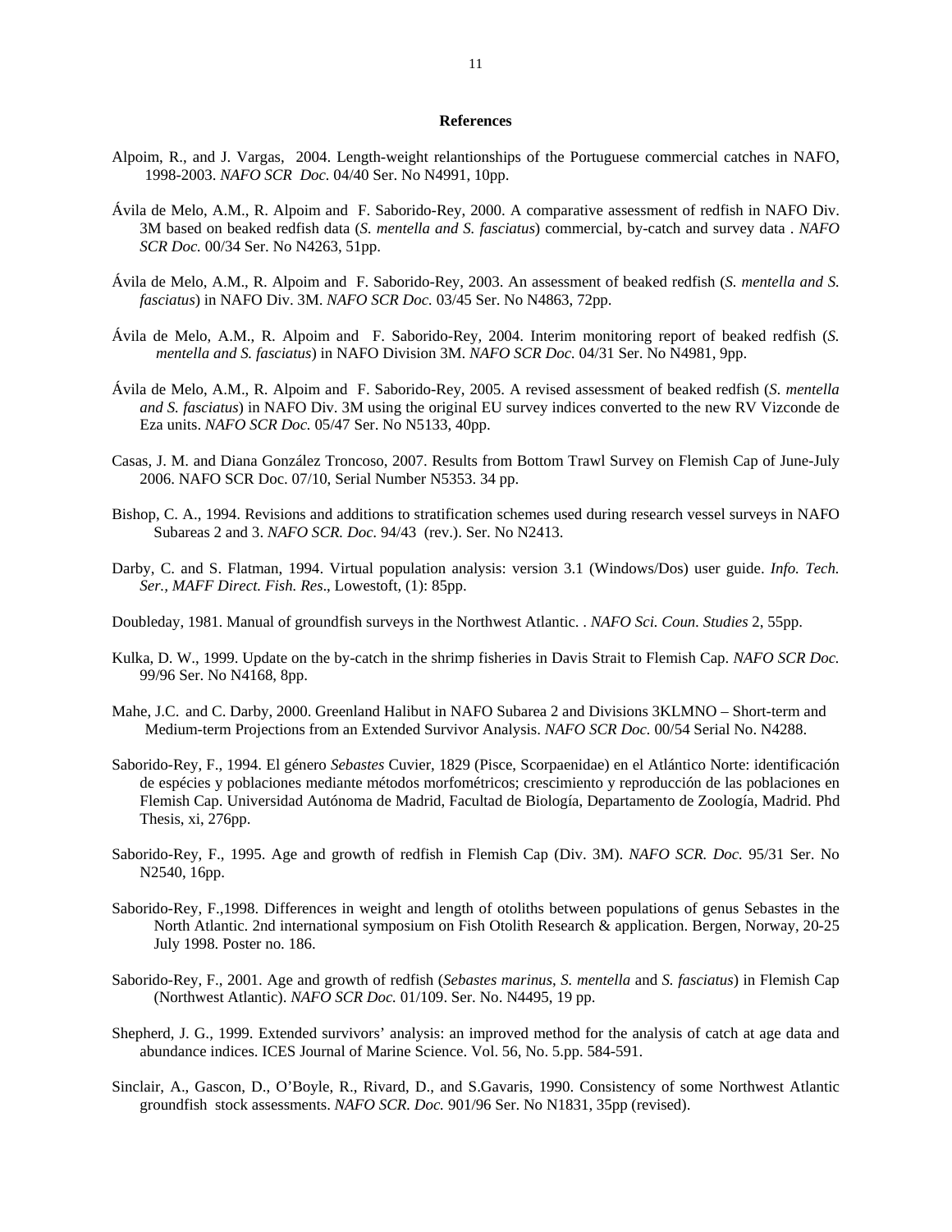## References

Alpoim, R., and J. Vargas, 2004. Length-weight relantionships of the Portuguese commercial catches in NAFO, 1998-2003. *NAFO SCR Doc.* 04/40 Ser. No N4991, 10pp.

Ávila de Melo, A.M., R. Alpoim and F. Saborido-Rey, 2000. A comparative assessment of redfish in NAFO Div. 3M based on beaked redfish data (*S. mentella and S. fasciatus*) commercial, by-catch and survey data . *NAFO SCR Doc.* 00/34 Ser. No N4263, 51pp.

Ávila de Melo, A.M., R. Alpoim and F. Saborido-Rey, 2003. An assessment of beaked redfish (*S. mentella and S. fasciatus*) in NAFO Div. 3M. *NAFO SCR Doc.* 03/45 Ser. No N4863, 72pp.

Ávila de Melo, A.M., R. Alpoim and F. Saborido-Rey, 2004. Interim monitoring report of beaked redfish (*S. mentella and S. fasciatus*) in NAFO Division 3M. *NAFO SCR Doc.* 04/31 Ser. No N4981, 9pp.

Ávila de Melo, A.M., R. Alpoim and F. Saborido-Rey, 2005. A revised assessment of beaked redfish (*S. mentella and S. fasciatus*) in NAFO Div. 3M using the original EU survey indices converted to the new RV Vizconde de Eza units. *NAFO SCR Doc.* 05/47 Ser. No N5133, 40pp.

Casas, J. M. and Diana González Troncoso, 2007. Results from Bottom Trawl Survey on Flemish Cap of June-July 2006. NAFO SCR Doc. 07/10, Serial Number N5353. 34 pp.

Bishop, C. A., 1994. Revisions and additions to stratification schemes used during research vessel surveys in NAFO Subareas 2 and 3. *NAFO SCR. Doc*. 94/43 (rev.). Ser. No N2413.

Darby, C. and S. Flatman, 1994. Virtual population analysis: version 3.1 (Windows/Dos) user guide. *Info. Tech. Ser., MAFF Direct. Fish. Res*., Lowestoft, (1): 85pp.

Doubleday, 1981. Manual of groundfish surveys in the Northwest Atlantic. . *NAFO Sci. Coun. Studies* 2, 55pp.

Kulka, D. W., 1999. Update on the by-catch in the shrimp fisheries in Davis Strait to Flemish Cap. *NAFO SCR Doc.* 99/96 Ser. No N4168, 8pp.

Mahe, J.C. and C. Darby, 2000. Greenland Halibut in NAFO Subarea 2 and Divisions 3KLMNO – Short-term and Medium-term Projections from an Extended Survivor Analysis. *NAFO SCR Doc.* 00/54 Serial No. N4288.

Saborido-Rey, F., 1994. El género *Sebastes* Cuvier, 1829 (Pisce, Scorpaenidae) en el Atlántico Norte: identificación de espécies y poblaciones mediante métodos morfométricos; crescimiento y reproducción de las poblaciones en Flemish Cap. Universidad Autónoma de Madrid, Facultad de Biología, Departamento de Zoología, Madrid. Phd Thesis, xi, 276pp.

Saborido-Rey, F., 1995. Age and growth of redfish in Flemish Cap (Div. 3M). *NAFO SCR. Doc.* 95/31 Ser. No N2540, 16pp.

Saborido-Rey, F.,1998. Differences in weight and length of otoliths between populations of genus Sebastes in the North Atlantic. 2nd international symposium on Fish Otolith Research & application. Bergen, Norway, 20-25 July 1998. Poster no. 186.

Saborido-Rey, F., 2001. Age and growth of redfish (*Sebastes marinus*, *S. mentella* and *S. fasciatus*) in Flemish Cap (Northwest Atlantic). *NAFO SCR Doc.* 01/109. Ser. No. N4495, 19 pp.

Shepherd, J. G., 1999. Extended survivors' analysis: an improved method for the analysis of catch at age data and abundance indices. ICES Journal of Marine Science. Vol. 56, No. 5.pp. 584-591.

Sinclair, A., Gascon, D., O'Boyle, R., Rivard, D., and S.Gavaris, 1990. Consistency of some Northwest Atlantic groundfish stock assessments. *NAFO SCR. Doc.* 901/96 Ser. No N1831, 35pp (revised).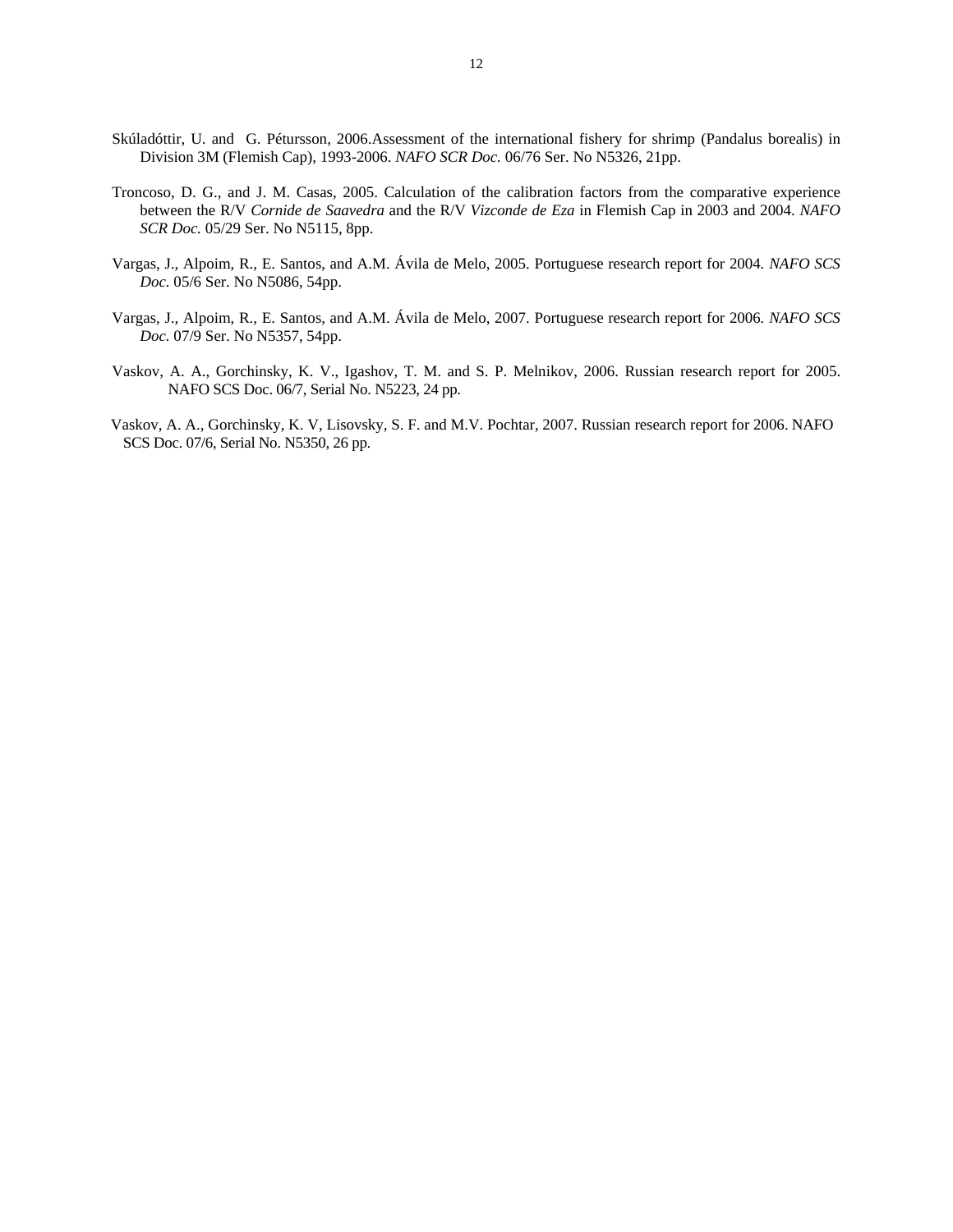Skúladóttir, U. and G. Pétursson, 2006.Assessment of the international fishery for shrimp (Pandalus borealis) in Division 3M (Flemish Cap), 1993-2006. *NAFO SCR Doc.* 06/76 Ser. No N5326, 21pp.

Troncoso, D. G., and J. M. Casas, 2005. Calculation of the calibration factors from the comparative experience between the R/V *Cornide de Saavedra* and the R/V *Vizconde de Eza* in Flemish Cap in 2003 and 2004. *NAFO SCR Doc.* 05/29 Ser. No N5115, 8pp.

Vargas, J., Alpoim, R., E. Santos, and A.M. Ávila de Melo, 2005. Portuguese research report for 2004. *NAFO SCS Doc*. 05/6 Ser. No N5086, 54pp.

Vargas, J., Alpoim, R., E. Santos, and A.M. Ávila de Melo, 2007. Portuguese research report for 2006. *NAFO SCS Doc*. 07/9 Ser. No N5357, 54pp.

Vaskov, A. A., Gorchinsky, K. V., Igashov, T. M. and S. P. Melnikov, 2006. Russian research report for 2005. NAFO SCS Doc. 06/7, Serial No. N5223, 24 pp.

Vaskov, A. A., Gorchinsky, K. V, Lisovsky, S. F. and M.V. Pochtar, 2007. Russian research report for 2006. NAFO SCS Doc. 07/6, Serial No. N5350, 26 pp.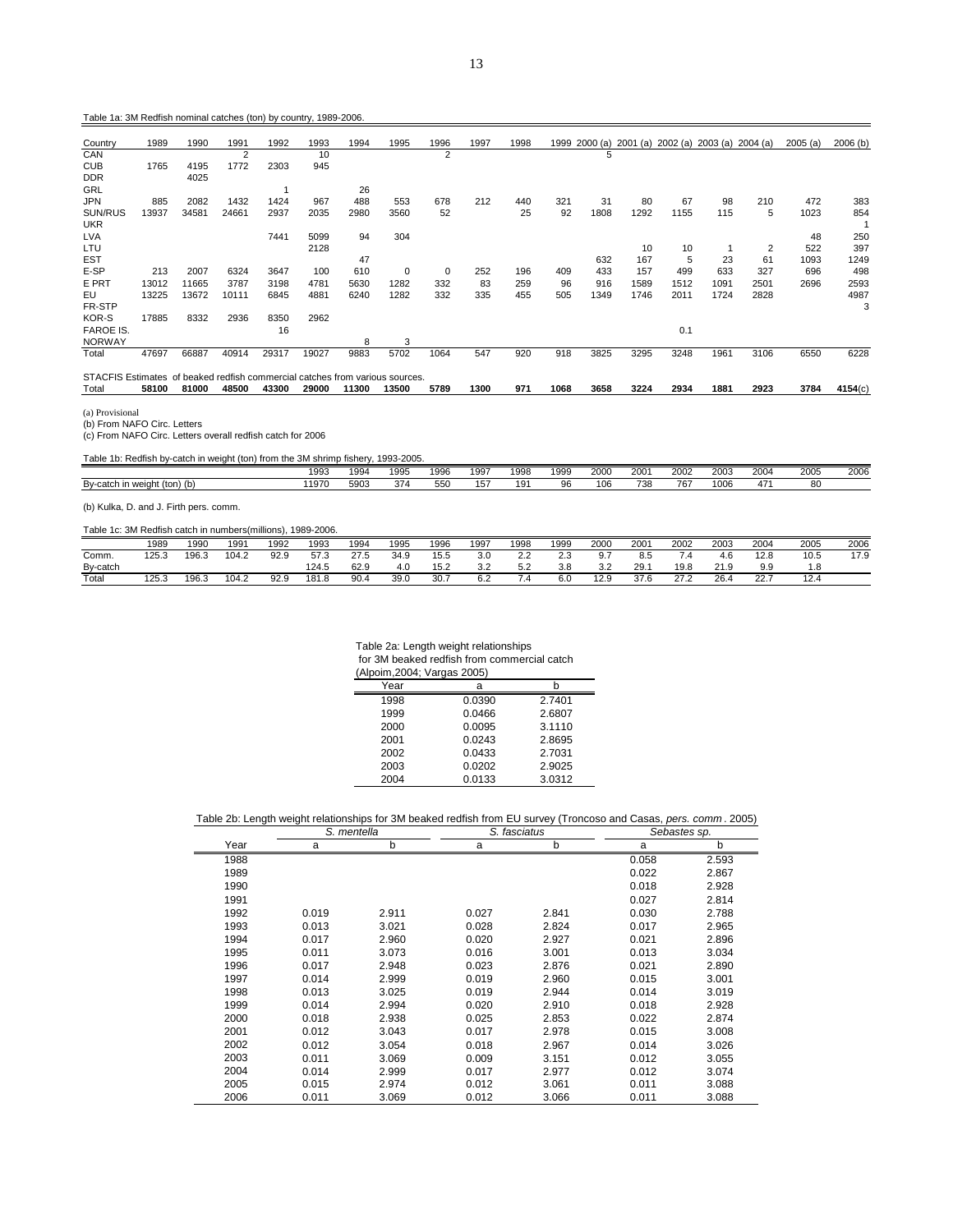Table 1a: 3M Redfish nominal catches (ton) by country, 1989-2006.

| Country | 1989 | 1990 | 1991 | 1992 | 1993 | 1994 | 1995 | 1996 | 1997 | 1998 | 1999 | 2000 (a) | 2001 (a) | 2002 (a) | 2003 (a) | 2004 (a) | 2005 (a) | 2006 (b) |
|---|---|---|---|---|---|---|---|---|---|---|---|---|---|---|---|---|---|---|
| CAN | | | 2 | | 10 | | | 2 | | | | 5 | | | | | | |
| CUB | 1765 | 4195 | 1772 | 2303 | 945 | | | | | | | | | | | | | |
| DDR | | 4025 | | | | | | | | | | | | | | | | |
| GRL | | | | 1 | | 26 | | | | | | | | | | | | |
| JPN | 885 | 2082 | 1432 | 1424 | 967 | 488 | 553 | 678 | 212 | 440 | 321 | 31 | 80 | 67 | 98 | 210 | 472 | 383 |
| SUN/RUS | 13937 | 34581 | 24661 | 2937 | 2035 | 2980 | 3560 | 52 | | 25 | 92 | 1808 | 1292 | 1155 | 115 | 5 | 1023 | 854 |
| UKR | | | | | | | | | | | | | | | | | | 1 |
| LVA | | | | 7441 | 5099 | 94 | 304 | | | | | | | | | | 48 | 250 |
| LTU | | | | | 2128 | | | | | | | | 10 | 10 | 1 | 2 | 522 | 397 |
| EST | | | | | | 47 | | | | | | 632 | 167 | 5 | 23 | 61 | 1093 | 1249 |
| E-SP | 213 | 2007 | 6324 | 3647 | 100 | 610 | 0 | 0 | 252 | 196 | 409 | 433 | 157 | 499 | 633 | 327 | 696 | 498 |
| E PRT | 13012 | 11665 | 3787 | 3198 | 4781 | 5630 | 1282 | 332 | 83 | 259 | 96 | 916 | 1589 | 1512 | 1091 | 2501 | 2696 | 2593 |
| EU | 13225 | 13672 | 10111 | 6845 | 4881 | 6240 | 1282 | 332 | 335 | 455 | 505 | 1349 | 1746 | 2011 | 1724 | 2828 | | 4987 |
| FR-STP | | | | | | | | | | | | | | | | | | 3 |
| KOR-S | 17885 | 8332 | 2936 | 8350 | 2962 | | | | | | | | | | | | | |
| FAROE IS. | | | | 16 | | | | | | | | | | 0.1 | | | | |
| NORWAY | | | | | | 8 | 3 | | | | | | | | | | | |
| Total | 47697 | 66887 | 40914 | 29317 | 19027 | 9883 | 5702 | 1064 | 547 | 920 | 918 | 3825 | 3295 | 3248 | 1961 | 3106 | 6550 | 6228 |
| STACFIS Estimates of beaked redfish commercial catches from various sources. | | | | | | | | | | | | | | | | | | |
| Total | **58100** | **81000** | **48500** | **43300** | **29000** | **11300** | **13500** | **5789** | **1300** | **971** | **1068** | **3658** | **3224** | **2934** | **1881** | **2923** | **3784** | **4154**(c) |

(a) Provisional
(b) From NAFO Circ. Letters
(c) From NAFO Circ. Letters overall redfish catch for 2006

Table 1b: Redfish by-catch in weight (ton) from the 3M shrimp fishery, 1993-2005.

| | 1993 | 1994 | 1995 | 1996 | 1997 | 1998 | 1999 | 2000 | 2001 | 2002 | 2003 | 2004 | 2005 | 2006 |
|---|---|---|---|---|---|---|---|---|---|---|---|---|---|---|
| By-catch in weight (ton) (b) | 11970 | 5903 | 374 | 550 | 157 | 191 | 96 | 106 | 738 | 767 | 1006 | 471 | 80 | |

(b) Kulka, D. and J. Firth pers. comm.

Table 1c: 3M Redfish catch in numbers(millions), 1989-2006.

| | 1989 | 1990 | 1991 | 1992 | 1993 | 1994 | 1995 | 1996 | 1997 | 1998 | 1999 | 2000 | 2001 | 2002 | 2003 | 2004 | 2005 | 2006 |
|---|---|---|---|---|---|---|---|---|---|---|---|---|---|---|---|---|---|---|
| Comm. | 125.3 | 196.3 | 104.2 | 92.9 | 57.3 | 27.5 | 34.9 | 15.5 | 3.0 | 2.2 | 2.3 | 9.7 | 8.5 | 7.4 | 4.6 | 12.8 | 10.5 | 17.9 |
| By-catch | | | | | 124.5 | 62.9 | 4.0 | 15.2 | 3.2 | 5.2 | 3.8 | 3.2 | 29.1 | 19.8 | 21.9 | 9.9 | 1.8 | |
| Total | 125.3 | 196.3 | 104.2 | 92.9 | 181.8 | 90.4 | 39.0 | 30.7 | 6.2 | 7.4 | 6.0 | 12.9 | 37.6 | 27.2 | 26.4 | 22.7 | 12.4 | |

Table 2a: Length weight relationships for 3M beaked redfish from commercial catch (Alpoim,2004; Vargas 2005)

| Year | a | b |
|---|---|---|
| 1998 | 0.0390 | 2.7401 |
| 1999 | 0.0466 | 2.6807 |
| 2000 | 0.0095 | 3.1110 |
| 2001 | 0.0243 | 2.8695 |
| 2002 | 0.0433 | 2.7031 |
| 2003 | 0.0202 | 2.9025 |
| 2004 | 0.0133 | 3.0312 |

Table 2b: Length weight relationships for 3M beaked redfish from EU survey (Troncoso and Casas, *pers. comm*. 2005)

| | *S. mentella* | | *S. fasciatus* | | *Sebastes sp.* | |
|---|---|---|---|---|---|---|
| Year | a | b | a | b | a | b |
| 1988 | | | | | 0.058 | 2.593 |
| 1989 | | | | | 0.022 | 2.867 |
| 1990 | | | | | 0.018 | 2.928 |
| 1991 | | | | | 0.027 | 2.814 |
| 1992 | 0.019 | 2.911 | 0.027 | 2.841 | 0.030 | 2.788 |
| 1993 | 0.013 | 3.021 | 0.028 | 2.824 | 0.017 | 2.965 |
| 1994 | 0.017 | 2.960 | 0.020 | 2.927 | 0.021 | 2.896 |
| 1995 | 0.011 | 3.073 | 0.016 | 3.001 | 0.013 | 3.034 |
| 1996 | 0.017 | 2.948 | 0.023 | 2.876 | 0.021 | 2.890 |
| 1997 | 0.014 | 2.999 | 0.019 | 2.960 | 0.015 | 3.001 |
| 1998 | 0.013 | 3.025 | 0.019 | 2.944 | 0.014 | 3.019 |
| 1999 | 0.014 | 2.994 | 0.020 | 2.910 | 0.018 | 2.928 |
| 2000 | 0.018 | 2.938 | 0.025 | 2.853 | 0.022 | 2.874 |
| 2001 | 0.012 | 3.043 | 0.017 | 2.978 | 0.015 | 3.008 |
| 2002 | 0.012 | 3.054 | 0.018 | 2.967 | 0.014 | 3.026 |
| 2003 | 0.011 | 3.069 | 0.009 | 3.151 | 0.012 | 3.055 |
| 2004 | 0.014 | 2.999 | 0.017 | 2.977 | 0.012 | 3.074 |
| 2005 | 0.015 | 2.974 | 0.012 | 3.061 | 0.011 | 3.088 |
| 2006 | 0.011 | 3.069 | 0.012 | 3.066 | 0.011 | 3.088 |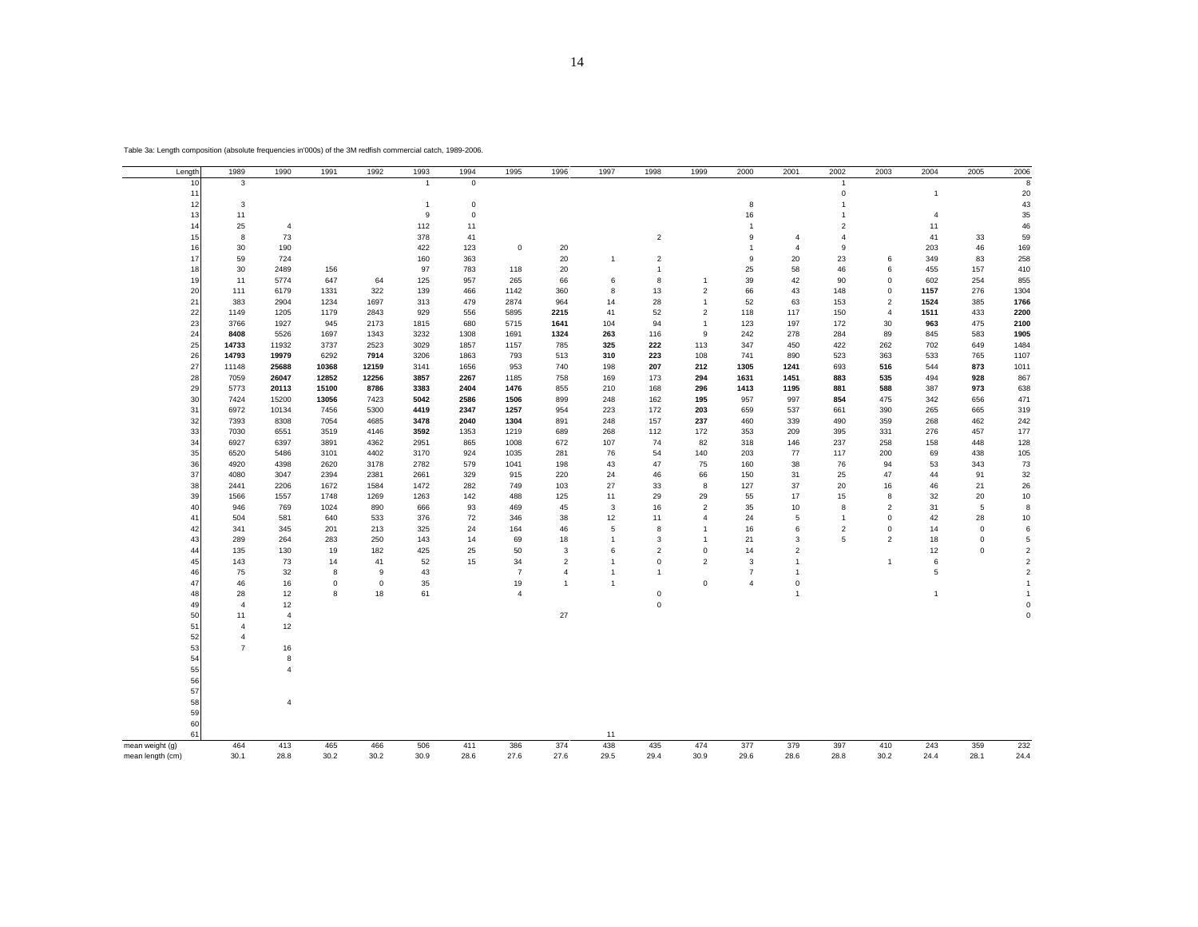Table 3a: Length composition (absolute frequencies in'000s) of the 3M redfish commercial catch, 1989-2006.

| Length | 1989 | 1990 | 1991 | 1992 | 1993 | 1994 | 1995 | 1996 | 1997 | 1998 | 1999 | 2000 | 2001 | 2002 | 2003 | 2004 | 2005 | 2006 |
|---|---|---|---|---|---|---|---|---|---|---|---|---|---|---|---|---|---|---|
| 10 | 3 | | | | 1 | 0 | | | | | | | | 1 | | | | 8 |
| 11 | | | | | | | | | | | | | | 0 | | 1 | | 20 |
| 12 | 3 | | | | 1 | 0 | | | | | | 8 | | 1 | | | | 43 |
| 13 | 11 | | | | 9 | 0 | | | | | | 16 | | 1 | | 4 | | 35 |
| 14 | 25 | 4 | | | 112 | 11 | | | | | | 1 | | 2 | | 11 | | 46 |
| 15 | 8 | 73 | | | 378 | 41 | | | | 2 | | 9 | 4 | 4 | | 41 | 33 | 59 |
| 16 | 30 | 190 | | | 422 | 123 | 0 | 20 | | | | 1 | 4 | 9 | | 203 | 46 | 169 |
| 17 | 59 | 724 | | | 160 | 363 | | 20 | 1 | 2 | | 9 | 20 | 23 | 6 | 349 | 83 | 258 |
| 18 | 30 | 2489 | 156 | | 97 | 783 | 118 | 20 | | 1 | | 25 | 58 | 46 | 6 | 455 | 157 | 410 |
| 19 | 11 | 5774 | 647 | 64 | 125 | 957 | 265 | 66 | 6 | 8 | 1 | 39 | 42 | 90 | 0 | 602 | 254 | 855 |
| 20 | 111 | 6179 | 1331 | 322 | 139 | 466 | 1142 | 360 | 8 | 13 | 2 | 66 | 43 | 148 | 0 | **1157** | 276 | 1304 |
| 21 | 383 | 2904 | 1234 | 1697 | 313 | 479 | 2874 | 964 | 14 | 28 | 1 | 52 | 63 | 153 | 2 | **1524** | 385 | **1766** |
| 22 | 1149 | 1205 | 1179 | 2843 | 929 | 556 | 5895 | **2215** | 41 | 52 | 2 | 118 | 117 | 150 | 4 | **1511** | 433 | **2200** |
| 23 | 3766 | 1927 | 945 | 2173 | 1815 | 680 | 5715 | **1641** | 104 | 94 | 1 | 123 | 197 | 172 | 30 | **963** | 475 | **2100** |
| 24 | **8408** | 5526 | 1697 | 1343 | 3232 | 1308 | 1691 | **1324** | **263** | 116 | 9 | 242 | 278 | 284 | 89 | 845 | 583 | **1905** |
| 25 | **14733** | 11932 | 3737 | 2523 | 3029 | 1857 | 1157 | 785 | **325** | **222** | 113 | 347 | 450 | 422 | 262 | 702 | 649 | 1484 |
| 26 | **14793** | **19979** | 6292 | **7914** | 3206 | 1863 | 793 | 513 | **310** | **223** | 108 | 741 | 890 | 523 | 363 | 533 | 765 | 1107 |
| 27 | 11148 | **25688** | **10368** | **12159** | 3141 | 1656 | 953 | 740 | 198 | **207** | **212** | **1305** | **1241** | 693 | **516** | 544 | **873** | 1011 |
| 28 | 7059 | **26047** | **12852** | **12256** | **3857** | **2267** | 1185 | 758 | 169 | 173 | **294** | **1631** | **1451** | **883** | **535** | 494 | **928** | 867 |
| 29 | 5773 | **20113** | **15100** | **8786** | **3383** | **2404** | **1476** | 855 | 210 | 168 | **296** | **1413** | **1195** | **881** | **588** | 387 | **973** | 638 |
| 30 | 7424 | 15200 | **13056** | 7423 | **5042** | **2586** | **1506** | 899 | 248 | 162 | **195** | 957 | 997 | **854** | 475 | 342 | 656 | 471 |
| 31 | 6972 | 10134 | 7456 | 5300 | **4419** | **2347** | **1257** | 954 | 223 | 172 | **203** | 659 | 537 | 661 | 390 | 265 | 665 | 319 |
| 32 | 7393 | 8308 | 7054 | 4685 | **3478** | **2040** | **1304** | 891 | 248 | 157 | **237** | 460 | 339 | 490 | 359 | 268 | 462 | 242 |
| 33 | 7030 | 6551 | 3519 | 4146 | **3592** | 1353 | 1219 | 689 | 268 | 112 | 172 | 353 | 209 | 395 | 331 | 276 | 457 | 177 |
| 34 | 6927 | 6397 | 3891 | 4362 | 2951 | 865 | 1008 | 672 | 107 | 74 | 82 | 318 | 146 | 237 | 258 | 158 | 448 | 128 |
| 35 | 6520 | 5486 | 3101 | 4402 | 3170 | 924 | 1035 | 281 | 76 | 54 | 140 | 203 | 77 | 117 | 200 | 69 | 438 | 105 |
| 36 | 4920 | 4398 | 2620 | 3178 | 2782 | 579 | 1041 | 198 | 43 | 47 | 75 | 160 | 38 | 76 | 94 | 53 | 343 | 73 |
| 37 | 4080 | 3047 | 2394 | 2381 | 2661 | 329 | 915 | 220 | 24 | 46 | 66 | 150 | 31 | 25 | 47 | 44 | 91 | 32 |
| 38 | 2441 | 2206 | 1672 | 1584 | 1472 | 282 | 749 | 103 | 27 | 33 | 8 | 127 | 37 | 20 | 16 | 46 | 21 | 26 |
| 39 | 1566 | 1557 | 1748 | 1269 | 1263 | 142 | 488 | 125 | 11 | 29 | 29 | 55 | 17 | 15 | 8 | 32 | 20 | 10 |
| 40 | 946 | 769 | 1024 | 890 | 666 | 93 | 469 | 45 | 3 | 16 | 2 | 35 | 10 | 8 | 2 | 31 | 5 | 8 |
| 41 | 504 | 581 | 640 | 533 | 376 | 72 | 346 | 38 | 12 | 11 | 4 | 24 | 5 | 1 | 0 | 42 | 28 | 10 |
| 42 | 341 | 345 | 201 | 213 | 325 | 24 | 164 | 46 | 5 | 8 | 1 | 16 | 6 | 2 | 0 | 14 | 0 | 6 |
| 43 | 289 | 264 | 283 | 250 | 143 | 14 | 69 | 18 | 1 | 3 | 1 | 21 | 3 | 5 | 2 | 18 | 0 | 5 |
| 44 | 135 | 130 | 19 | 182 | 425 | 25 | 50 | 3 | 6 | 2 | 0 | 14 | 2 | | | 12 | 0 | 2 |
| 45 | 143 | 73 | 14 | 41 | 52 | 15 | 34 | 2 | 1 | 0 | 2 | 3 | 1 | | 1 | 6 | | 2 |
| 46 | 75 | 32 | 8 | 9 | 43 | | 7 | 4 | 1 | 1 | | 7 | 1 | | | 5 | | 2 |
| 47 | 46 | 16 | 0 | 0 | 35 | | 19 | 1 | 1 | | 0 | 4 | 0 | | | | | 1 |
| 48 | 28 | 12 | 8 | 18 | 61 | | 4 | | | 0 | | | 1 | | | 1 | | 1 |
| 49 | 4 | 12 | | | | | | | | 0 | | | | | | | | 0 |
| 50 | 11 | 4 | | | | | | 27 | | | | | | | | | | 0 |
| 51 | 4 | 12 | | | | | | | | | | | | | | | | |
| 52 | 4 | | | | | | | | | | | | | | | | | |
| 53 | 7 | 16 | | | | | | | | | | | | | | | | |
| 54 | | 8 | | | | | | | | | | | | | | | | |
| 55 | | 4 | | | | | | | | | | | | | | | | |
| 56 | | | | | | | | | | | | | | | | | | |
| 57 | | | | | | | | | | | | | | | | | | |
| 58 | | 4 | | | | | | | | | | | | | | | | |
| 59 | | | | | | | | | | | | | | | | | | |
| 60 | | | | | | | | | | | | | | | | | | |
| 61 | | | | | | | | | 11 | | | | | | | | | |
| mean weight (g) | 464 | 413 | 465 | 466 | 506 | 411 | 386 | 374 | 438 | 435 | 474 | 377 | 379 | 397 | 410 | 243 | 359 | 232 |
| mean length (cm) | 30.1 | 28.8 | 30.2 | 30.2 | 30.9 | 28.6 | 27.6 | 27.6 | 29.5 | 29.4 | 30.9 | 29.6 | 28.6 | 28.8 | 30.2 | 24.4 | 28.1 | 24.4 |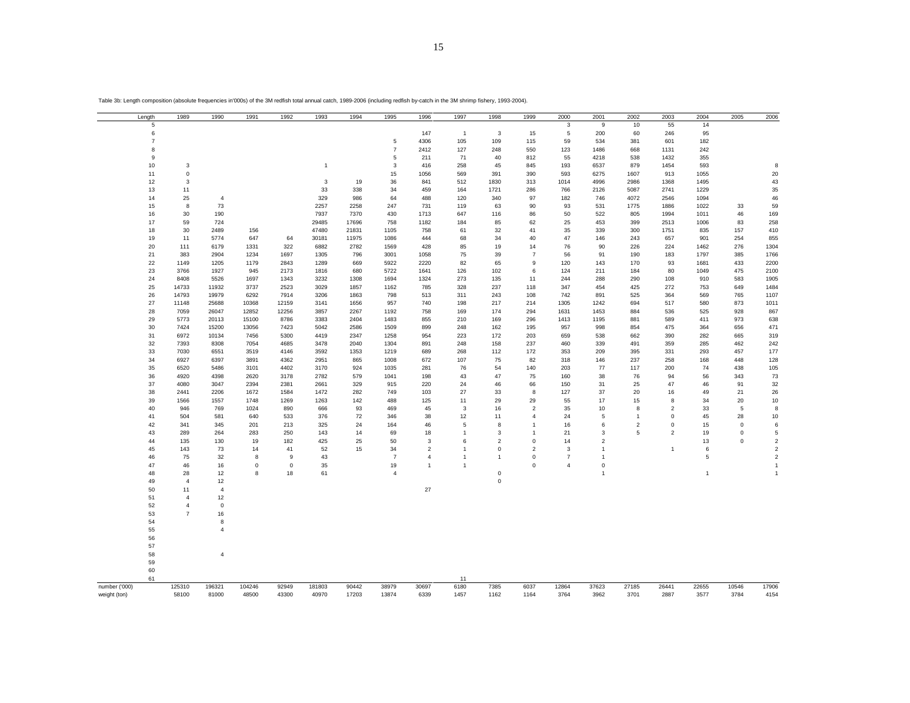Table 3b: Length composition (absolute frequencies in'000s) of the 3M redfish total annual catch, 1989-2006 (including redfish by-catch in the 3M shrimp fishery, 1993-2004).

| Length | 1989 | 1990 | 1991 | 1992 | 1993 | 1994 | 1995 | 1996 | 1997 | 1998 | 1999 | 2000 | 2001 | 2002 | 2003 | 2004 | 2005 | 2006 |
|---|---|---|---|---|---|---|---|---|---|---|---|---|---|---|---|---|---|---|
| 5 | | | | | | | | | | | | 3 | 9 | 10 | 55 | 14 | | |
| 6 | | | | | | | | 147 | 1 | 3 | 15 | 5 | 200 | 60 | 246 | 95 | | |
| 7 | | | | | | | 5 | 4306 | 105 | 109 | 115 | 59 | 534 | 381 | 601 | 182 | | |
| 8 | | | | | | | 7 | 2412 | 127 | 248 | 550 | 123 | 1486 | 668 | 1131 | 242 | | |
| 9 | | | | | | | 5 | 211 | 71 | 40 | 812 | 55 | 4218 | 538 | 1432 | 355 | | |
| 10 | 3 | | | | 1 | | 3 | 416 | 258 | 45 | 845 | 193 | 6537 | 879 | 1454 | 593 | | 8 |
| 11 | 0 | | | | | | 15 | 1056 | 569 | 391 | 390 | 593 | 6275 | 1607 | 913 | 1055 | | 20 |
| 12 | 3 | | | | 3 | 19 | 36 | 841 | 512 | 1830 | 313 | 1014 | 4996 | 2986 | 1368 | 1495 | | 43 |
| 13 | 11 | | | | 33 | 338 | 34 | 459 | 164 | 1721 | 286 | 766 | 2126 | 5087 | 2741 | 1229 | | 35 |
| 14 | 25 | 4 | | | 329 | 986 | 64 | 488 | 120 | 340 | 97 | 182 | 746 | 4072 | 2546 | 1094 | | 46 |
| 15 | 8 | 73 | | | 2257 | 2258 | 247 | 731 | 119 | 63 | 90 | 93 | 531 | 1775 | 1886 | 1022 | 33 | 59 |
| 16 | 30 | 190 | | | 7937 | 7370 | 430 | 1713 | 647 | 116 | 86 | 50 | 522 | 805 | 1994 | 1011 | 46 | 169 |
| 17 | 59 | 724 | | | 29485 | 17696 | 758 | 1182 | 184 | 85 | 62 | 25 | 453 | 399 | 2513 | 1006 | 83 | 258 |
| 18 | 30 | 2489 | 156 | | 47480 | 21831 | 1105 | 758 | 61 | 32 | 41 | 35 | 339 | 300 | 1751 | 835 | 157 | 410 |
| 19 | 11 | 5774 | 647 | 64 | 30181 | 11975 | 1086 | 444 | 68 | 34 | 40 | 47 | 146 | 243 | 657 | 901 | 254 | 855 |
| 20 | 111 | 6179 | 1331 | 322 | 6882 | 2782 | 1569 | 428 | 85 | 19 | 14 | 76 | 90 | 226 | 224 | 1462 | 276 | 1304 |
| 21 | 383 | 2904 | 1234 | 1697 | 1305 | 796 | 3001 | 1058 | 75 | 39 | 7 | 56 | 91 | 190 | 183 | 1797 | 385 | 1766 |
| 22 | 1149 | 1205 | 1179 | 2843 | 1289 | 669 | 5922 | 2220 | 82 | 65 | 9 | 120 | 143 | 170 | 93 | 1681 | 433 | 2200 |
| 23 | 3766 | 1927 | 945 | 2173 | 1816 | 680 | 5722 | 1641 | 126 | 102 | 6 | 124 | 211 | 184 | 80 | 1049 | 475 | 2100 |
| 24 | 8408 | 5526 | 1697 | 1343 | 3232 | 1308 | 1694 | 1324 | 273 | 135 | 11 | 244 | 288 | 290 | 108 | 910 | 583 | 1905 |
| 25 | 14733 | 11932 | 3737 | 2523 | 3029 | 1857 | 1162 | 785 | 328 | 237 | 118 | 347 | 454 | 425 | 272 | 753 | 649 | 1484 |
| 26 | 14793 | 19979 | 6292 | 7914 | 3206 | 1863 | 798 | 513 | 311 | 243 | 108 | 742 | 891 | 525 | 364 | 569 | 765 | 1107 |
| 27 | 11148 | 25688 | 10368 | 12159 | 3141 | 1656 | 957 | 740 | 198 | 217 | 214 | 1305 | 1242 | 694 | 517 | 580 | 873 | 1011 |
| 28 | 7059 | 26047 | 12852 | 12256 | 3857 | 2267 | 1192 | 758 | 169 | 174 | 294 | 1631 | 1453 | 884 | 536 | 525 | 928 | 867 |
| 29 | 5773 | 20113 | 15100 | 8786 | 3383 | 2404 | 1483 | 855 | 210 | 169 | 296 | 1413 | 1195 | 881 | 589 | 411 | 973 | 638 |
| 30 | 7424 | 15200 | 13056 | 7423 | 5042 | 2586 | 1509 | 899 | 248 | 162 | 195 | 957 | 998 | 854 | 475 | 364 | 656 | 471 |
| 31 | 6972 | 10134 | 7456 | 5300 | 4419 | 2347 | 1258 | 954 | 223 | 172 | 203 | 659 | 538 | 662 | 390 | 282 | 665 | 319 |
| 32 | 7393 | 8308 | 7054 | 4685 | 3478 | 2040 | 1304 | 891 | 248 | 158 | 237 | 460 | 339 | 491 | 359 | 285 | 462 | 242 |
| 33 | 7030 | 6551 | 3519 | 4146 | 3592 | 1353 | 1219 | 689 | 268 | 112 | 172 | 353 | 209 | 395 | 331 | 293 | 457 | 177 |
| 34 | 6927 | 6397 | 3891 | 4362 | 2951 | 865 | 1008 | 672 | 107 | 75 | 82 | 318 | 146 | 237 | 258 | 168 | 448 | 128 |
| 35 | 6520 | 5486 | 3101 | 4402 | 3170 | 924 | 1035 | 281 | 76 | 54 | 140 | 203 | 77 | 117 | 200 | 74 | 438 | 105 |
| 36 | 4920 | 4398 | 2620 | 3178 | 2782 | 579 | 1041 | 198 | 43 | 47 | 75 | 160 | 38 | 76 | 94 | 56 | 343 | 73 |
| 37 | 4080 | 3047 | 2394 | 2381 | 2661 | 329 | 915 | 220 | 24 | 46 | 66 | 150 | 31 | 25 | 47 | 46 | 91 | 32 |
| 38 | 2441 | 2206 | 1672 | 1584 | 1472 | 282 | 749 | 103 | 27 | 33 | 8 | 127 | 37 | 20 | 16 | 49 | 21 | 26 |
| 39 | 1566 | 1557 | 1748 | 1269 | 1263 | 142 | 488 | 125 | 11 | 29 | 29 | 55 | 17 | 15 | 8 | 34 | 20 | 10 |
| 40 | 946 | 769 | 1024 | 890 | 666 | 93 | 469 | 45 | 3 | 16 | 2 | 35 | 10 | 8 | 2 | 33 | 5 | 8 |
| 41 | 504 | 581 | 640 | 533 | 376 | 72 | 346 | 38 | 12 | 11 | 4 | 24 | 5 | 1 | 0 | 45 | 28 | 10 |
| 42 | 341 | 345 | 201 | 213 | 325 | 24 | 164 | 46 | 5 | 8 | 1 | 16 | 6 | 2 | 0 | 15 | 0 | 6 |
| 43 | 289 | 264 | 283 | 250 | 143 | 14 | 69 | 18 | 1 | 3 | 1 | 21 | 3 | 5 | 2 | 19 | 0 | 5 |
| 44 | 135 | 130 | 19 | 182 | 425 | 25 | 50 | 3 | 6 | 2 | 0 | 14 | 2 | | | 13 | 0 | 2 |
| 45 | 143 | 73 | 14 | 41 | 52 | 15 | 34 | 2 | 1 | 0 | 2 | 3 | 1 | | 1 | 6 | | 2 |
| 46 | 75 | 32 | 8 | 9 | 43 | | 7 | 4 | 1 | 1 | 0 | 7 | 1 | | | 5 | | 2 |
| 47 | 46 | 16 | 0 | 0 | 35 | | 19 | 1 | 1 | | 0 | 4 | 0 | | | | | 1 |
| 48 | 28 | 12 | 8 | 18 | 61 | | 4 | | | 0 | | | 1 | | | 1 | | 1 |
| 49 | 4 | 12 | | | | | | | | 0 | | | | | | | | |
| 50 | 11 | 4 | | | | | | 27 | | | | | | | | | | |
| 51 | 4 | 12 | | | | | | | | | | | | | | | | |
| 52 | 4 | 0 | | | | | | | | | | | | | | | | |
| 53 | 7 | 16 | | | | | | | | | | | | | | | | |
| 54 | | 8 | | | | | | | | | | | | | | | | |
| 55 | | 4 | | | | | | | | | | | | | | | | |
| 56 | | | | | | | | | | | | | | | | | | |
| 57 | | | | | | | | | | | | | | | | | | |
| 58 | | 4 | | | | | | | | | | | | | | | | |
| 59 | | | | | | | | | | | | | | | | | | |
| 60 | | | | | | | | | | | | | | | | | | |
| 61 | | | | | | | | | 11 | | | | | | | | | |
| number ('000) | 125310 | 196321 | 104246 | 92949 | 181803 | 90442 | 38979 | 30697 | 6180 | 7385 | 6037 | 12864 | 37623 | 27185 | 26441 | 22655 | 10546 | 17906 |
| weight (ton) | 58100 | 81000 | 48500 | 43300 | 40970 | 17203 | 13874 | 6339 | 1457 | 1162 | 1164 | 3764 | 3962 | 3701 | 2887 | 3577 | 3784 | 4154 |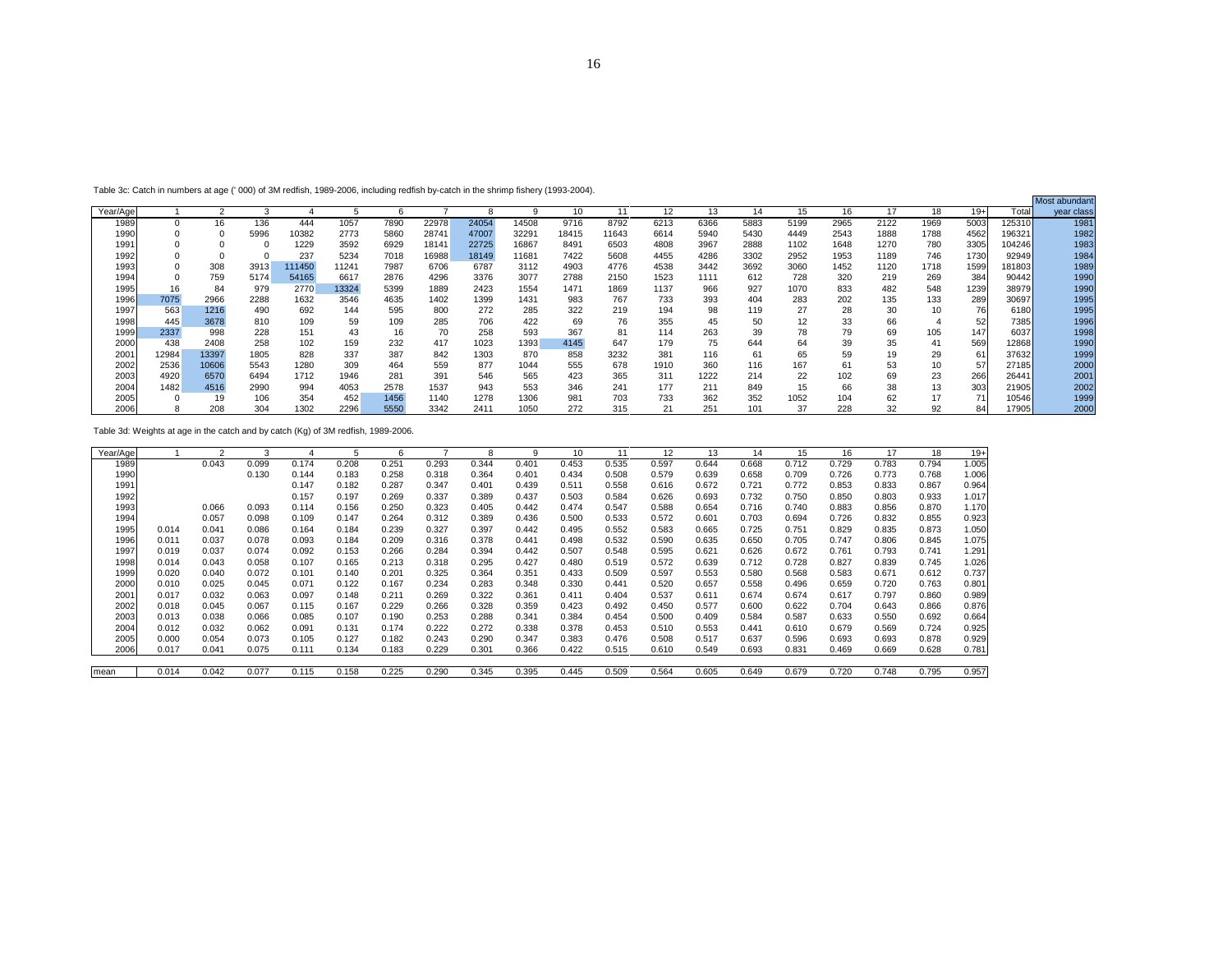Table 3c: Catch in numbers at age (' 000) of 3M redfish, 1989-2006, including redfish by-catch in the shrimp fishery (1993-2004).

| Year/Age | 1 | 2 | 3 | 4 | 5 | 6 | 7 | 8 | 9 | 10 | 11 | 12 | 13 | 14 | 15 | 16 | 17 | 18 | 19+ | Total | Most abundant year class |
|---|---|---|---|---|---|---|---|---|---|---|---|---|---|---|---|---|---|---|---|---|---|
| 1989 | 0 | 16 | 136 | 444 | 1057 | 7890 | 22978 | 24054 | 14508 | 9716 | 8792 | 6213 | 6366 | 5883 | 5199 | 2965 | 2122 | 1969 | 5003 | 125310 | 1981 |
| 1990 | 0 | 0 | 5996 | 10382 | 2773 | 5860 | 28741 | 47007 | 32291 | 18415 | 11643 | 6614 | 5940 | 5430 | 4449 | 2543 | 1888 | 1788 | 4562 | 196321 | 1982 |
| 1991 | 0 | 0 | 0 | 1229 | 3592 | 6929 | 18141 | 22725 | 16867 | 8491 | 6503 | 4808 | 3967 | 2888 | 1102 | 1648 | 1270 | 780 | 3305 | 104246 | 1983 |
| 1992 | 0 | 0 | 0 | 237 | 5234 | 7018 | 16988 | 18149 | 11681 | 7422 | 5608 | 4455 | 4286 | 3302 | 2952 | 1953 | 1189 | 746 | 1730 | 92949 | 1984 |
| 1993 | 0 | 308 | 3913 | 111450 | 11241 | 7987 | 6706 | 6787 | 3112 | 4903 | 4776 | 4538 | 3442 | 3692 | 3060 | 1452 | 1120 | 1718 | 1599 | 181803 | 1989 |
| 1994 | 0 | 759 | 5174 | 54165 | 6617 | 2876 | 4296 | 3376 | 3077 | 2788 | 2150 | 1523 | 1111 | 612 | 728 | 320 | 219 | 269 | 384 | 90442 | 1990 |
| 1995 | 16 | 84 | 979 | 2770 | 13324 | 5399 | 1889 | 2423 | 1554 | 1471 | 1869 | 1137 | 966 | 927 | 1070 | 833 | 482 | 548 | 1239 | 38979 | 1990 |
| 1996 | 7075 | 2966 | 2288 | 1632 | 3546 | 4635 | 1402 | 1399 | 1431 | 983 | 767 | 733 | 393 | 404 | 283 | 202 | 135 | 133 | 289 | 30697 | 1995 |
| 1997 | 563 | 1216 | 490 | 692 | 144 | 595 | 800 | 272 | 285 | 322 | 219 | 194 | 98 | 119 | 27 | 28 | 30 | 10 | 76 | 6180 | 1995 |
| 1998 | 445 | 3678 | 810 | 109 | 59 | 109 | 285 | 706 | 422 | 69 | 76 | 355 | 45 | 50 | 12 | 33 | 66 | 4 | 52 | 7385 | 1996 |
| 1999 | 2337 | 998 | 228 | 151 | 43 | 16 | 70 | 258 | 593 | 367 | 81 | 114 | 263 | 39 | 78 | 79 | 69 | 105 | 147 | 6037 | 1998 |
| 2000 | 438 | 2408 | 258 | 102 | 159 | 232 | 417 | 1023 | 1393 | 4145 | 647 | 179 | 75 | 644 | 64 | 39 | 35 | 41 | 569 | 12868 | 1990 |
| 2001 | 12984 | 13397 | 1805 | 828 | 337 | 387 | 842 | 1303 | 870 | 858 | 3232 | 381 | 116 | 61 | 65 | 59 | 19 | 29 | 61 | 37632 | 1999 |
| 2002 | 2536 | 10606 | 5543 | 1280 | 309 | 464 | 559 | 877 | 1044 | 555 | 678 | 1910 | 360 | 116 | 167 | 61 | 53 | 10 | 57 | 27185 | 2000 |
| 2003 | 4920 | 6570 | 6494 | 1712 | 1946 | 281 | 391 | 546 | 565 | 423 | 365 | 311 | 1222 | 214 | 22 | 102 | 69 | 23 | 266 | 26441 | 2001 |
| 2004 | 1482 | 4516 | 2990 | 994 | 4053 | 2578 | 1537 | 943 | 553 | 346 | 241 | 177 | 211 | 849 | 15 | 66 | 38 | 13 | 303 | 21905 | 2002 |
| 2005 | 0 | 19 | 106 | 354 | 452 | 1456 | 1140 | 1278 | 1306 | 981 | 703 | 733 | 362 | 352 | 1052 | 104 | 62 | 17 | 71 | 10546 | 1999 |
| 2006 | 8 | 208 | 304 | 1302 | 2296 | 5550 | 3342 | 2411 | 1050 | 272 | 315 | 21 | 251 | 101 | 37 | 228 | 32 | 92 | 84 | 17905 | 2000 |

Table 3d: Weights at age in the catch and by catch (Kg) of 3M redfish, 1989-2006.

| Year/Age | 1 | 2 | 3 | 4 | 5 | 6 | 7 | 8 | 9 | 10 | 11 | 12 | 13 | 14 | 15 | 16 | 17 | 18 | 19+ |
|---|---|---|---|---|---|---|---|---|---|---|---|---|---|---|---|---|---|---|---|
| 1989 | | 0.043 | 0.099 | 0.174 | 0.208 | 0.251 | 0.293 | 0.344 | 0.401 | 0.453 | 0.535 | 0.597 | 0.644 | 0.668 | 0.712 | 0.729 | 0.783 | 0.794 | 1.005 |
| 1990 | | | 0.130 | 0.144 | 0.183 | 0.258 | 0.318 | 0.364 | 0.401 | 0.434 | 0.508 | 0.579 | 0.639 | 0.658 | 0.709 | 0.726 | 0.773 | 0.768 | 1.006 |
| 1991 | | | | 0.147 | 0.182 | 0.287 | 0.347 | 0.401 | 0.439 | 0.511 | 0.558 | 0.616 | 0.672 | 0.721 | 0.772 | 0.853 | 0.833 | 0.867 | 0.964 |
| 1992 | | | | 0.157 | 0.197 | 0.269 | 0.337 | 0.389 | 0.437 | 0.503 | 0.584 | 0.626 | 0.693 | 0.732 | 0.750 | 0.850 | 0.803 | 0.933 | 1.017 |
| 1993 | | 0.066 | 0.093 | 0.114 | 0.156 | 0.250 | 0.323 | 0.405 | 0.442 | 0.474 | 0.547 | 0.588 | 0.654 | 0.716 | 0.740 | 0.883 | 0.856 | 0.870 | 1.170 |
| 1994 | | 0.057 | 0.098 | 0.109 | 0.147 | 0.264 | 0.312 | 0.389 | 0.436 | 0.500 | 0.533 | 0.572 | 0.601 | 0.703 | 0.694 | 0.726 | 0.832 | 0.855 | 0.923 |
| 1995 | 0.014 | 0.041 | 0.086 | 0.164 | 0.184 | 0.239 | 0.327 | 0.397 | 0.442 | 0.495 | 0.552 | 0.583 | 0.665 | 0.725 | 0.751 | 0.829 | 0.835 | 0.873 | 1.050 |
| 1996 | 0.011 | 0.037 | 0.078 | 0.093 | 0.184 | 0.209 | 0.316 | 0.378 | 0.441 | 0.498 | 0.532 | 0.590 | 0.635 | 0.650 | 0.705 | 0.747 | 0.806 | 0.845 | 1.075 |
| 1997 | 0.019 | 0.037 | 0.074 | 0.092 | 0.153 | 0.266 | 0.284 | 0.394 | 0.442 | 0.507 | 0.548 | 0.595 | 0.621 | 0.626 | 0.672 | 0.761 | 0.793 | 0.741 | 1.291 |
| 1998 | 0.014 | 0.043 | 0.058 | 0.107 | 0.165 | 0.213 | 0.318 | 0.295 | 0.427 | 0.480 | 0.519 | 0.572 | 0.639 | 0.712 | 0.728 | 0.827 | 0.839 | 0.745 | 1.026 |
| 1999 | 0.020 | 0.040 | 0.072 | 0.101 | 0.140 | 0.201 | 0.325 | 0.364 | 0.351 | 0.433 | 0.509 | 0.597 | 0.553 | 0.580 | 0.568 | 0.583 | 0.671 | 0.612 | 0.737 |
| 2000 | 0.010 | 0.025 | 0.045 | 0.071 | 0.122 | 0.167 | 0.234 | 0.283 | 0.348 | 0.330 | 0.441 | 0.520 | 0.657 | 0.558 | 0.496 | 0.659 | 0.720 | 0.763 | 0.801 |
| 2001 | 0.017 | 0.032 | 0.063 | 0.097 | 0.148 | 0.211 | 0.269 | 0.322 | 0.361 | 0.411 | 0.404 | 0.537 | 0.611 | 0.674 | 0.674 | 0.617 | 0.797 | 0.860 | 0.989 |
| 2002 | 0.018 | 0.045 | 0.067 | 0.115 | 0.167 | 0.229 | 0.266 | 0.328 | 0.359 | 0.423 | 0.492 | 0.450 | 0.577 | 0.600 | 0.622 | 0.704 | 0.643 | 0.866 | 0.876 |
| 2003 | 0.013 | 0.038 | 0.066 | 0.085 | 0.107 | 0.190 | 0.253 | 0.288 | 0.341 | 0.384 | 0.454 | 0.500 | 0.409 | 0.584 | 0.587 | 0.633 | 0.550 | 0.692 | 0.664 |
| 2004 | 0.012 | 0.032 | 0.062 | 0.091 | 0.131 | 0.174 | 0.222 | 0.272 | 0.338 | 0.378 | 0.453 | 0.510 | 0.553 | 0.441 | 0.610 | 0.679 | 0.569 | 0.724 | 0.925 |
| 2005 | 0.000 | 0.054 | 0.073 | 0.105 | 0.127 | 0.182 | 0.243 | 0.290 | 0.347 | 0.383 | 0.476 | 0.508 | 0.517 | 0.637 | 0.596 | 0.693 | 0.693 | 0.878 | 0.929 |
| 2006 | 0.017 | 0.041 | 0.075 | 0.111 | 0.134 | 0.183 | 0.229 | 0.301 | 0.366 | 0.422 | 0.515 | 0.610 | 0.549 | 0.693 | 0.831 | 0.469 | 0.669 | 0.628 | 0.781 |
| mean | 0.014 | 0.042 | 0.077 | 0.115 | 0.158 | 0.225 | 0.290 | 0.345 | 0.395 | 0.445 | 0.509 | 0.564 | 0.605 | 0.649 | 0.679 | 0.720 | 0.748 | 0.795 | 0.957 |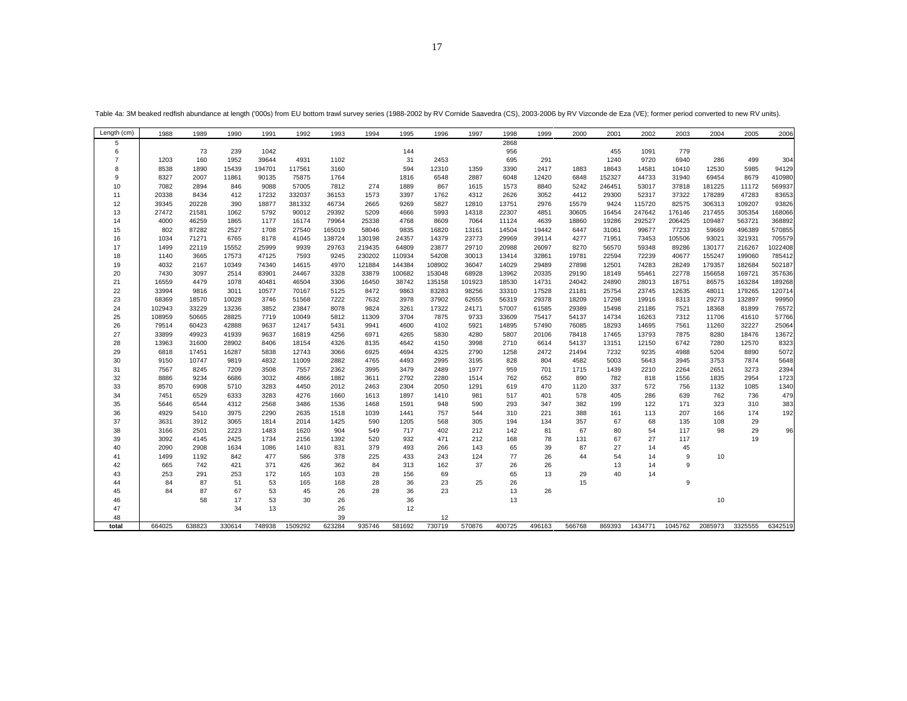Table 4a: 3M beaked redfish abundance at length ('000s) from EU bottom trawl survey series (1988-2002 by RV Cornide Saavedra (CS), 2003-2006 by RV Vizconde de Eza (VE); former period converted to new RV units).

| Length (cm) | 1988 | 1989 | 1990 | 1991 | 1992 | 1993 | 1994 | 1995 | 1996 | 1997 | 1998 | 1999 | 2000 | 2001 | 2002 | 2003 | 2004 | 2005 | 2006 |
|---|---|---|---|---|---|---|---|---|---|---|---|---|---|---|---|---|---|---|---|
| 5 | | | | | | | | | | | 2868 | | | | | | | | |
| 6 | | 73 | 239 | 1042 | | | | 144 | | | 956 | | | 455 | 1091 | 779 | | | |
| 7 | 1203 | 160 | 1952 | 39644 | 4931 | 1102 | | 31 | 2453 | | 695 | 291 | | 1240 | 9720 | 6940 | 286 | 499 | 304 |
| 8 | 8538 | 1890 | 15439 | 194701 | 117561 | 3160 | | 594 | 12310 | 1359 | 3390 | 2417 | 1883 | 18643 | 14581 | 10410 | 12530 | 5985 | 94129 |
| 9 | 8327 | 2007 | 11861 | 90135 | 75875 | 1764 | | 1816 | 6548 | 2887 | 6048 | 12420 | 6848 | 152327 | 44733 | 31940 | 69454 | 8679 | 410980 |
| 10 | 7082 | 2894 | 846 | 9088 | 57005 | 7812 | 274 | 1889 | 867 | 1615 | 1573 | 8840 | 5242 | 246451 | 53017 | 37818 | 181225 | 11172 | 569937 |
| 11 | 20338 | 8434 | 412 | 17232 | 332037 | 36153 | 1573 | 3397 | 1762 | 4312 | 2626 | 3052 | 4412 | 29300 | 52317 | 37322 | 178289 | 47283 | 83653 |
| 12 | 39345 | 20228 | 390 | 18877 | 381332 | 46734 | 2665 | 9269 | 5827 | 12810 | 13751 | 2976 | 15579 | 9424 | 115720 | 82575 | 306313 | 109207 | 93826 |
| 13 | 27472 | 21581 | 1062 | 5792 | 90012 | 29392 | 5209 | 4666 | 5993 | 14318 | 22307 | 4851 | 30605 | 16454 | 247642 | 176146 | 217455 | 305354 | 168066 |
| 14 | 4000 | 46259 | 1865 | 1177 | 16174 | 79964 | 25338 | 4768 | 8609 | 7064 | 11124 | 4639 | 18860 | 19286 | 292527 | 206425 | 109487 | 563721 | 368892 |
| 15 | 802 | 87282 | 2527 | 1708 | 27540 | 165019 | 58046 | 9835 | 16820 | 13161 | 14504 | 19442 | 6447 | 31061 | 99677 | 77233 | 59669 | 496389 | 570855 |
| 16 | 1034 | 71271 | 6765 | 8178 | 41045 | 138724 | 130198 | 24357 | 14379 | 23773 | 29969 | 39114 | 4277 | 71951 | 73453 | 105506 | 93021 | 321931 | 705579 |
| 17 | 1499 | 22119 | 15552 | 25999 | 9939 | 29763 | 219435 | 64809 | 23877 | 29710 | 20988 | 26097 | 8270 | 56570 | 59348 | 89286 | 130177 | 216267 | 1022408 |
| 18 | 1140 | 3665 | 17573 | 47125 | 7593 | 9245 | 230202 | 110934 | 54208 | 30013 | 13414 | 32861 | 19781 | 22594 | 72239 | 40677 | 155247 | 199060 | 785412 |
| 19 | 4032 | 2167 | 10349 | 74340 | 14615 | 4970 | 121884 | 144384 | 108902 | 36047 | 14029 | 29489 | 27898 | 12501 | 74283 | 28249 | 179357 | 182684 | 502187 |
| 20 | 7430 | 3097 | 2514 | 83901 | 24467 | 3328 | 33879 | 100682 | 153048 | 68928 | 13962 | 20335 | 29190 | 18149 | 55461 | 22778 | 156658 | 169721 | 357636 |
| 21 | 16559 | 4479 | 1078 | 40481 | 46504 | 3306 | 16450 | 38742 | 135158 | 101923 | 18530 | 14731 | 24042 | 24890 | 28013 | 18751 | 86575 | 163284 | 189268 |
| 22 | 33994 | 9816 | 3011 | 10577 | 70167 | 5125 | 8472 | 9863 | 83283 | 98256 | 33310 | 17528 | 21181 | 25754 | 23745 | 12635 | 48011 | 179265 | 120714 |
| 23 | 68369 | 18570 | 10028 | 3746 | 51568 | 7222 | 7632 | 3978 | 37902 | 62655 | 56319 | 29378 | 18209 | 17298 | 19916 | 8313 | 29273 | 132897 | 99950 |
| 24 | 102943 | 33229 | 13236 | 3852 | 23847 | 8078 | 9824 | 3261 | 17322 | 24171 | 57007 | 61585 | 29389 | 15498 | 21186 | 7521 | 18368 | 81899 | 76572 |
| 25 | 108959 | 50665 | 28825 | 7719 | 10049 | 5812 | 11309 | 3704 | 7875 | 9733 | 33609 | 75417 | 54137 | 14734 | 16263 | 7312 | 11706 | 41610 | 57766 |
| 26 | 79514 | 60423 | 42888 | 9637 | 12417 | 5431 | 9941 | 4600 | 4102 | 5921 | 14895 | 57490 | 76085 | 18293 | 14695 | 7561 | 11260 | 32227 | 25064 |
| 27 | 33899 | 49923 | 41939 | 9637 | 16819 | 4256 | 6971 | 4265 | 5830 | 4280 | 5807 | 20106 | 78418 | 17465 | 13793 | 7875 | 8280 | 18476 | 13672 |
| 28 | 13963 | 31600 | 28902 | 8406 | 18154 | 4326 | 8135 | 4642 | 4150 | 3998 | 2710 | 6614 | 54137 | 13151 | 12150 | 6742 | 7280 | 12570 | 8323 |
| 29 | 6818 | 17451 | 16287 | 5838 | 12743 | 3066 | 6925 | 4694 | 4325 | 2790 | 1258 | 2472 | 21494 | 7232 | 9235 | 4988 | 5204 | 8890 | 5072 |
| 30 | 9150 | 10747 | 9819 | 4832 | 11009 | 2882 | 4765 | 4493 | 2995 | 3195 | 828 | 804 | 4582 | 5003 | 5643 | 3945 | 3753 | 7874 | 5648 |
| 31 | 7567 | 8245 | 7209 | 3508 | 7557 | 2362 | 3995 | 3479 | 2489 | 1977 | 959 | 701 | 1715 | 1439 | 2210 | 2264 | 2651 | 3273 | 2394 |
| 32 | 8886 | 9234 | 6686 | 3032 | 4866 | 1882 | 3611 | 2792 | 2280 | 1514 | 762 | 652 | 890 | 782 | 818 | 1556 | 1835 | 2954 | 1723 |
| 33 | 8570 | 6908 | 5710 | 3283 | 4450 | 2012 | 2463 | 2304 | 2050 | 1291 | 619 | 470 | 1120 | 337 | 572 | 756 | 1132 | 1085 | 1340 |
| 34 | 7451 | 6529 | 6333 | 3283 | 4276 | 1660 | 1613 | 1897 | 1410 | 981 | 517 | 401 | 578 | 405 | 286 | 639 | 762 | 736 | 479 |
| 35 | 5646 | 6544 | 4312 | 2568 | 3486 | 1536 | 1468 | 1591 | 948 | 590 | 293 | 347 | 382 | 199 | 122 | 171 | 323 | 310 | 383 |
| 36 | 4929 | 5410 | 3975 | 2290 | 2635 | 1518 | 1039 | 1441 | 757 | 544 | 310 | 221 | 388 | 161 | 113 | 207 | 166 | 174 | 192 |
| 37 | 3631 | 3912 | 3065 | 1814 | 2014 | 1425 | 590 | 1205 | 568 | 305 | 194 | 134 | 357 | 67 | 68 | 135 | 108 | 29 | |
| 38 | 3166 | 2501 | 2223 | 1483 | 1620 | 904 | 549 | 717 | 402 | 212 | 142 | 81 | 67 | 80 | 54 | 117 | 98 | 29 | 96 |
| 39 | 3092 | 4145 | 2425 | 1734 | 2156 | 1392 | 520 | 932 | 471 | 212 | 168 | 78 | 131 | 67 | 27 | 117 | | 19 | |
| 40 | 2090 | 2908 | 1634 | 1086 | 1410 | 831 | 379 | 493 | 266 | 143 | 65 | 39 | 87 | 27 | 14 | 45 | | | |
| 41 | 1499 | 1192 | 842 | 477 | 586 | 378 | 225 | 433 | 243 | 124 | 77 | 26 | 44 | 54 | 14 | 9 | 10 | | |
| 42 | 665 | 742 | 421 | 371 | 426 | 362 | 84 | 313 | 162 | 37 | 26 | 26 | | 13 | 14 | 9 | | | |
| 43 | 253 | 291 | 253 | 172 | 165 | 103 | 28 | 156 | 69 | | 65 | 13 | 29 | 40 | 14 | | | | |
| 44 | 84 | 87 | 51 | 53 | 165 | 168 | 28 | 36 | 23 | 25 | 26 | | 15 | | | 9 | | | |
| 45 | 84 | 87 | 67 | 53 | 45 | 26 | 28 | 36 | 23 | | 13 | 26 | | | | | | | |
| 46 | | 58 | 17 | 53 | 30 | 26 | | 36 | | | 13 | | | | | | 10 | | |
| 47 | | | 34 | 13 | | 26 | | 12 | | | | | | | | | | | |
| 48 | | | | | | 39 | | | 12 | | | | | | | | | | |
| **total** | 664025 | 638823 | 330614 | 748938 | 1509292 | 623284 | 935746 | 581692 | 730719 | 570876 | 400725 | 496163 | 566768 | 869393 | 1434771 | 1045762 | 2085973 | 3325555 | 6342519 |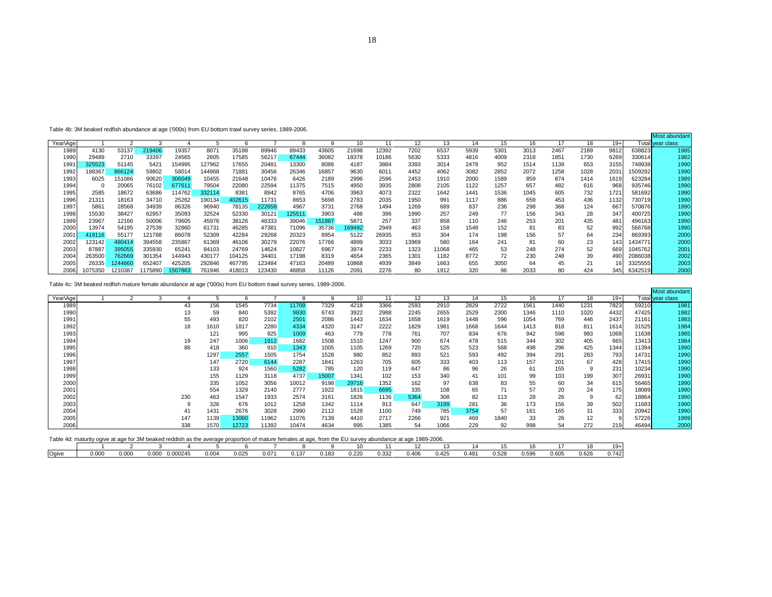Table 4b: 3M beaked redfish abundance at age ('000s) from EU bottom trawl survey series, 1989-2006.

| Year\Age | 1 | 2 | 3 | 4 | 5 | 6 | 7 | 8 | 9 | 10 | 11 | 12 | 13 | 14 | 15 | 16 | 17 | 18 | 19+ | Total | Most abundant year class |
|---|---|---|---|---|---|---|---|---|---|---|---|---|---|---|---|---|---|---|---|---|---|
| 1989 | 4130 | 53137 | 219406 | 19357 | 8071 | 35188 | 89946 | 89433 | 43605 | 21698 | 12392 | 7202 | 6537 | 5939 | 5301 | 3013 | 2467 | 2189 | 9812 | 638823 | 1985 |
| 1990 | 29489 | 2710 | 33397 | 24565 | 2605 | 17585 | 56217 | 67444 | 36082 | 18378 | 10186 | 5630 | 5333 | 4816 | 4009 | 2318 | 1851 | 1730 | 6269 | 330614 | 1982 |
| 1991 | 325523 | 51145 | 5421 | 154995 | 127962 | 17655 | 20481 | 13300 | 8086 | 4187 | 3884 | 3393 | 3014 | 2479 | 952 | 1514 | 1139 | 653 | 3155 | 748938 | 1990 |
| 1992 | 198367 | 866124 | 59802 | 58014 | 144968 | 71881 | 30456 | 26346 | 16857 | 9630 | 6011 | 4452 | 4062 | 3082 | 2852 | 2072 | 1258 | 1028 | 2031 | 1509292 | 1990 |
| 1993 | 6025 | 151086 | 90620 | 306049 | 10455 | 21648 | 10476 | 6426 | 2189 | 2996 | 2596 | 2453 | 1910 | 2000 | 1589 | 859 | 874 | 1414 | 1619 | 623284 | 1989 |
| 1994 | 0 | 20065 | 76102 | 677611 | 79504 | 22080 | 22594 | 11375 | 7515 | 4950 | 3935 | 2808 | 2105 | 1122 | 1257 | 657 | 482 | 616 | 968 | 935746 | 1990 |
| 1995 | 2585 | 18672 | 63686 | 114762 | 332114 | 8381 | 8942 | 8765 | 4706 | 3963 | 4073 | 2322 | 1642 | 1441 | 1536 | 1045 | 605 | 732 | 1721 | 581692 | 1990 |
| 1996 | 21311 | 18163 | 34710 | 25262 | 190134 | 402615 | 11731 | 8653 | 5698 | 2783 | 2035 | 1950 | 991 | 1117 | 886 | 659 | 453 | 436 | 1132 | 730719 | 1990 |
| 1997 | 5861 | 28568 | 34939 | 86326 | 96940 | 78135 | 222658 | 4967 | 3731 | 2768 | 1494 | 1269 | 689 | 837 | 236 | 298 | 368 | 124 | 667 | 570876 | 1990 |
| 1998 | 15530 | 38427 | 62957 | 35093 | 32524 | 52330 | 30121 | 125511 | 3903 | 486 | 396 | 1990 | 257 | 249 | 77 | 156 | 343 | 28 | 347 | 400725 | 1990 |
| 1999 | 23967 | 12166 | 50006 | 79605 | 45976 | 38126 | 46333 | 39046 | 151887 | 5871 | 257 | 337 | 858 | 110 | 246 | 253 | 201 | 435 | 481 | 496163 | 1990 |
| 2000 | 13974 | 54195 | 27539 | 32860 | 61731 | 46285 | 47381 | 71096 | 35736 | 169492 | 2949 | 463 | 158 | 1548 | 152 | 81 | 83 | 52 | 992 | 566768 | 1990 |
| 2001 | 419116 | 55177 | 121788 | 86078 | 52309 | 42284 | 29268 | 20323 | 8954 | 5122 | 26935 | 853 | 304 | 174 | 198 | 156 | 57 | 64 | 234 | 869393 | 2000 |
| 2002 | 123142 | 480414 | 394558 | 235867 | 61369 | 46106 | 30279 | 22076 | 17766 | 4899 | 3033 | 13969 | 580 | 164 | 241 | 81 | 60 | 23 | 143 | 1434771 | 2000 |
| 2003 | 87887 | 395055 | 335930 | 65241 | 84103 | 24769 | 14624 | 10827 | 6967 | 3974 | 2233 | 1323 | 11068 | 465 | 53 | 248 | 274 | 52 | 669 | 1045762 | 2001 |
| 2004 | 263500 | 762669 | 301354 | 144943 | 430177 | 104125 | 34401 | 17198 | 8319 | 4654 | 2365 | 1301 | 1182 | 8772 | 72 | 230 | 248 | 39 | 490 | 2086038 | 2002 |
| 2005 | 26335 | 1244660 | 652407 | 425205 | 292846 | 467795 | 123484 | 47163 | 20489 | 10868 | 4939 | 3849 | 1663 | 655 | 3050 | 64 | 45 | 21 | 16 | 3325555 | 2003 |
| 2006 | 1075350 | 1210387 | 1175890 | 1507863 | 761946 | 418013 | 123430 | 48858 | 11126 | 2091 | 2276 | 80 | 1912 | 320 | 96 | 2033 | 80 | 424 | 345 | 6342519 | 2000 |

Table 4c: 3M beaked redfish mature female abundance at age ('000s) from EU bottom trawl survey series, 1989-2006.

| Year\Age | 1 | 2 | 3 | 4 | 5 | 6 | 7 | 8 | 9 | 10 | 11 | 12 | 13 | 14 | 15 | 16 | 17 | 18 | 19+ | Total | Most abundant year class |
|---|---|---|---|---|---|---|---|---|---|---|---|---|---|---|---|---|---|---|---|---|---|
| 1989 | | | | 43 | 156 | 1545 | 7734 | 11709 | 7329 | 4218 | 3366 | 2593 | 2910 | 2829 | 2722 | 1561 | 1440 | 1231 | 7823 | 59210 | 1981 |
| 1990 | | | | 13 | 59 | 840 | 5392 | 9830 | 6743 | 3922 | 2988 | 2245 | 2655 | 2529 | 2300 | 1346 | 1110 | 1020 | 4432 | 47425 | 1982 |
| 1991 | | | | 55 | 493 | 820 | 2102 | 2501 | 2086 | 1443 | 1634 | 1658 | 1619 | 1448 | 596 | 1054 | 769 | 446 | 2437 | 21161 | 1983 |
| 1992 | | | | 18 | 1610 | 1817 | 2280 | 4334 | 4320 | 3147 | 2222 | 1829 | 1981 | 1668 | 1644 | 1413 | 818 | 811 | 1614 | 31525 | 1984 |
| 1993 | | | | | 121 | 995 | 925 | 1009 | 463 | 779 | 778 | 761 | 707 | 834 | 676 | 942 | 598 | 983 | 1068 | 11638 | 1985 |
| 1994 | | | | 19 | 247 | 1006 | 1912 | 1682 | 1508 | 1510 | 1247 | 900 | 674 | 478 | 515 | 344 | 302 | 405 | 665 | 13413 | 1984 |
| 1995 | | | | 86 | 418 | 360 | 910 | 1343 | 1005 | 1105 | 1269 | 720 | 525 | 523 | 568 | 498 | 296 | 425 | 1344 | 11394 | 1990 |
| 1996 | | | | | 1297 | 2557 | 1505 | 1754 | 1528 | 980 | 852 | 893 | 521 | 593 | 492 | 394 | 291 | 283 | 793 | 14731 | 1990 |
| 1997 | | | | | 147 | 2720 | 6144 | 2287 | 1841 | 1263 | 705 | 605 | 333 | 403 | 113 | 157 | 201 | 67 | 428 | 17415 | 1990 |
| 1998 | | | | | 133 | 924 | 1560 | 5282 | 785 | 120 | 119 | 647 | 86 | 96 | 26 | 61 | 155 | 9 | 231 | 10234 | 1990 |
| 1999 | | | | | 155 | 1129 | 3118 | 4737 | 15007 | 1341 | 102 | 153 | 340 | 41 | 101 | 99 | 103 | 199 | 307 | 26931 | 1990 |
| 2000 | | | | | 335 | 1052 | 3056 | 10012 | 9198 | 29716 | 1352 | 162 | 97 | 638 | 83 | 55 | 60 | 34 | 615 | 56465 | 1990 |
| 2001 | | | | | 554 | 1329 | 2140 | 2777 | 1922 | 1815 | 6695 | 335 | 108 | 65 | 71 | 57 | 20 | 24 | 175 | 18089 | 1990 |
| 2002 | | | | 230 | 463 | 1547 | 1933 | 2574 | 3161 | 1826 | 1136 | 5364 | 308 | 82 | 113 | 28 | 26 | 9 | 62 | 18864 | 1990 |
| 2003 | | | | 9 | 326 | 676 | 1012 | 1258 | 1342 | 1114 | 913 | 647 | 3199 | 281 | 36 | 173 | 156 | 39 | 502 | 11683 | 1990 |
| 2004 | | | | 41 | 1431 | 2676 | 3028 | 2990 | 2112 | 1528 | 1100 | 749 | 785 | 3754 | 57 | 161 | 165 | 31 | 333 | 20942 | 1990 |
| 2005 | | | | 147 | 1139 | 13060 | 11962 | 11076 | 7139 | 4410 | 2717 | 2266 | 921 | 469 | 1840 | 33 | 26 | 12 | 9 | 57226 | 1999 |
| 2006 | | | | 338 | 1570 | 12723 | 11392 | 10474 | 4634 | 995 | 1385 | 54 | 1066 | 229 | 92 | 998 | 54 | 272 | 219 | 46494 | 2000 |

Table 4d: maturity ogive at age for 3M beaked reddish as the average proportion of mature females at age, from the EU survey abundance at age 1989-2006.

| | 1 | 2 | 3 | 4 | 5 | 6 | 7 | 8 | 9 | 10 | 11 | 12 | 13 | 14 | 15 | 16 | 17 | 18 | 19+ |
|---|---|---|---|---|---|---|---|---|---|---|---|---|---|---|---|---|---|---|---|
| Ogive | 0.000 | 0.000 | 0.000 | 0.000245 | 0.004 | 0.025 | 0.071 | 0.137 | 0.183 | 0.220 | 0.332 | 0.406 | 0.425 | 0.481 | 0.528 | 0.596 | 0.605 | 0.626 | 0.742 |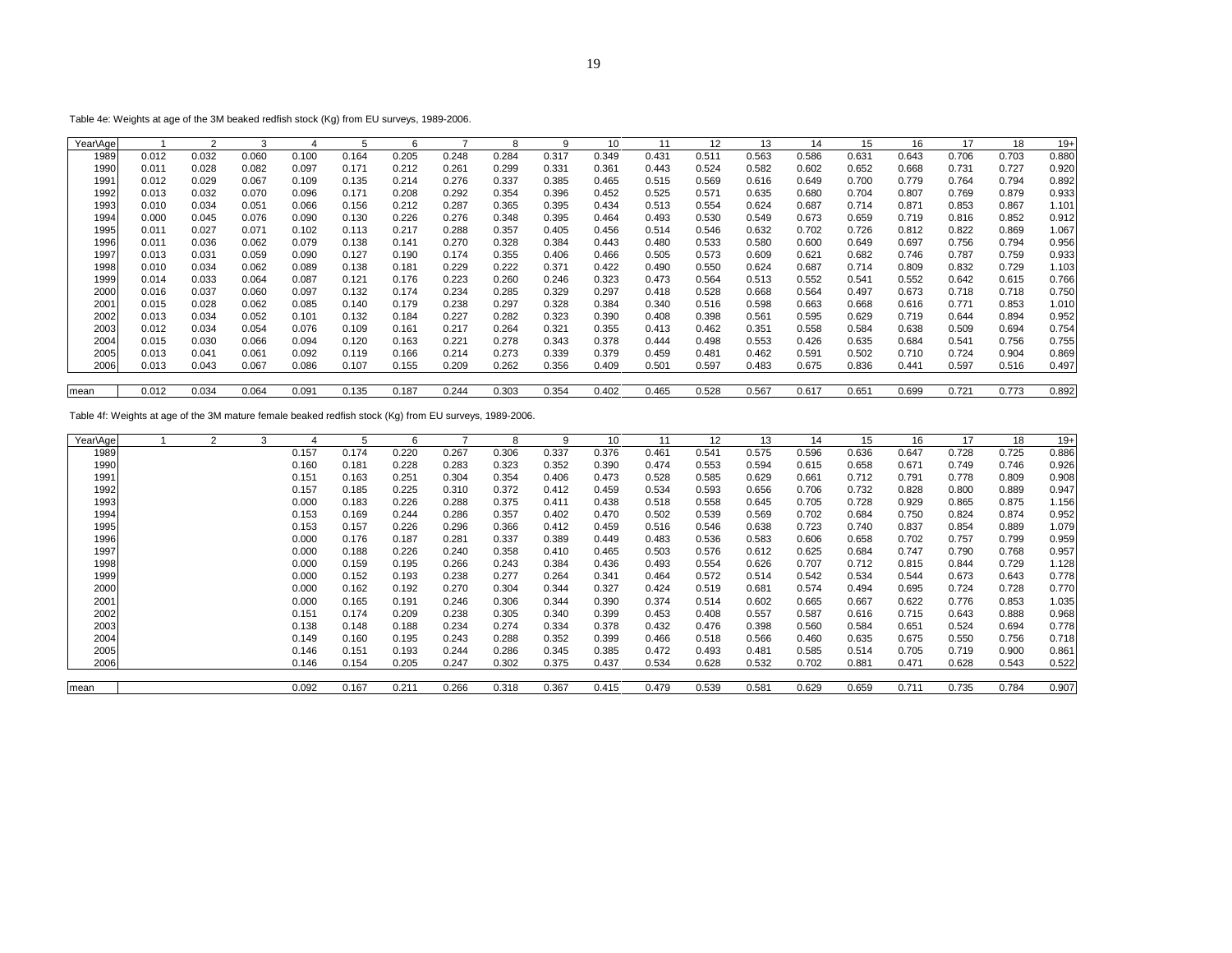Table 4e: Weights at age of the 3M beaked redfish stock (Kg) from EU surveys, 1989-2006.

| Year\Age | 1 | 2 | 3 | 4 | 5 | 6 | 7 | 8 | 9 | 10 | 11 | 12 | 13 | 14 | 15 | 16 | 17 | 18 | 19+ |
|---|---|---|---|---|---|---|---|---|---|---|---|---|---|---|---|---|---|---|---|
| 1989 | 0.012 | 0.032 | 0.060 | 0.100 | 0.164 | 0.205 | 0.248 | 0.284 | 0.317 | 0.349 | 0.431 | 0.511 | 0.563 | 0.586 | 0.631 | 0.643 | 0.706 | 0.703 | 0.880 |
| 1990 | 0.011 | 0.028 | 0.082 | 0.097 | 0.171 | 0.212 | 0.261 | 0.299 | 0.331 | 0.361 | 0.443 | 0.524 | 0.582 | 0.602 | 0.652 | 0.668 | 0.731 | 0.727 | 0.920 |
| 1991 | 0.012 | 0.029 | 0.067 | 0.109 | 0.135 | 0.214 | 0.276 | 0.337 | 0.385 | 0.465 | 0.515 | 0.569 | 0.616 | 0.649 | 0.700 | 0.779 | 0.764 | 0.794 | 0.892 |
| 1992 | 0.013 | 0.032 | 0.070 | 0.096 | 0.171 | 0.208 | 0.292 | 0.354 | 0.396 | 0.452 | 0.525 | 0.571 | 0.635 | 0.680 | 0.704 | 0.807 | 0.769 | 0.879 | 0.933 |
| 1993 | 0.010 | 0.034 | 0.051 | 0.066 | 0.156 | 0.212 | 0.287 | 0.365 | 0.395 | 0.434 | 0.513 | 0.554 | 0.624 | 0.687 | 0.714 | 0.871 | 0.853 | 0.867 | 1.101 |
| 1994 | 0.000 | 0.045 | 0.076 | 0.090 | 0.130 | 0.226 | 0.276 | 0.348 | 0.395 | 0.464 | 0.493 | 0.530 | 0.549 | 0.673 | 0.659 | 0.719 | 0.816 | 0.852 | 0.912 |
| 1995 | 0.011 | 0.027 | 0.071 | 0.102 | 0.113 | 0.217 | 0.288 | 0.357 | 0.405 | 0.456 | 0.514 | 0.546 | 0.632 | 0.702 | 0.726 | 0.812 | 0.822 | 0.869 | 1.067 |
| 1996 | 0.011 | 0.036 | 0.062 | 0.079 | 0.138 | 0.141 | 0.270 | 0.328 | 0.384 | 0.443 | 0.480 | 0.533 | 0.580 | 0.600 | 0.649 | 0.697 | 0.756 | 0.794 | 0.956 |
| 1997 | 0.013 | 0.031 | 0.059 | 0.090 | 0.127 | 0.190 | 0.174 | 0.355 | 0.406 | 0.466 | 0.505 | 0.573 | 0.609 | 0.621 | 0.682 | 0.746 | 0.787 | 0.759 | 0.933 |
| 1998 | 0.010 | 0.034 | 0.062 | 0.089 | 0.138 | 0.181 | 0.229 | 0.222 | 0.371 | 0.422 | 0.490 | 0.550 | 0.624 | 0.687 | 0.714 | 0.809 | 0.832 | 0.729 | 1.103 |
| 1999 | 0.014 | 0.033 | 0.064 | 0.087 | 0.121 | 0.176 | 0.223 | 0.260 | 0.246 | 0.323 | 0.473 | 0.564 | 0.513 | 0.552 | 0.541 | 0.552 | 0.642 | 0.615 | 0.766 |
| 2000 | 0.016 | 0.037 | 0.060 | 0.097 | 0.132 | 0.174 | 0.234 | 0.285 | 0.329 | 0.297 | 0.418 | 0.528 | 0.668 | 0.564 | 0.497 | 0.673 | 0.718 | 0.718 | 0.750 |
| 2001 | 0.015 | 0.028 | 0.062 | 0.085 | 0.140 | 0.179 | 0.238 | 0.297 | 0.328 | 0.384 | 0.340 | 0.516 | 0.598 | 0.663 | 0.668 | 0.616 | 0.771 | 0.853 | 1.010 |
| 2002 | 0.013 | 0.034 | 0.052 | 0.101 | 0.132 | 0.184 | 0.227 | 0.282 | 0.323 | 0.390 | 0.408 | 0.398 | 0.561 | 0.595 | 0.629 | 0.719 | 0.644 | 0.894 | 0.952 |
| 2003 | 0.012 | 0.034 | 0.054 | 0.076 | 0.109 | 0.161 | 0.217 | 0.264 | 0.321 | 0.355 | 0.413 | 0.462 | 0.351 | 0.558 | 0.584 | 0.638 | 0.509 | 0.694 | 0.754 |
| 2004 | 0.015 | 0.030 | 0.066 | 0.094 | 0.120 | 0.163 | 0.221 | 0.278 | 0.343 | 0.378 | 0.444 | 0.498 | 0.553 | 0.426 | 0.635 | 0.684 | 0.541 | 0.756 | 0.755 |
| 2005 | 0.013 | 0.041 | 0.061 | 0.092 | 0.119 | 0.166 | 0.214 | 0.273 | 0.339 | 0.379 | 0.459 | 0.481 | 0.462 | 0.591 | 0.502 | 0.710 | 0.724 | 0.904 | 0.869 |
| 2006 | 0.013 | 0.043 | 0.067 | 0.086 | 0.107 | 0.155 | 0.209 | 0.262 | 0.356 | 0.409 | 0.501 | 0.597 | 0.483 | 0.675 | 0.836 | 0.441 | 0.597 | 0.516 | 0.497 |
| mean | 0.012 | 0.034 | 0.064 | 0.091 | 0.135 | 0.187 | 0.244 | 0.303 | 0.354 | 0.402 | 0.465 | 0.528 | 0.567 | 0.617 | 0.651 | 0.699 | 0.721 | 0.773 | 0.892 |

Table 4f: Weights at age of the 3M mature female beaked redfish stock (Kg) from EU surveys, 1989-2006.

| Year\Age | 1 | 2 | 3 | 4 | 5 | 6 | 7 | 8 | 9 | 10 | 11 | 12 | 13 | 14 | 15 | 16 | 17 | 18 | 19+ |
|---|---|---|---|---|---|---|---|---|---|---|---|---|---|---|---|---|---|---|---|
| 1989 | | | | 0.157 | 0.174 | 0.220 | 0.267 | 0.306 | 0.337 | 0.376 | 0.461 | 0.541 | 0.575 | 0.596 | 0.636 | 0.647 | 0.728 | 0.725 | 0.886 |
| 1990 | | | | 0.160 | 0.181 | 0.228 | 0.283 | 0.323 | 0.352 | 0.390 | 0.474 | 0.553 | 0.594 | 0.615 | 0.658 | 0.671 | 0.749 | 0.746 | 0.926 |
| 1991 | | | | 0.151 | 0.163 | 0.251 | 0.304 | 0.354 | 0.406 | 0.473 | 0.528 | 0.585 | 0.629 | 0.661 | 0.712 | 0.791 | 0.778 | 0.809 | 0.908 |
| 1992 | | | | 0.157 | 0.185 | 0.225 | 0.310 | 0.372 | 0.412 | 0.459 | 0.534 | 0.593 | 0.656 | 0.706 | 0.732 | 0.828 | 0.800 | 0.889 | 0.947 |
| 1993 | | | | 0.000 | 0.183 | 0.226 | 0.288 | 0.375 | 0.411 | 0.438 | 0.518 | 0.558 | 0.645 | 0.705 | 0.728 | 0.929 | 0.865 | 0.875 | 1.156 |
| 1994 | | | | 0.153 | 0.169 | 0.244 | 0.286 | 0.357 | 0.402 | 0.470 | 0.502 | 0.539 | 0.569 | 0.702 | 0.684 | 0.750 | 0.824 | 0.874 | 0.952 |
| 1995 | | | | 0.153 | 0.157 | 0.226 | 0.296 | 0.366 | 0.412 | 0.459 | 0.516 | 0.546 | 0.638 | 0.723 | 0.740 | 0.837 | 0.854 | 0.889 | 1.079 |
| 1996 | | | | 0.000 | 0.176 | 0.187 | 0.281 | 0.337 | 0.389 | 0.449 | 0.483 | 0.536 | 0.583 | 0.606 | 0.658 | 0.702 | 0.757 | 0.799 | 0.959 |
| 1997 | | | | 0.000 | 0.188 | 0.226 | 0.240 | 0.358 | 0.410 | 0.465 | 0.503 | 0.576 | 0.612 | 0.625 | 0.684 | 0.747 | 0.790 | 0.768 | 0.957 |
| 1998 | | | | 0.000 | 0.159 | 0.195 | 0.266 | 0.243 | 0.384 | 0.436 | 0.493 | 0.554 | 0.626 | 0.707 | 0.712 | 0.815 | 0.844 | 0.729 | 1.128 |
| 1999 | | | | 0.000 | 0.152 | 0.193 | 0.238 | 0.277 | 0.264 | 0.341 | 0.464 | 0.572 | 0.514 | 0.542 | 0.534 | 0.544 | 0.673 | 0.643 | 0.778 |
| 2000 | | | | 0.000 | 0.162 | 0.192 | 0.270 | 0.304 | 0.344 | 0.327 | 0.424 | 0.519 | 0.681 | 0.574 | 0.494 | 0.695 | 0.724 | 0.728 | 0.770 |
| 2001 | | | | 0.000 | 0.165 | 0.191 | 0.246 | 0.306 | 0.344 | 0.390 | 0.374 | 0.514 | 0.602 | 0.665 | 0.667 | 0.622 | 0.776 | 0.853 | 1.035 |
| 2002 | | | | 0.151 | 0.174 | 0.209 | 0.238 | 0.305 | 0.340 | 0.399 | 0.453 | 0.408 | 0.557 | 0.587 | 0.616 | 0.715 | 0.643 | 0.888 | 0.968 |
| 2003 | | | | 0.138 | 0.148 | 0.188 | 0.234 | 0.274 | 0.334 | 0.378 | 0.432 | 0.476 | 0.398 | 0.560 | 0.584 | 0.651 | 0.524 | 0.694 | 0.778 |
| 2004 | | | | 0.149 | 0.160 | 0.195 | 0.243 | 0.288 | 0.352 | 0.399 | 0.466 | 0.518 | 0.566 | 0.460 | 0.635 | 0.675 | 0.550 | 0.756 | 0.718 |
| 2005 | | | | 0.146 | 0.151 | 0.193 | 0.244 | 0.286 | 0.345 | 0.385 | 0.472 | 0.493 | 0.481 | 0.585 | 0.514 | 0.705 | 0.719 | 0.900 | 0.861 |
| 2006 | | | | 0.146 | 0.154 | 0.205 | 0.247 | 0.302 | 0.375 | 0.437 | 0.534 | 0.628 | 0.532 | 0.702 | 0.881 | 0.471 | 0.628 | 0.543 | 0.522 |
| mean | | | | 0.092 | 0.167 | 0.211 | 0.266 | 0.318 | 0.367 | 0.415 | 0.479 | 0.539 | 0.581 | 0.629 | 0.659 | 0.711 | 0.735 | 0.784 | 0.907 |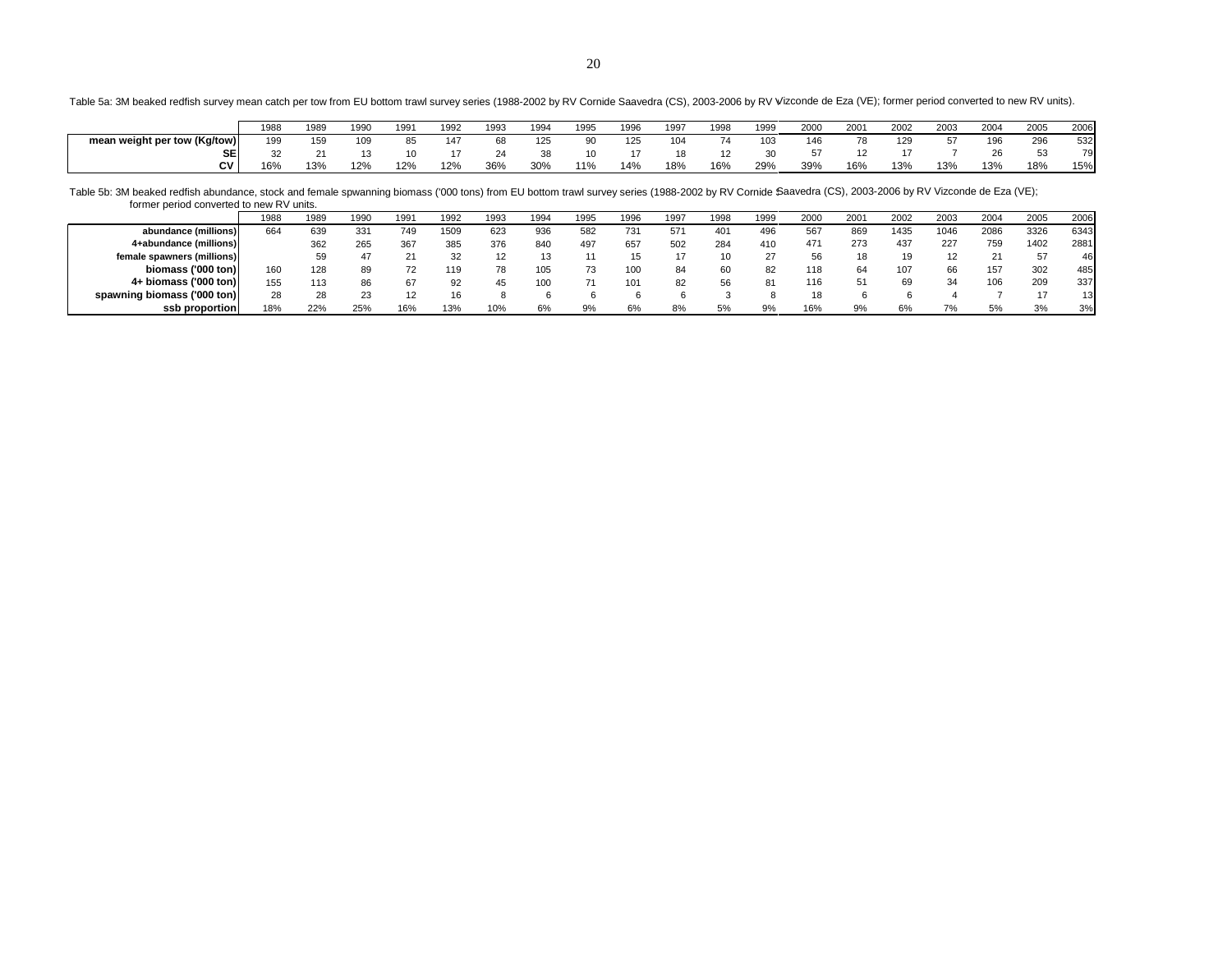Table 5a: 3M beaked redfish survey mean catch per tow from EU bottom trawl survey series (1988-2002 by RV Cornide Saavedra (CS), 2003-2006 by RV Vizconde de Eza (VE); former period converted to new RV units).

| | 1988 | 1989 | 1990 | 1991 | 1992 | 1993 | 1994 | 1995 | 1996 | 1997 | 1998 | 1999 | 2000 | 2001 | 2002 | 2003 | 2004 | 2005 | 2006 |
|---|---|---|---|---|---|---|---|---|---|---|---|---|---|---|---|---|---|---|---|
| **mean weight per tow (Kg/tow)** | 199 | 159 | 109 | 85 | 147 | 68 | 125 | 90 | 125 | 104 | 74 | 103 | 146 | 78 | 129 | 57 | 196 | 296 | 532 |
| **SE** | 32 | 21 | 13 | 10 | 17 | 24 | 38 | 10 | 17 | 18 | 12 | 30 | 57 | 12 | 17 | 7 | 26 | 53 | 79 |
| **CV** | 16% | 13% | 12% | 12% | 12% | 36% | 30% | 11% | 14% | 18% | 16% | 29% | 39% | 16% | 13% | 13% | 13% | 18% | 15% |

Table 5b: 3M beaked redfish abundance, stock and female spwanning biomass ('000 tons) from EU bottom trawl survey series (1988-2002 by RV Cornide Saavedra (CS), 2003-2006 by RV Vizconde de Eza (VE); former period converted to new RV units.

| | 1988 | 1989 | 1990 | 1991 | 1992 | 1993 | 1994 | 1995 | 1996 | 1997 | 1998 | 1999 | 2000 | 2001 | 2002 | 2003 | 2004 | 2005 | 2006 |
|---|---|---|---|---|---|---|---|---|---|---|---|---|---|---|---|---|---|---|---|
| **abundance (millions)** | 664 | 639 | 331 | 749 | 1509 | 623 | 936 | 582 | 731 | 571 | 401 | 496 | 567 | 869 | 1435 | 1046 | 2086 | 3326 | 6343 |
| **4+abundance (millions)** | | 362 | 265 | 367 | 385 | 376 | 840 | 497 | 657 | 502 | 284 | 410 | 471 | 273 | 437 | 227 | 759 | 1402 | 2881 |
| **female spawners (millions)** | | 59 | 47 | 21 | 32 | 12 | 13 | 11 | 15 | 17 | 10 | 27 | 56 | 18 | 19 | 12 | 21 | 57 | 46 |
| **biomass ('000 ton)** | 160 | 128 | 89 | 72 | 119 | 78 | 105 | 73 | 100 | 84 | 60 | 82 | 118 | 64 | 107 | 66 | 157 | 302 | 485 |
| **4+ biomass ('000 ton)** | 155 | 113 | 86 | 67 | 92 | 45 | 100 | 71 | 101 | 82 | 56 | 81 | 116 | 51 | 69 | 34 | 106 | 209 | 337 |
| **spawning biomass ('000 ton)** | 28 | 28 | 23 | 12 | 16 | 8 | 6 | 6 | 6 | 6 | 3 | 8 | 18 | 6 | 6 | 4 | 7 | 17 | 13 |
| **ssb proportion** | 18% | 22% | 25% | 16% | 13% | 10% | 6% | 9% | 6% | 8% | 5% | 9% | 16% | 9% | 6% | 7% | 5% | 3% | 3% |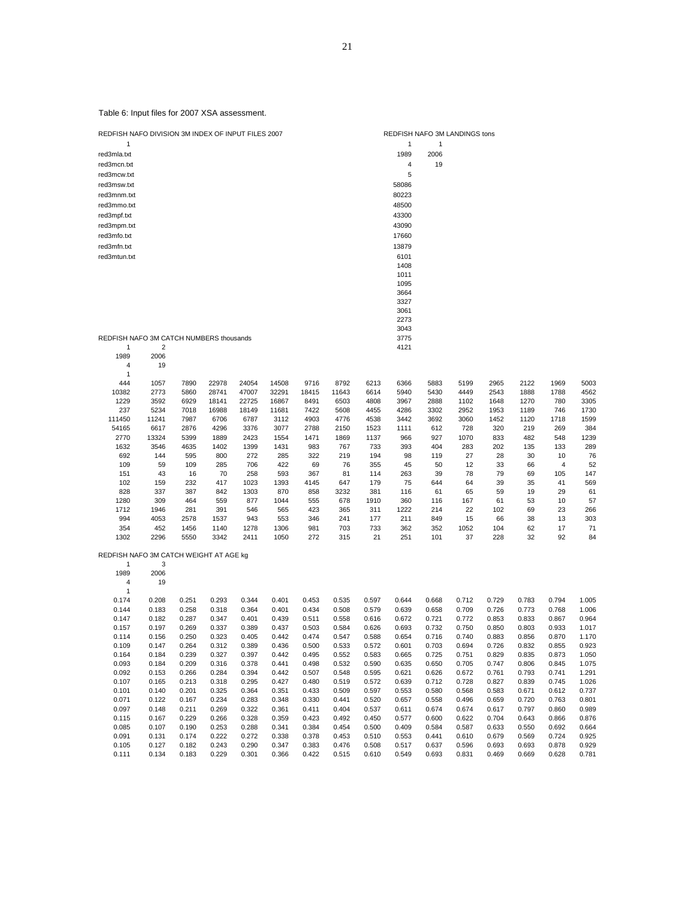Table 6: Input files for 2007 XSA assessment.

REDFISH NAFO DIVISION 3M INDEX OF INPUT FILES 2007

```
1
red3mla.txt
red3mcn.txt
red3mcw.txt
red3msw.txt
red3mnm.txt
red3mmo.txt
red3mpf.txt
red3mpm.txt
red3mfo.txt
red3mfn.txt
red3mtun.txt
```

REDFISH NAFO 3M LANDINGS tons

```
1       1
1989    2006
4       19
5
58086
80223
48500
43300
43090
17660
13879
6101
1408
1011
1095
3664
3327
3061
2273
3043
3775
4121
```

REDFISH NAFO 3M CATCH NUMBERS thousands

```
1       2
1989    2006
4       19
1
```

| | | | | | | | | | | | | | | | |
|---|---|---|---|---|---|---|---|---|---|---|---|---|---|---|---|
| 444 | 1057 | 7890 | 22978 | 24054 | 14508 | 9716 | 8792 | 6213 | 6366 | 5883 | 5199 | 2965 | 2122 | 1969 | 5003 |
| 10382 | 2773 | 5860 | 28741 | 47007 | 32291 | 18415 | 11643 | 6614 | 5940 | 5430 | 4449 | 2543 | 1888 | 1788 | 4562 |
| 1229 | 3592 | 6929 | 18141 | 22725 | 16867 | 8491 | 6503 | 4808 | 3967 | 2888 | 1102 | 1648 | 1270 | 780 | 3305 |
| 237 | 5234 | 7018 | 16988 | 18149 | 11681 | 7422 | 5608 | 4455 | 4286 | 3302 | 2952 | 1953 | 1189 | 746 | 1730 |
| 111450 | 11241 | 7987 | 6706 | 6787 | 3112 | 4903 | 4776 | 4538 | 3442 | 3692 | 3060 | 1452 | 1120 | 1718 | 1599 |
| 54165 | 6617 | 2876 | 4296 | 3376 | 3077 | 2788 | 2150 | 1523 | 1111 | 612 | 728 | 320 | 219 | 269 | 384 |
| 2770 | 13324 | 5399 | 1889 | 2423 | 1554 | 1471 | 1869 | 1137 | 966 | 927 | 1070 | 833 | 482 | 548 | 1239 |
| 1632 | 3546 | 4635 | 1402 | 1399 | 1431 | 983 | 767 | 733 | 393 | 404 | 283 | 202 | 135 | 133 | 289 |
| 692 | 144 | 595 | 800 | 272 | 285 | 322 | 219 | 194 | 98 | 119 | 27 | 28 | 30 | 10 | 76 |
| 109 | 59 | 109 | 285 | 706 | 422 | 69 | 76 | 355 | 45 | 50 | 12 | 33 | 66 | 4 | 52 |
| 151 | 43 | 16 | 70 | 258 | 593 | 367 | 81 | 114 | 263 | 39 | 78 | 79 | 69 | 105 | 147 |
| 102 | 159 | 232 | 417 | 1023 | 1393 | 4145 | 647 | 179 | 75 | 644 | 64 | 39 | 35 | 41 | 569 |
| 828 | 337 | 387 | 842 | 1303 | 870 | 858 | 3232 | 381 | 116 | 61 | 65 | 59 | 19 | 29 | 61 |
| 1280 | 309 | 464 | 559 | 877 | 1044 | 555 | 678 | 1910 | 360 | 116 | 167 | 61 | 53 | 10 | 57 |
| 1712 | 1946 | 281 | 391 | 546 | 565 | 423 | 365 | 311 | 1222 | 214 | 22 | 102 | 69 | 23 | 266 |
| 994 | 4053 | 2578 | 1537 | 943 | 553 | 346 | 241 | 177 | 211 | 849 | 15 | 66 | 38 | 13 | 303 |
| 354 | 452 | 1456 | 1140 | 1278 | 1306 | 981 | 703 | 733 | 362 | 352 | 1052 | 104 | 62 | 17 | 71 |
| 1302 | 2296 | 5550 | 3342 | 2411 | 1050 | 272 | 315 | 21 | 251 | 101 | 37 | 228 | 32 | 92 | 84 |

REDFISH NAFO 3M CATCH WEIGHT AT AGE kg

```
1       3
1989    2006
4       19
1
```

| | | | | | | | | | | | | | | | |
|---|---|---|---|---|---|---|---|---|---|---|---|---|---|---|---|
| 0.174 | 0.208 | 0.251 | 0.293 | 0.344 | 0.401 | 0.453 | 0.535 | 0.597 | 0.644 | 0.668 | 0.712 | 0.729 | 0.783 | 0.794 | 1.005 |
| 0.144 | 0.183 | 0.258 | 0.318 | 0.364 | 0.401 | 0.434 | 0.508 | 0.579 | 0.639 | 0.658 | 0.709 | 0.726 | 0.773 | 0.768 | 1.006 |
| 0.147 | 0.182 | 0.287 | 0.347 | 0.401 | 0.439 | 0.511 | 0.558 | 0.616 | 0.672 | 0.721 | 0.772 | 0.853 | 0.833 | 0.867 | 0.964 |
| 0.157 | 0.197 | 0.269 | 0.337 | 0.389 | 0.437 | 0.503 | 0.584 | 0.626 | 0.693 | 0.732 | 0.750 | 0.850 | 0.803 | 0.933 | 1.017 |
| 0.114 | 0.156 | 0.250 | 0.323 | 0.405 | 0.442 | 0.474 | 0.547 | 0.588 | 0.654 | 0.716 | 0.740 | 0.883 | 0.856 | 0.870 | 1.170 |
| 0.109 | 0.147 | 0.264 | 0.312 | 0.389 | 0.436 | 0.500 | 0.533 | 0.572 | 0.601 | 0.703 | 0.694 | 0.726 | 0.832 | 0.855 | 0.923 |
| 0.164 | 0.184 | 0.239 | 0.327 | 0.397 | 0.442 | 0.495 | 0.552 | 0.583 | 0.665 | 0.725 | 0.751 | 0.829 | 0.835 | 0.873 | 1.050 |
| 0.093 | 0.184 | 0.209 | 0.316 | 0.378 | 0.441 | 0.498 | 0.532 | 0.590 | 0.635 | 0.650 | 0.705 | 0.747 | 0.806 | 0.845 | 1.075 |
| 0.092 | 0.153 | 0.266 | 0.284 | 0.394 | 0.442 | 0.507 | 0.548 | 0.595 | 0.621 | 0.626 | 0.672 | 0.761 | 0.793 | 0.741 | 1.291 |
| 0.107 | 0.165 | 0.213 | 0.318 | 0.295 | 0.427 | 0.480 | 0.519 | 0.572 | 0.639 | 0.712 | 0.728 | 0.827 | 0.839 | 0.745 | 1.026 |
| 0.101 | 0.140 | 0.201 | 0.325 | 0.364 | 0.351 | 0.433 | 0.509 | 0.597 | 0.553 | 0.580 | 0.568 | 0.583 | 0.671 | 0.612 | 0.737 |
| 0.071 | 0.122 | 0.167 | 0.234 | 0.283 | 0.348 | 0.330 | 0.441 | 0.520 | 0.657 | 0.558 | 0.496 | 0.659 | 0.720 | 0.763 | 0.801 |
| 0.097 | 0.148 | 0.211 | 0.269 | 0.322 | 0.361 | 0.411 | 0.404 | 0.537 | 0.611 | 0.674 | 0.674 | 0.617 | 0.797 | 0.860 | 0.989 |
| 0.115 | 0.167 | 0.229 | 0.266 | 0.328 | 0.359 | 0.423 | 0.492 | 0.450 | 0.577 | 0.600 | 0.622 | 0.704 | 0.643 | 0.866 | 0.876 |
| 0.085 | 0.107 | 0.190 | 0.253 | 0.288 | 0.341 | 0.384 | 0.454 | 0.500 | 0.409 | 0.584 | 0.587 | 0.633 | 0.550 | 0.692 | 0.664 |
| 0.091 | 0.131 | 0.174 | 0.222 | 0.272 | 0.338 | 0.378 | 0.453 | 0.510 | 0.553 | 0.441 | 0.610 | 0.679 | 0.569 | 0.724 | 0.925 |
| 0.105 | 0.127 | 0.182 | 0.243 | 0.290 | 0.347 | 0.383 | 0.476 | 0.508 | 0.517 | 0.637 | 0.596 | 0.693 | 0.693 | 0.878 | 0.929 |
| 0.111 | 0.134 | 0.183 | 0.229 | 0.301 | 0.366 | 0.422 | 0.515 | 0.610 | 0.549 | 0.693 | 0.831 | 0.469 | 0.669 | 0.628 | 0.781 |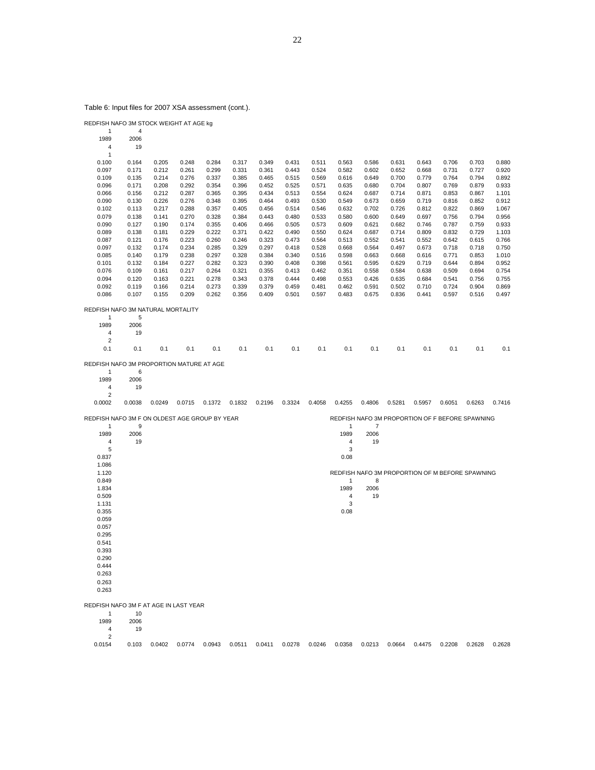Table 6: Input files for 2007 XSA assessment (cont.).

REDFISH NAFO 3M STOCK WEIGHT AT AGE kg

```
1	4
1989	2006
4	19
1
0.100	0.164	0.205	0.248	0.284	0.317	0.349	0.431	0.511	0.563	0.586	0.631	0.643	0.706	0.703	0.880
0.097	0.171	0.212	0.261	0.299	0.331	0.361	0.443	0.524	0.582	0.602	0.652	0.668	0.731	0.727	0.920
0.109	0.135	0.214	0.276	0.337	0.385	0.465	0.515	0.569	0.616	0.649	0.700	0.779	0.764	0.794	0.892
0.096	0.171	0.208	0.292	0.354	0.396	0.452	0.525	0.571	0.635	0.680	0.704	0.807	0.769	0.879	0.933
0.066	0.156	0.212	0.287	0.365	0.395	0.434	0.513	0.554	0.624	0.687	0.714	0.871	0.853	0.867	1.101
0.090	0.130	0.226	0.276	0.348	0.395	0.464	0.493	0.530	0.549	0.673	0.659	0.719	0.816	0.852	0.912
0.102	0.113	0.217	0.288	0.357	0.405	0.456	0.514	0.546	0.632	0.702	0.726	0.812	0.822	0.869	1.067
0.079	0.138	0.141	0.270	0.328	0.384	0.443	0.480	0.533	0.580	0.600	0.649	0.697	0.756	0.794	0.956
0.090	0.127	0.190	0.174	0.355	0.406	0.466	0.505	0.573	0.609	0.621	0.682	0.746	0.787	0.759	0.933
0.089	0.138	0.181	0.229	0.222	0.371	0.422	0.490	0.550	0.624	0.687	0.714	0.809	0.832	0.729	1.103
0.087	0.121	0.176	0.223	0.260	0.246	0.323	0.473	0.564	0.513	0.552	0.541	0.552	0.642	0.615	0.766
0.097	0.132	0.174	0.234	0.285	0.329	0.297	0.418	0.528	0.668	0.564	0.497	0.673	0.718	0.718	0.750
0.085	0.140	0.179	0.238	0.297	0.328	0.384	0.340	0.516	0.598	0.663	0.668	0.616	0.771	0.853	1.010
0.101	0.132	0.184	0.227	0.282	0.323	0.390	0.408	0.398	0.561	0.595	0.629	0.719	0.644	0.894	0.952
0.076	0.109	0.161	0.217	0.264	0.321	0.355	0.413	0.462	0.351	0.558	0.584	0.638	0.509	0.694	0.754
0.094	0.120	0.163	0.221	0.278	0.343	0.378	0.444	0.498	0.553	0.426	0.635	0.684	0.541	0.756	0.755
0.092	0.119	0.166	0.214	0.273	0.339	0.379	0.459	0.481	0.462	0.591	0.502	0.710	0.724	0.904	0.869
0.086	0.107	0.155	0.209	0.262	0.356	0.409	0.501	0.597	0.483	0.675	0.836	0.441	0.597	0.516	0.497
```

REDFISH NAFO 3M NATURAL MORTALITY

```
1	5
1989	2006
4	19
2
0.1	0.1	0.1	0.1	0.1	0.1	0.1	0.1	0.1	0.1	0.1	0.1	0.1	0.1	0.1	0.1
```

REDFISH NAFO 3M PROPORTION MATURE AT AGE

```
1	6
1989	2006
4	19
2
0.0002	0.0038	0.0249	0.0715	0.1372	0.1832	0.2196	0.3324	0.4058	0.4255	0.4806	0.5281	0.5957	0.6051	0.6263	0.7416
```

REDFISH NAFO 3M F ON OLDEST AGE GROUP BY YEAR

```
1	9
1989	2006
4	19
5
0.837
1.086
1.120
0.849
1.834
0.509
1.131
0.355
0.059
0.057
0.295
0.541
0.393
0.290
0.444
0.263
0.263
0.263
```

REDFISH NAFO 3M PROPORTION OF F BEFORE SPAWNING

```
1	7
1989	2006
4	19
3
0.08
```

REDFISH NAFO 3M PROPORTION OF M BEFORE SPAWNING

```
1	8
1989	2006
4	19
3
0.08
```

REDFISH NAFO 3M F AT AGE IN LAST YEAR

```
1	10
1989	2006
4	19
2
0.0154	0.103	0.0402	0.0774	0.0943	0.0511	0.0411	0.0278	0.0246	0.0358	0.0213	0.0664	0.4475	0.2208	0.2628	0.2628
```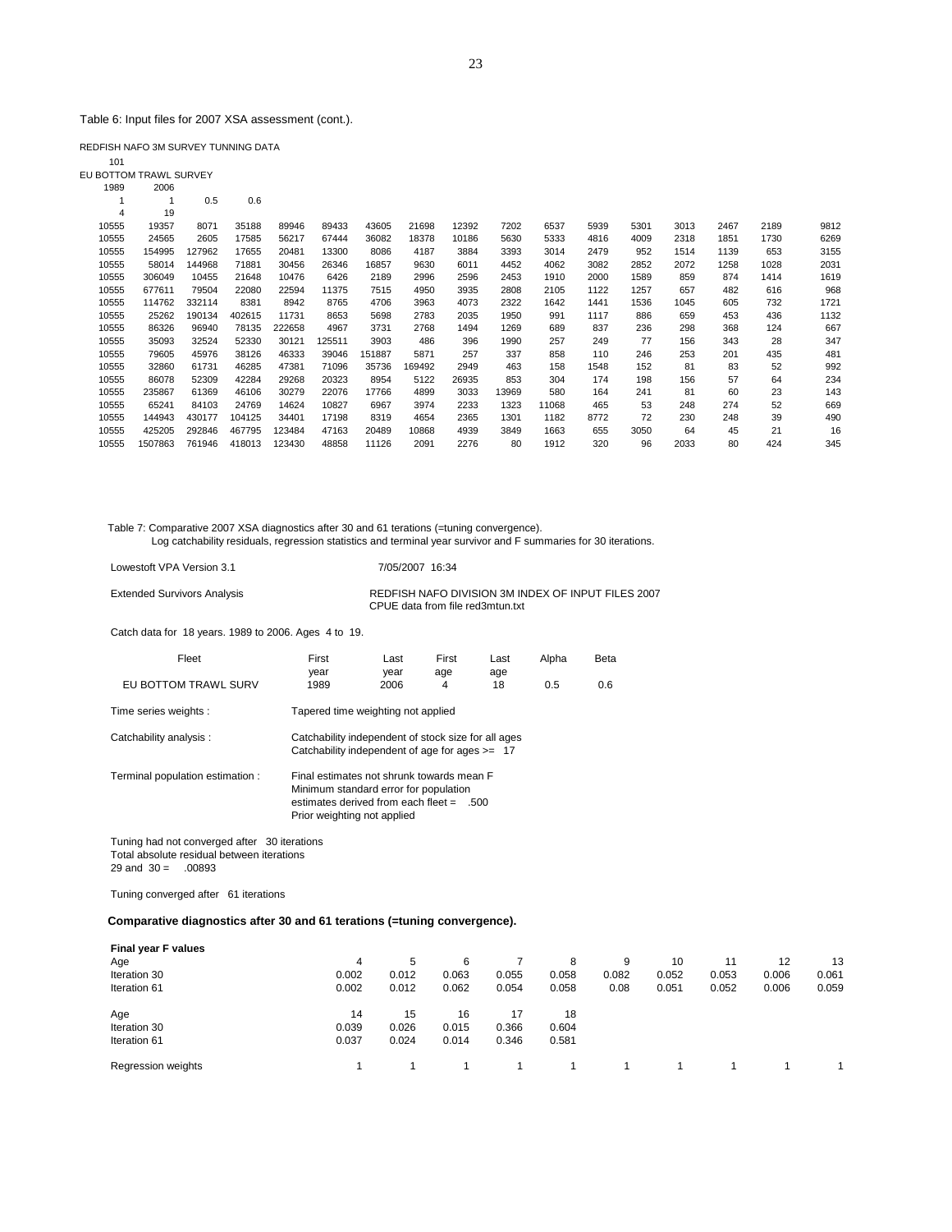Table 6: Input files for 2007 XSA assessment (cont.).

REDFISH NAFO 3M SURVEY TUNNING DATA

```
101
EU BOTTOM TRAWL SURVEY
1989    2006
1       1       0.5     0.6
4       19
10555   19357   8071    35188   89946   89433   43605   21698   12392   7202    6537    5939    5301    3013    2467    2189    9812
10555   24565   2605    17585   56217   67444   36082   18378   10186   5630    5333    4816    4009    2318    1851    1730    6269
10555   154995  127962  17655   20481   13300   8086    4187    3884    3393    3014    2479    952     1514    1139    653     3155
10555   58014   144968  71881   30456   26346   16857   9630    6011    4452    4062    3082    2852    2072    1258    1028    2031
10555   306049  10455   21648   10476   6426    2189    2996    2596    2453    1910    2000    1589    859     874     1414    1619
10555   677611  79504   22080   22594   11375   7515    4950    3935    2808    2105    1122    1257    657     482     616     968
10555   114762  332114  8381    8942    8765    4706    3963    4073    2322    1642    1441    1536    1045    605     732     1721
10555   25262   190134  402615  11731   8653    5698    2783    2035    1950    991     1117    886     659     453     436     1132
10555   86326   96940   78135   222658  4967    3731    2768    1494    1269    689     837     236     298     368     124     667
10555   35093   32524   52330   30121   125511  3903    486     396     1990    257     249     77      156     343     28      347
10555   79605   45976   38126   46333   39046   151887  5871    257     337     858     110     246     253     201     435     481
10555   32860   61731   46285   47381   71096   35736   169492  2949    463     158     1548    152     81      83      52      992
10555   86078   52309   42284   29268   20323   8954    5122    26935   853     304     174     198     156     57      64      234
10555   235867  61369   46106   30279   22076   17766   4899    3033    13969   580     164     241     81      60      23      143
10555   65241   84103   24769   14624   10827   6967    3974    2233    1323    11068   465     53      248     274     52      669
10555   144943  430177  104125  34401   17198   8319    4654    2365    1301    1182    8772    72      230     248     39      490
10555   425205  292846  467795  123484  47163   20489   10868   4939    3849    1663    655     3050    64      45      21      16
10555   1507863 761946  418013  123430  48858   11126   2091    2276    80      1912    320     96      2033    80      424     345
```

Table 7: Comparative 2007 XSA diagnostics after 30 and 61 terations (=tuning convergence).
Log catchability residuals, regression statistics and terminal year survivor and F summaries for 30 iterations.

Lowestoft VPA Version 3.1 — 7/05/2007 16:34

Extended Survivors Analysis — REDFISH NAFO DIVISION 3M INDEX OF INPUT FILES 2007
CPUE data from file red3mtun.txt

Catch data for 18 years. 1989 to 2006. Ages 4 to 19.

| Fleet | First year | Last year | First age | Last age | Alpha | Beta |
|---|---|---|---|---|---|---|
| EU BOTTOM TRAWL SURV | 1989 | 2006 | 4 | 18 | 0.5 | 0.6 |

Time series weights : Tapered time weighting not applied

Catchability analysis : Catchability independent of stock size for all ages
Catchability independent of age for ages >= 17

Terminal population estimation : Final estimates not shrunk towards mean F
Minimum standard error for population
estimates derived from each fleet = .500
Prior weighting not applied

Tuning had not converged after 30 iterations
Total absolute residual between iterations
29 and 30 = .00893

Tuning converged after 61 iterations

**Comparative diagnostics after 30 and 61 terations (=tuning convergence).**

**Final year F values**

| Age | 4 | 5 | 6 | 7 | 8 | 9 | 10 | 11 | 12 | 13 |
|---|---|---|---|---|---|---|---|---|---|---|
| Iteration 30 | 0.002 | 0.012 | 0.063 | 0.055 | 0.058 | 0.082 | 0.052 | 0.053 | 0.006 | 0.061 |
| Iteration 61 | 0.002 | 0.012 | 0.062 | 0.054 | 0.058 | 0.08 | 0.051 | 0.052 | 0.006 | 0.059 |

| Age | 14 | 15 | 16 | 17 | 18 |
|---|---|---|---|---|---|
| Iteration 30 | 0.039 | 0.026 | 0.015 | 0.366 | 0.604 |
| Iteration 61 | 0.037 | 0.024 | 0.014 | 0.346 | 0.581 |

| Regression weights | 1 | 1 | 1 | 1 | 1 | 1 | 1 | 1 | 1 | 1 |
|---|---|---|---|---|---|---|---|---|---|---|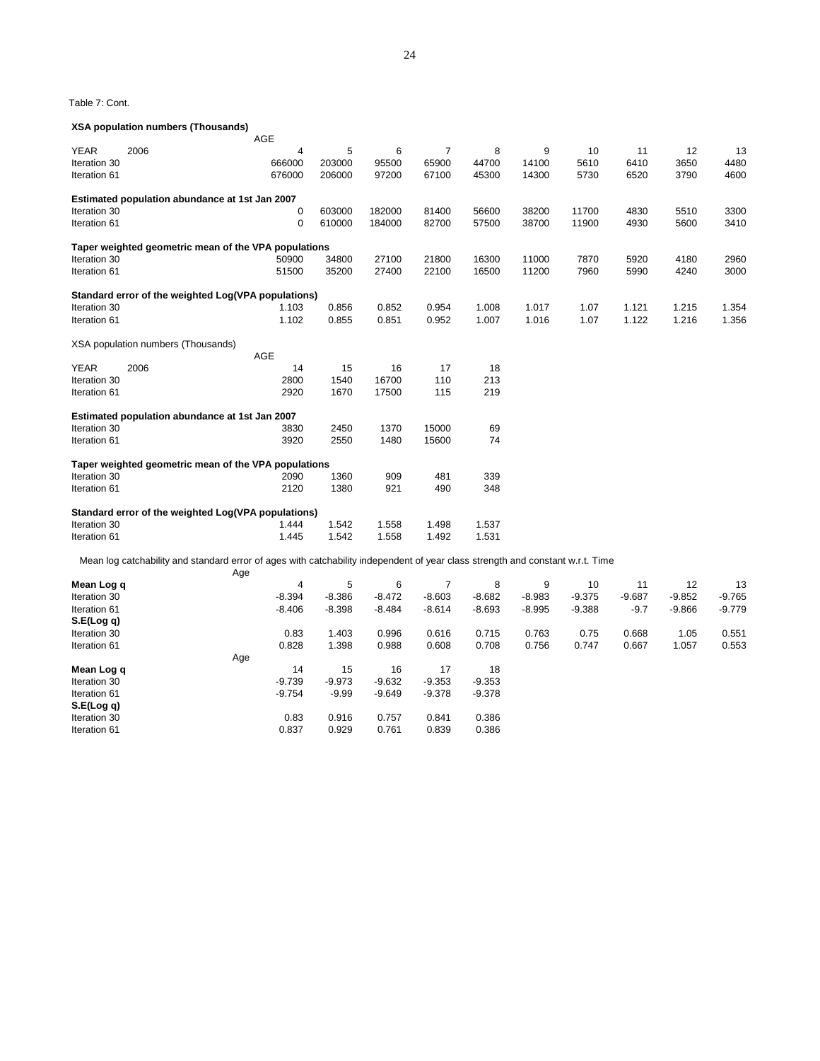Table 7: Cont.

**XSA population numbers (Thousands)**

| YEAR 2006 | AGE 4 | 5 | 6 | 7 | 8 | 9 | 10 | 11 | 12 | 13 |
|---|---|---|---|---|---|---|---|---|---|---|
| Iteration 30 | 666000 | 203000 | 95500 | 65900 | 44700 | 14100 | 5610 | 6410 | 3650 | 4480 |
| Iteration 61 | 676000 | 206000 | 97200 | 67100 | 45300 | 14300 | 5730 | 6520 | 3790 | 4600 |
| **Estimated population abundance at 1st Jan 2007** | | | | | | | | | | |
| Iteration 30 | 0 | 603000 | 182000 | 81400 | 56600 | 38200 | 11700 | 4830 | 5510 | 3300 |
| Iteration 61 | 0 | 610000 | 184000 | 82700 | 57500 | 38700 | 11900 | 4930 | 5600 | 3410 |
| **Taper weighted geometric mean of the VPA populations** | | | | | | | | | | |
| Iteration 30 | 50900 | 34800 | 27100 | 21800 | 16300 | 11000 | 7870 | 5920 | 4180 | 2960 |
| Iteration 61 | 51500 | 35200 | 27400 | 22100 | 16500 | 11200 | 7960 | 5990 | 4240 | 3000 |
| **Standard error of the weighted Log(VPA populations)** | | | | | | | | | | |
| Iteration 30 | 1.103 | 0.856 | 0.852 | 0.954 | 1.008 | 1.017 | 1.07 | 1.121 | 1.215 | 1.354 |
| Iteration 61 | 1.102 | 0.855 | 0.851 | 0.952 | 1.007 | 1.016 | 1.07 | 1.122 | 1.216 | 1.356 |

XSA population numbers (Thousands)

| YEAR 2006 | AGE 14 | 15 | 16 | 17 | 18 |
|---|---|---|---|---|---|
| Iteration 30 | 2800 | 1540 | 16700 | 110 | 213 |
| Iteration 61 | 2920 | 1670 | 17500 | 115 | 219 |
| **Estimated population abundance at 1st Jan 2007** | | | | | |
| Iteration 30 | 3830 | 2450 | 1370 | 15000 | 69 |
| Iteration 61 | 3920 | 2550 | 1480 | 15600 | 74 |
| **Taper weighted geometric mean of the VPA populations** | | | | | |
| Iteration 30 | 2090 | 1360 | 909 | 481 | 339 |
| Iteration 61 | 2120 | 1380 | 921 | 490 | 348 |
| **Standard error of the weighted Log(VPA populations)** | | | | | |
| Iteration 30 | 1.444 | 1.542 | 1.558 | 1.498 | 1.537 |
| Iteration 61 | 1.445 | 1.542 | 1.558 | 1.492 | 1.531 |

Mean log catchability and standard error of ages with catchability independent of year class strength and constant w.r.t. Time

| Age | 4 | 5 | 6 | 7 | 8 | 9 | 10 | 11 | 12 | 13 |
|---|---|---|---|---|---|---|---|---|---|---|
| **Mean Log q** | | | | | | | | | | |
| Iteration 30 | -8.394 | -8.386 | -8.472 | -8.603 | -8.682 | -8.983 | -9.375 | -9.687 | -9.852 | -9.765 |
| Iteration 61 | -8.406 | -8.398 | -8.484 | -8.614 | -8.693 | -8.995 | -9.388 | -9.7 | -9.866 | -9.779 |
| **S.E(Log q)** | | | | | | | | | | |
| Iteration 30 | 0.83 | 1.403 | 0.996 | 0.616 | 0.715 | 0.763 | 0.75 | 0.668 | 1.05 | 0.551 |
| Iteration 61 | 0.828 | 1.398 | 0.988 | 0.608 | 0.708 | 0.756 | 0.747 | 0.667 | 1.057 | 0.553 |

| Age | 14 | 15 | 16 | 17 | 18 |
|---|---|---|---|---|---|
| **Mean Log q** | | | | | |
| Iteration 30 | -9.739 | -9.973 | -9.632 | -9.353 | -9.353 |
| Iteration 61 | -9.754 | -9.99 | -9.649 | -9.378 | -9.378 |
| **S.E(Log q)** | | | | | |
| Iteration 30 | 0.83 | 0.916 | 0.757 | 0.841 | 0.386 |
| Iteration 61 | 0.837 | 0.929 | 0.761 | 0.839 | 0.386 |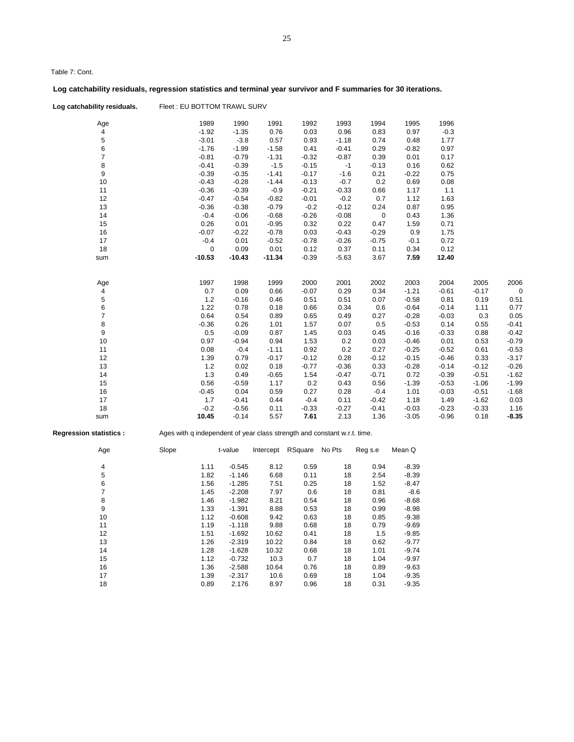Table 7: Cont.

**Log catchability residuals, regression statistics and terminal year survivor and F summaries for 30 iterations.**

**Log catchability residuals.** Fleet : EU BOTTOM TRAWL SURV

| Age | 1989 | 1990 | 1991 | 1992 | 1993 | 1994 | 1995 | 1996 |
|---|---|---|---|---|---|---|---|---|
| 4 | -1.92 | -1.35 | 0.76 | 0.03 | 0.96 | 0.83 | 0.97 | -0.3 |
| 5 | -3.01 | -3.8 | 0.57 | 0.93 | -1.18 | 0.74 | 0.48 | 1.77 |
| 6 | -1.76 | -1.99 | -1.58 | 0.41 | -0.41 | 0.29 | -0.82 | 0.97 |
| 7 | -0.81 | -0.79 | -1.31 | -0.32 | -0.87 | 0.39 | 0.01 | 0.17 |
| 8 | -0.41 | -0.39 | -1.5 | -0.15 | -1 | -0.13 | 0.16 | 0.62 |
| 9 | -0.39 | -0.35 | -1.41 | -0.17 | -1.6 | 0.21 | -0.22 | 0.75 |
| 10 | -0.43 | -0.28 | -1.44 | -0.13 | -0.7 | 0.2 | 0.69 | 0.08 |
| 11 | -0.36 | -0.39 | -0.9 | -0.21 | -0.33 | 0.66 | 1.17 | 1.1 |
| 12 | -0.47 | -0.54 | -0.82 | -0.01 | -0.2 | 0.7 | 1.12 | 1.63 |
| 13 | -0.36 | -0.38 | -0.79 | -0.2 | -0.12 | 0.24 | 0.87 | 0.95 |
| 14 | -0.4 | -0.06 | -0.68 | -0.26 | -0.08 | 0 | 0.43 | 1.36 |
| 15 | 0.26 | 0.01 | -0.95 | 0.32 | 0.22 | 0.47 | 1.59 | 0.71 |
| 16 | -0.07 | -0.22 | -0.78 | 0.03 | -0.43 | -0.29 | 0.9 | 1.75 |
| 17 | -0.4 | 0.01 | -0.52 | -0.78 | -0.26 | -0.75 | -0.1 | 0.72 |
| 18 | 0 | 0.09 | 0.01 | 0.12 | 0.37 | 0.11 | 0.34 | 0.12 |
| sum | **-10.53** | **-10.43** | **-11.34** | -0.39 | -5.63 | 3.67 | **7.59** | **12.40** |

| Age | 1997 | 1998 | 1999 | 2000 | 2001 | 2002 | 2003 | 2004 | 2005 | 2006 |
|---|---|---|---|---|---|---|---|---|---|---|
| 4 | 0.7 | 0.09 | 0.66 | -0.07 | 0.29 | 0.34 | -1.21 | -0.61 | -0.17 | 0 |
| 5 | 1.2 | -0.16 | 0.46 | 0.51 | 0.51 | 0.07 | -0.58 | 0.81 | 0.19 | 0.51 |
| 6 | 1.22 | 0.78 | 0.18 | 0.66 | 0.34 | 0.6 | -0.64 | -0.14 | 1.11 | 0.77 |
| 7 | 0.64 | 0.54 | 0.89 | 0.65 | 0.49 | 0.27 | -0.28 | -0.03 | 0.3 | 0.05 |
| 8 | -0.36 | 0.26 | 1.01 | 1.57 | 0.07 | 0.5 | -0.53 | 0.14 | 0.55 | -0.41 |
| 9 | 0.5 | -0.09 | 0.87 | 1.45 | 0.03 | 0.45 | -0.16 | -0.33 | 0.88 | -0.42 |
| 10 | 0.97 | -0.94 | 0.94 | 1.53 | 0.2 | 0.03 | -0.46 | 0.01 | 0.53 | -0.79 |
| 11 | 0.08 | -0.4 | -1.11 | 0.92 | 0.2 | 0.27 | -0.25 | -0.52 | 0.61 | -0.53 |
| 12 | 1.39 | 0.79 | -0.17 | -0.12 | 0.28 | -0.12 | -0.15 | -0.46 | 0.33 | -3.17 |
| 13 | 1.2 | 0.02 | 0.18 | -0.77 | -0.36 | 0.33 | -0.28 | -0.14 | -0.12 | -0.26 |
| 14 | 1.3 | 0.49 | -0.65 | 1.54 | -0.47 | -0.71 | 0.72 | -0.39 | -0.51 | -1.62 |
| 15 | 0.56 | -0.59 | 1.17 | 0.2 | 0.43 | 0.56 | -1.39 | -0.53 | -1.06 | -1.99 |
| 16 | -0.45 | 0.04 | 0.59 | 0.27 | 0.28 | -0.4 | 1.01 | -0.03 | -0.51 | -1.68 |
| 17 | 1.7 | -0.41 | 0.44 | -0.4 | 0.11 | -0.42 | 1.18 | 1.49 | -1.62 | 0.03 |
| 18 | -0.2 | -0.56 | 0.11 | -0.33 | -0.27 | -0.41 | -0.03 | -0.23 | -0.33 | 1.16 |
| sum | **10.45** | -0.14 | 5.57 | **7.61** | 2.13 | 1.36 | -3.05 | -0.96 | 0.18 | **-8.35** |

**Regression statistics :** Ages with q independent of year class strength and constant w.r.t. time.

| Age | Slope | t-value | Intercept | RSquare | No Pts | Reg s.e | Mean Q |
|---|---|---|---|---|---|---|---|
| 4 | 1.11 | -0.545 | 8.12 | 0.59 | 18 | 0.94 | -8.39 |
| 5 | 1.82 | -1.146 | 6.68 | 0.11 | 18 | 2.54 | -8.39 |
| 6 | 1.56 | -1.285 | 7.51 | 0.25 | 18 | 1.52 | -8.47 |
| 7 | 1.45 | -2.208 | 7.97 | 0.6 | 18 | 0.81 | -8.6 |
| 8 | 1.46 | -1.982 | 8.21 | 0.54 | 18 | 0.96 | -8.68 |
| 9 | 1.33 | -1.391 | 8.88 | 0.53 | 18 | 0.99 | -8.98 |
| 10 | 1.12 | -0.608 | 9.42 | 0.63 | 18 | 0.85 | -9.38 |
| 11 | 1.19 | -1.118 | 9.88 | 0.68 | 18 | 0.79 | -9.69 |
| 12 | 1.51 | -1.692 | 10.62 | 0.41 | 18 | 1.5 | -9.85 |
| 13 | 1.26 | -2.319 | 10.22 | 0.84 | 18 | 0.62 | -9.77 |
| 14 | 1.28 | -1.628 | 10.32 | 0.68 | 18 | 1.01 | -9.74 |
| 15 | 1.12 | -0.732 | 10.3 | 0.7 | 18 | 1.04 | -9.97 |
| 16 | 1.36 | -2.588 | 10.64 | 0.76 | 18 | 0.89 | -9.63 |
| 17 | 1.39 | -2.317 | 10.6 | 0.69 | 18 | 1.04 | -9.35 |
| 18 | 0.89 | 2.176 | 8.97 | 0.96 | 18 | 0.31 | -9.35 |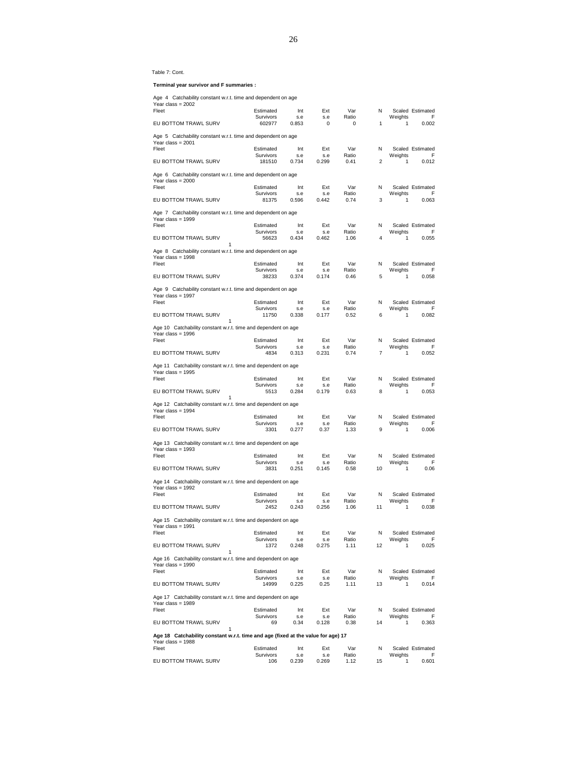Table 7: Cont.

**Terminal year survivor and F summaries :**

Age 4 Catchability constant w.r.t. time and dependent on age
Year class = 2002

| Fleet | Estimated Survivors | Int s.e | Ext s.e | Var Ratio | N | Scaled Weights | Estimated F |
|---|---|---|---|---|---|---|---|
| EU BOTTOM TRAWL SURV | 602977 | 0.853 | 0 | 0 | 1 | 1 | 0.002 |

Age 5 Catchability constant w.r.t. time and dependent on age
Year class = 2001

| Fleet | Estimated Survivors | Int s.e | Ext s.e | Var Ratio | N | Scaled Weights | Estimated F |
|---|---|---|---|---|---|---|---|
| EU BOTTOM TRAWL SURV | 181510 | 0.734 | 0.299 | 0.41 | 2 | 1 | 0.012 |

Age 6 Catchability constant w.r.t. time and dependent on age
Year class = 2000

| Fleet | Estimated Survivors | Int s.e | Ext s.e | Var Ratio | N | Scaled Weights | Estimated F |
|---|---|---|---|---|---|---|---|
| EU BOTTOM TRAWL SURV | 81375 | 0.596 | 0.442 | 0.74 | 3 | 1 | 0.063 |

Age 7 Catchability constant w.r.t. time and dependent on age
Year class = 1999

| Fleet | Estimated Survivors | Int s.e | Ext s.e | Var Ratio | N | Scaled Weights | Estimated F |
|---|---|---|---|---|---|---|---|
| EU BOTTOM TRAWL SURV | 56623 | 0.434 | 0.462 | 1.06 | 4 | 1 | 0.055 |

1

Age 8 Catchability constant w.r.t. time and dependent on age
Year class = 1998

| Fleet | Estimated Survivors | Int s.e | Ext s.e | Var Ratio | N | Scaled Weights | Estimated F |
|---|---|---|---|---|---|---|---|
| EU BOTTOM TRAWL SURV | 38233 | 0.374 | 0.174 | 0.46 | 5 | 1 | 0.058 |

Age 9 Catchability constant w.r.t. time and dependent on age
Year class = 1997

| Fleet | Estimated Survivors | Int s.e | Ext s.e | Var Ratio | N | Scaled Weights | Estimated F |
|---|---|---|---|---|---|---|---|
| EU BOTTOM TRAWL SURV | 11750 | 0.338 | 0.177 | 0.52 | 6 | 1 | 0.082 |

1

Age 10 Catchability constant w.r.t. time and dependent on age
Year class = 1996

| Fleet | Estimated Survivors | Int s.e | Ext s.e | Var Ratio | N | Scaled Weights | Estimated F |
|---|---|---|---|---|---|---|---|
| EU BOTTOM TRAWL SURV | 4834 | 0.313 | 0.231 | 0.74 | 7 | 1 | 0.052 |

Age 11 Catchability constant w.r.t. time and dependent on age
Year class = 1995

| Fleet | Estimated Survivors | Int s.e | Ext s.e | Var Ratio | N | Scaled Weights | Estimated F |
|---|---|---|---|---|---|---|---|
| EU BOTTOM TRAWL SURV | 5513 | 0.284 | 0.179 | 0.63 | 8 | 1 | 0.053 |

1

Age 12 Catchability constant w.r.t. time and dependent on age
Year class = 1994

| Fleet | Estimated Survivors | Int s.e | Ext s.e | Var Ratio | N | Scaled Weights | Estimated F |
|---|---|---|---|---|---|---|---|
| EU BOTTOM TRAWL SURV | 3301 | 0.277 | 0.37 | 1.33 | 9 | 1 | 0.006 |

Age 13 Catchability constant w.r.t. time and dependent on age
Year class = 1993

| Fleet | Estimated Survivors | Int s.e | Ext s.e | Var Ratio | N | Scaled Weights | Estimated F |
|---|---|---|---|---|---|---|---|
| EU BOTTOM TRAWL SURV | 3831 | 0.251 | 0.145 | 0.58 | 10 | 1 | 0.06 |

Age 14 Catchability constant w.r.t. time and dependent on age
Year class = 1992

| Fleet | Estimated Survivors | Int s.e | Ext s.e | Var Ratio | N | Scaled Weights | Estimated F |
|---|---|---|---|---|---|---|---|
| EU BOTTOM TRAWL SURV | 2452 | 0.243 | 0.256 | 1.06 | 11 | 1 | 0.038 |

Age 15 Catchability constant w.r.t. time and dependent on age
Year class = 1991

| Fleet | Estimated Survivors | Int s.e | Ext s.e | Var Ratio | N | Scaled Weights | Estimated F |
|---|---|---|---|---|---|---|---|
| EU BOTTOM TRAWL SURV | 1372 | 0.248 | 0.275 | 1.11 | 12 | 1 | 0.025 |

1

Age 16 Catchability constant w.r.t. time and dependent on age
Year class = 1990

| Fleet | Estimated Survivors | Int s.e | Ext s.e | Var Ratio | N | Scaled Weights | Estimated F |
|---|---|---|---|---|---|---|---|
| EU BOTTOM TRAWL SURV | 14999 | 0.225 | 0.25 | 1.11 | 13 | 1 | 0.014 |

Age 17 Catchability constant w.r.t. time and dependent on age
Year class = 1989

| Fleet | Estimated Survivors | Int s.e | Ext s.e | Var Ratio | N | Scaled Weights | Estimated F |
|---|---|---|---|---|---|---|---|
| EU BOTTOM TRAWL SURV | 69 | 0.34 | 0.128 | 0.38 | 14 | 1 | 0.363 |

1

**Age 18 Catchability constant w.r.t. time and age (fixed at the value for age) 17**
Year class = 1988

| Fleet | Estimated Survivors | Int s.e | Ext s.e | Var Ratio | N | Scaled Weights | Estimated F |
|---|---|---|---|---|---|---|---|
| EU BOTTOM TRAWL SURV | 106 | 0.239 | 0.269 | 1.12 | 15 | 1 | 0.601 |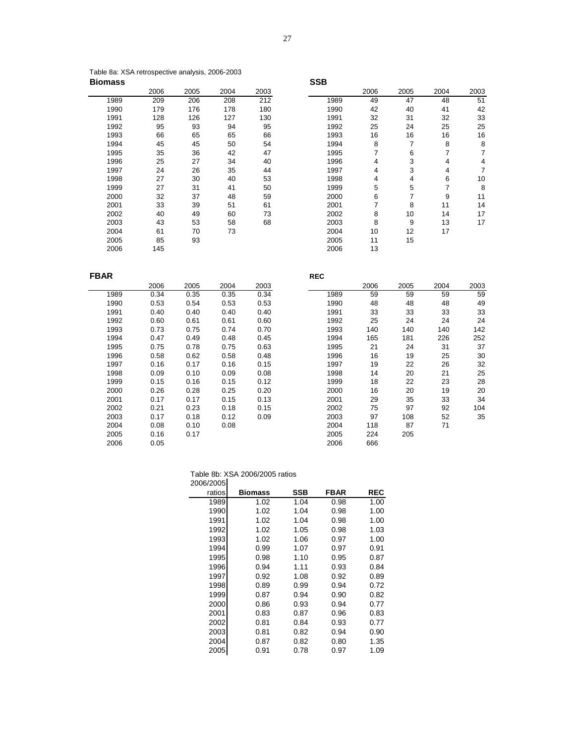Table 8a: XSA retrospective analysis, 2006-2003

**Biomass**

| | 2006 | 2005 | 2004 | 2003 |
|---|---|---|---|---|
| 1989 | 209 | 206 | 208 | 212 |
| 1990 | 179 | 176 | 178 | 180 |
| 1991 | 128 | 126 | 127 | 130 |
| 1992 | 95 | 93 | 94 | 95 |
| 1993 | 66 | 65 | 65 | 66 |
| 1994 | 45 | 45 | 50 | 54 |
| 1995 | 35 | 36 | 42 | 47 |
| 1996 | 25 | 27 | 34 | 40 |
| 1997 | 24 | 26 | 35 | 44 |
| 1998 | 27 | 30 | 40 | 53 |
| 1999 | 27 | 31 | 41 | 50 |
| 2000 | 32 | 37 | 48 | 59 |
| 2001 | 33 | 39 | 51 | 61 |
| 2002 | 40 | 49 | 60 | 73 |
| 2003 | 43 | 53 | 58 | 68 |
| 2004 | 61 | 70 | 73 | |
| 2005 | 85 | 93 | | |
| 2006 | 145 | | | |

**SSB**

| | 2006 | 2005 | 2004 | 2003 |
|---|---|---|---|---|
| 1989 | 49 | 47 | 48 | 51 |
| 1990 | 42 | 40 | 41 | 42 |
| 1991 | 32 | 31 | 32 | 33 |
| 1992 | 25 | 24 | 25 | 25 |
| 1993 | 16 | 16 | 16 | 16 |
| 1994 | 8 | 7 | 8 | 8 |
| 1995 | 7 | 6 | 7 | 7 |
| 1996 | 4 | 3 | 4 | 4 |
| 1997 | 4 | 3 | 4 | 7 |
| 1998 | 4 | 4 | 6 | 10 |
| 1999 | 5 | 5 | 7 | 8 |
| 2000 | 6 | 7 | 9 | 11 |
| 2001 | 7 | 8 | 11 | 14 |
| 2002 | 8 | 10 | 14 | 17 |
| 2003 | 8 | 9 | 13 | 17 |
| 2004 | 10 | 12 | 17 | |
| 2005 | 11 | 15 | | |
| 2006 | 13 | | | |

**FBAR**

| | 2006 | 2005 | 2004 | 2003 |
|---|---|---|---|---|
| 1989 | 0.34 | 0.35 | 0.35 | 0.34 |
| 1990 | 0.53 | 0.54 | 0.53 | 0.53 |
| 1991 | 0.40 | 0.40 | 0.40 | 0.40 |
| 1992 | 0.60 | 0.61 | 0.61 | 0.60 |
| 1993 | 0.73 | 0.75 | 0.74 | 0.70 |
| 1994 | 0.47 | 0.49 | 0.48 | 0.45 |
| 1995 | 0.75 | 0.78 | 0.75 | 0.63 |
| 1996 | 0.58 | 0.62 | 0.58 | 0.48 |
| 1997 | 0.16 | 0.17 | 0.16 | 0.15 |
| 1998 | 0.09 | 0.10 | 0.09 | 0.08 |
| 1999 | 0.15 | 0.16 | 0.15 | 0.12 |
| 2000 | 0.26 | 0.28 | 0.25 | 0.20 |
| 2001 | 0.17 | 0.17 | 0.15 | 0.13 |
| 2002 | 0.21 | 0.23 | 0.18 | 0.15 |
| 2003 | 0.17 | 0.18 | 0.12 | 0.09 |
| 2004 | 0.08 | 0.10 | 0.08 | |
| 2005 | 0.16 | 0.17 | | |
| 2006 | 0.05 | | | |

**REC**

| | 2006 | 2005 | 2004 | 2003 |
|---|---|---|---|---|
| 1989 | 59 | 59 | 59 | 59 |
| 1990 | 48 | 48 | 48 | 49 |
| 1991 | 33 | 33 | 33 | 33 |
| 1992 | 25 | 24 | 24 | 24 |
| 1993 | 140 | 140 | 140 | 142 |
| 1994 | 165 | 181 | 226 | 252 |
| 1995 | 21 | 24 | 31 | 37 |
| 1996 | 16 | 19 | 25 | 30 |
| 1997 | 19 | 22 | 26 | 32 |
| 1998 | 14 | 20 | 21 | 25 |
| 1999 | 18 | 22 | 23 | 28 |
| 2000 | 16 | 20 | 19 | 20 |
| 2001 | 29 | 35 | 33 | 34 |
| 2002 | 75 | 97 | 92 | 104 |
| 2003 | 97 | 108 | 52 | 35 |
| 2004 | 118 | 87 | 71 | |
| 2005 | 224 | 205 | | |
| 2006 | 666 | | | |

Table 8b: XSA 2006/2005 ratios

| 2006/2005 ratios | **Biomass** | **SSB** | **FBAR** | **REC** |
|---|---|---|---|---|
| 1989 | 1.02 | 1.04 | 0.98 | 1.00 |
| 1990 | 1.02 | 1.04 | 0.98 | 1.00 |
| 1991 | 1.02 | 1.04 | 0.98 | 1.00 |
| 1992 | 1.02 | 1.05 | 0.98 | 1.03 |
| 1993 | 1.02 | 1.06 | 0.97 | 1.00 |
| 1994 | 0.99 | 1.07 | 0.97 | 0.91 |
| 1995 | 0.98 | 1.10 | 0.95 | 0.87 |
| 1996 | 0.94 | 1.11 | 0.93 | 0.84 |
| 1997 | 0.92 | 1.08 | 0.92 | 0.89 |
| 1998 | 0.89 | 0.99 | 0.94 | 0.72 |
| 1999 | 0.87 | 0.94 | 0.90 | 0.82 |
| 2000 | 0.86 | 0.93 | 0.94 | 0.77 |
| 2001 | 0.83 | 0.87 | 0.96 | 0.83 |
| 2002 | 0.81 | 0.84 | 0.93 | 0.77 |
| 2003 | 0.81 | 0.82 | 0.94 | 0.90 |
| 2004 | 0.87 | 0.82 | 0.80 | 1.35 |
| 2005 | 0.91 | 0.78 | 0.97 | 1.09 |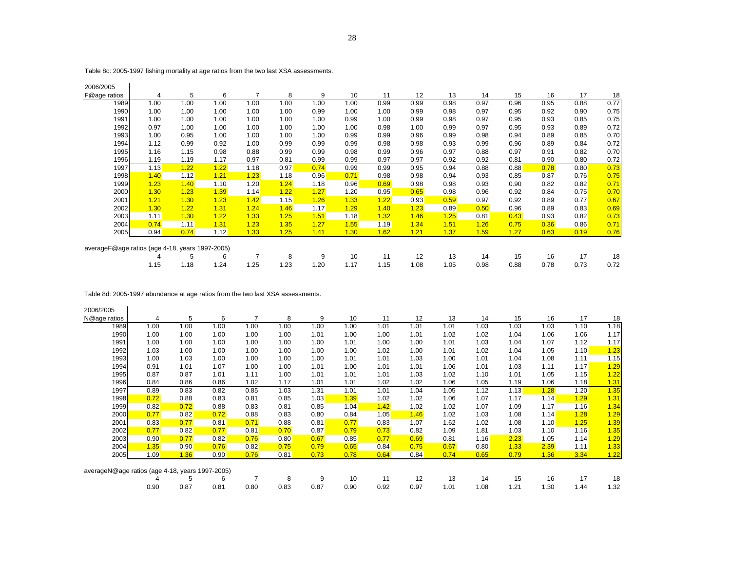Table 8c: 2005-1997 fishing mortality at age ratios from the two last XSA assessments.

| 2006/2005 F@age ratios | 4 | 5 | 6 | 7 | 8 | 9 | 10 | 11 | 12 | 13 | 14 | 15 | 16 | 17 | 18 |
|---|---|---|---|---|---|---|---|---|---|---|---|---|---|---|---|
| 1989 | 1.00 | 1.00 | 1.00 | 1.00 | 1.00 | 1.00 | 1.00 | 0.99 | 0.99 | 0.98 | 0.97 | 0.96 | 0.95 | 0.88 | 0.77 |
| 1990 | 1.00 | 1.00 | 1.00 | 1.00 | 1.00 | 0.99 | 1.00 | 1.00 | 0.99 | 0.98 | 0.97 | 0.95 | 0.92 | 0.90 | 0.75 |
| 1991 | 1.00 | 1.00 | 1.00 | 1.00 | 1.00 | 1.00 | 0.99 | 1.00 | 0.99 | 0.98 | 0.97 | 0.95 | 0.93 | 0.85 | 0.75 |
| 1992 | 0.97 | 1.00 | 1.00 | 1.00 | 1.00 | 1.00 | 1.00 | 0.98 | 1.00 | 0.99 | 0.97 | 0.95 | 0.93 | 0.89 | 0.72 |
| 1993 | 1.00 | 0.95 | 1.00 | 1.00 | 1.00 | 1.00 | 0.99 | 0.99 | 0.96 | 0.99 | 0.98 | 0.94 | 0.89 | 0.85 | 0.70 |
| 1994 | 1.12 | 0.99 | 0.92 | 1.00 | 0.99 | 0.99 | 0.99 | 0.98 | 0.98 | 0.93 | 0.99 | 0.96 | 0.89 | 0.84 | 0.72 |
| 1995 | 1.16 | 1.15 | 0.98 | 0.88 | 0.99 | 0.99 | 0.98 | 0.99 | 0.96 | 0.97 | 0.88 | 0.97 | 0.91 | 0.82 | 0.70 |
| 1996 | 1.19 | 1.19 | 1.17 | 0.97 | 0.81 | 0.99 | 0.99 | 0.97 | 0.97 | 0.92 | 0.92 | 0.81 | 0.90 | 0.80 | 0.72 |
| 1997 | 1.13 | 1.22 | 1.22 | 1.18 | 0.97 | 0.74 | 0.99 | 0.99 | 0.95 | 0.94 | 0.88 | 0.88 | 0.78 | 0.80 | 0.73 |
| 1998 | 1.40 | 1.12 | 1.21 | 1.23 | 1.18 | 0.96 | 0.71 | 0.98 | 0.98 | 0.94 | 0.93 | 0.85 | 0.87 | 0.76 | 0.75 |
| 1999 | 1.23 | 1.40 | 1.10 | 1.20 | 1.24 | 1.18 | 0.96 | 0.69 | 0.98 | 0.98 | 0.93 | 0.90 | 0.82 | 0.82 | 0.71 |
| 2000 | 1.30 | 1.23 | 1.39 | 1.14 | 1.22 | 1.27 | 1.20 | 0.95 | 0.65 | 0.98 | 0.96 | 0.92 | 0.84 | 0.75 | 0.70 |
| 2001 | 1.21 | 1.30 | 1.23 | 1.42 | 1.15 | 1.26 | 1.33 | 1.22 | 0.93 | 0.59 | 0.97 | 0.92 | 0.89 | 0.77 | 0.67 |
| 2002 | 1.30 | 1.22 | 1.31 | 1.24 | 1.46 | 1.17 | 1.29 | 1.40 | 1.23 | 0.89 | 0.50 | 0.96 | 0.89 | 0.83 | 0.69 |
| 2003 | 1.11 | 1.30 | 1.22 | 1.33 | 1.25 | 1.51 | 1.18 | 1.32 | 1.46 | 1.25 | 0.81 | 0.43 | 0.93 | 0.82 | 0.73 |
| 2004 | 0.74 | 1.11 | 1.31 | 1.23 | 1.35 | 1.27 | 1.55 | 1.19 | 1.34 | 1.51 | 1.26 | 0.75 | 0.36 | 0.86 | 0.71 |
| 2005 | 0.94 | 0.74 | 1.12 | 1.33 | 1.25 | 1.41 | 1.30 | 1.62 | 1.21 | 1.37 | 1.59 | 1.27 | 0.63 | 0.19 | 0.76 |

averageF@age ratios (age 4-18, years 1997-2005)

| 4 | 5 | 6 | 7 | 8 | 9 | 10 | 11 | 12 | 13 | 14 | 15 | 16 | 17 | 18 |
|---|---|---|---|---|---|---|---|---|---|---|---|---|---|---|
| 1.15 | 1.18 | 1.24 | 1.25 | 1.23 | 1.20 | 1.17 | 1.15 | 1.08 | 1.05 | 0.98 | 0.88 | 0.78 | 0.73 | 0.72 |

Table 8d: 2005-1997 abundance at age ratios from the two last XSA assessments.

| 2006/2005 N@age ratios | 4 | 5 | 6 | 7 | 8 | 9 | 10 | 11 | 12 | 13 | 14 | 15 | 16 | 17 | 18 |
|---|---|---|---|---|---|---|---|---|---|---|---|---|---|---|---|
| 1989 | 1.00 | 1.00 | 1.00 | 1.00 | 1.00 | 1.00 | 1.00 | 1.01 | 1.01 | 1.01 | 1.03 | 1.03 | 1.03 | 1.10 | 1.18 |
| 1990 | 1.00 | 1.00 | 1.00 | 1.00 | 1.00 | 1.01 | 1.00 | 1.00 | 1.01 | 1.02 | 1.02 | 1.04 | 1.06 | 1.06 | 1.17 |
| 1991 | 1.00 | 1.00 | 1.00 | 1.00 | 1.00 | 1.00 | 1.01 | 1.00 | 1.00 | 1.01 | 1.03 | 1.04 | 1.07 | 1.12 | 1.17 |
| 1992 | 1.03 | 1.00 | 1.00 | 1.00 | 1.00 | 1.00 | 1.00 | 1.02 | 1.00 | 1.01 | 1.02 | 1.04 | 1.05 | 1.10 | 1.23 |
| 1993 | 1.00 | 1.03 | 1.00 | 1.00 | 1.00 | 1.00 | 1.01 | 1.01 | 1.03 | 1.00 | 1.01 | 1.04 | 1.08 | 1.11 | 1.15 |
| 1994 | 0.91 | 1.01 | 1.07 | 1.00 | 1.00 | 1.01 | 1.00 | 1.01 | 1.01 | 1.06 | 1.01 | 1.03 | 1.11 | 1.17 | 1.29 |
| 1995 | 0.87 | 0.87 | 1.01 | 1.11 | 1.00 | 1.01 | 1.01 | 1.01 | 1.03 | 1.02 | 1.10 | 1.01 | 1.05 | 1.15 | 1.22 |
| 1996 | 0.84 | 0.86 | 0.86 | 1.02 | 1.17 | 1.01 | 1.01 | 1.02 | 1.02 | 1.06 | 1.05 | 1.19 | 1.06 | 1.18 | 1.31 |
| 1997 | 0.89 | 0.83 | 0.82 | 0.85 | 1.03 | 1.31 | 1.01 | 1.01 | 1.04 | 1.05 | 1.12 | 1.13 | 1.28 | 1.20 | 1.35 |
| 1998 | 0.72 | 0.88 | 0.83 | 0.81 | 0.85 | 1.03 | 1.39 | 1.02 | 1.02 | 1.06 | 1.07 | 1.17 | 1.14 | 1.29 | 1.31 |
| 1999 | 0.82 | 0.72 | 0.88 | 0.83 | 0.81 | 0.85 | 1.04 | 1.42 | 1.02 | 1.02 | 1.07 | 1.09 | 1.17 | 1.16 | 1.34 |
| 2000 | 0.77 | 0.82 | 0.72 | 0.88 | 0.83 | 0.80 | 0.84 | 1.05 | 1.46 | 1.02 | 1.03 | 1.08 | 1.14 | 1.28 | 1.29 |
| 2001 | 0.83 | 0.77 | 0.81 | 0.71 | 0.88 | 0.81 | 0.77 | 0.83 | 1.07 | 1.62 | 1.02 | 1.08 | 1.10 | 1.25 | 1.39 |
| 2002 | 0.77 | 0.82 | 0.77 | 0.81 | 0.70 | 0.87 | 0.79 | 0.73 | 0.82 | 1.09 | 1.81 | 1.03 | 1.10 | 1.16 | 1.35 |
| 2003 | 0.90 | 0.77 | 0.82 | 0.76 | 0.80 | 0.67 | 0.85 | 0.77 | 0.69 | 0.81 | 1.16 | 2.23 | 1.05 | 1.14 | 1.29 |
| 2004 | 1.35 | 0.90 | 0.76 | 0.82 | 0.75 | 0.79 | 0.65 | 0.84 | 0.75 | 0.67 | 0.80 | 1.33 | 2.39 | 1.11 | 1.33 |
| 2005 | 1.09 | 1.36 | 0.90 | 0.76 | 0.81 | 0.73 | 0.78 | 0.64 | 0.84 | 0.74 | 0.65 | 0.79 | 1.36 | 3.34 | 1.22 |

averageN@age ratios (age 4-18, years 1997-2005)

| 4 | 5 | 6 | 7 | 8 | 9 | 10 | 11 | 12 | 13 | 14 | 15 | 16 | 17 | 18 |
|---|---|---|---|---|---|---|---|---|---|---|---|---|---|---|
| 0.90 | 0.87 | 0.81 | 0.80 | 0.83 | 0.87 | 0.90 | 0.92 | 0.97 | 1.01 | 1.08 | 1.21 | 1.30 | 1.44 | 1.32 |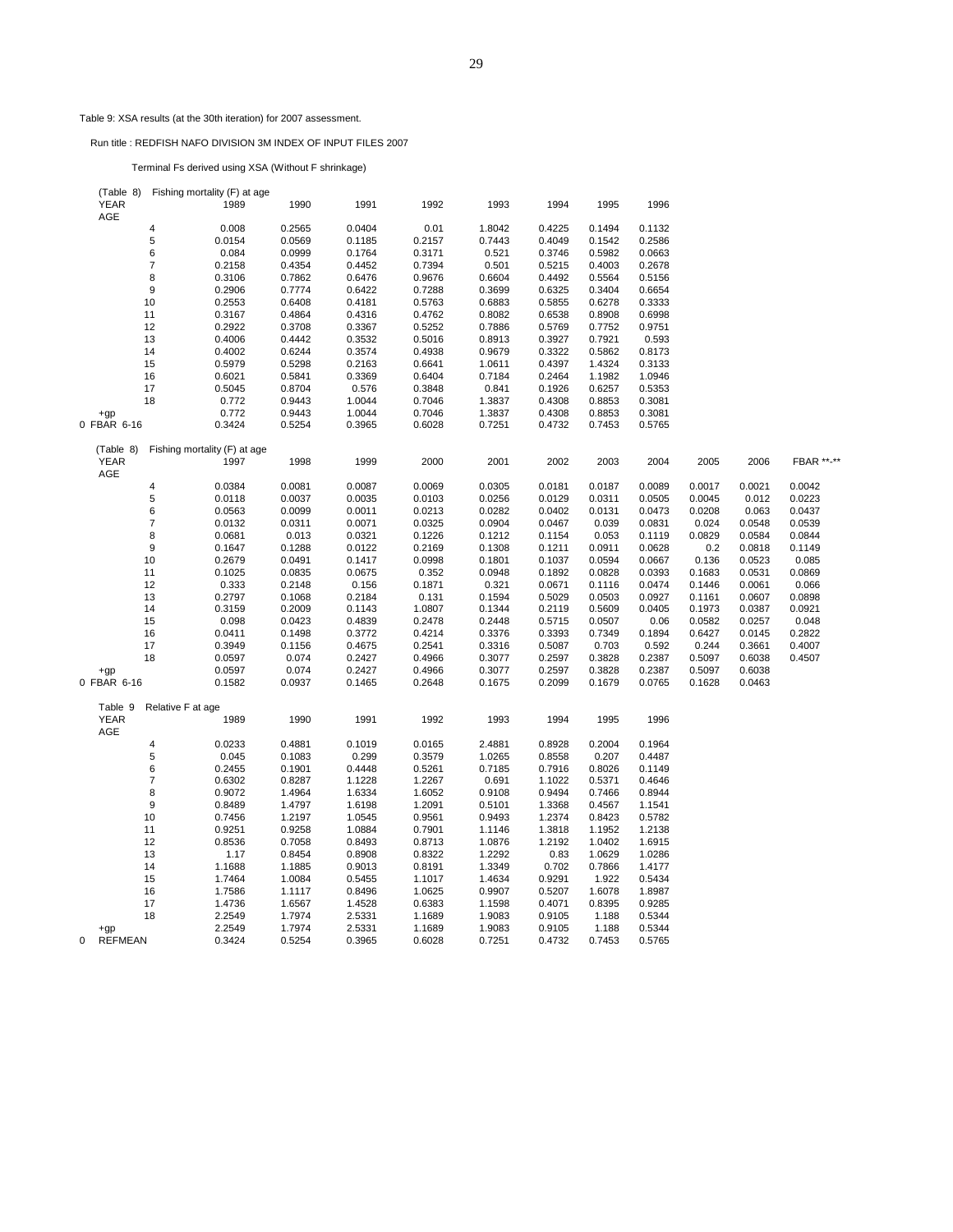Table 9: XSA results (at the 30th iteration) for 2007 assessment.

Run title : REDFISH NAFO DIVISION 3M INDEX OF INPUT FILES 2007

Terminal Fs derived using XSA (Without F shrinkage)

(Table 8) Fishing mortality (F) at age

| YEAR / AGE | 1989 | 1990 | 1991 | 1992 | 1993 | 1994 | 1995 | 1996 |
|---|---|---|---|---|---|---|---|---|
| 4 | 0.008 | 0.2565 | 0.0404 | 0.01 | 1.8042 | 0.4225 | 0.1494 | 0.1132 |
| 5 | 0.0154 | 0.0569 | 0.1185 | 0.2157 | 0.7443 | 0.4049 | 0.1542 | 0.2586 |
| 6 | 0.084 | 0.0999 | 0.1764 | 0.3171 | 0.521 | 0.3746 | 0.5982 | 0.0663 |
| 7 | 0.2158 | 0.4354 | 0.4452 | 0.7394 | 0.501 | 0.5215 | 0.4003 | 0.2678 |
| 8 | 0.3106 | 0.7862 | 0.6476 | 0.9676 | 0.6604 | 0.4492 | 0.5564 | 0.5156 |
| 9 | 0.2906 | 0.7774 | 0.6422 | 0.7288 | 0.3699 | 0.6325 | 0.3404 | 0.6654 |
| 10 | 0.2553 | 0.6408 | 0.4181 | 0.5763 | 0.6883 | 0.5855 | 0.6278 | 0.3333 |
| 11 | 0.3167 | 0.4864 | 0.4316 | 0.4762 | 0.8082 | 0.6538 | 0.8908 | 0.6998 |
| 12 | 0.2922 | 0.3708 | 0.3367 | 0.5252 | 0.7886 | 0.5769 | 0.7752 | 0.9751 |
| 13 | 0.4006 | 0.4442 | 0.3532 | 0.5016 | 0.8913 | 0.3927 | 0.7921 | 0.593 |
| 14 | 0.4002 | 0.6244 | 0.3574 | 0.4938 | 0.9679 | 0.3322 | 0.5862 | 0.8173 |
| 15 | 0.5979 | 0.5298 | 0.2163 | 0.6641 | 1.0611 | 0.4397 | 1.4324 | 0.3133 |
| 16 | 0.6021 | 0.5841 | 0.3369 | 0.6404 | 0.7184 | 0.2464 | 1.1982 | 1.0946 |
| 17 | 0.5045 | 0.8704 | 0.576 | 0.3848 | 0.841 | 0.1926 | 0.6257 | 0.5353 |
| 18 | 0.772 | 0.9443 | 1.0044 | 0.7046 | 1.3837 | 0.4308 | 0.8853 | 0.3081 |
| +gp | 0.772 | 0.9443 | 1.0044 | 0.7046 | 1.3837 | 0.4308 | 0.8853 | 0.3081 |
| 0 FBAR 6-16 | 0.3424 | 0.5254 | 0.3965 | 0.6028 | 0.7251 | 0.4732 | 0.7453 | 0.5765 |

(Table 8) Fishing mortality (F) at age

| YEAR / AGE | 1997 | 1998 | 1999 | 2000 | 2001 | 2002 | 2003 | 2004 | 2005 | 2006 | FBAR **-** |
|---|---|---|---|---|---|---|---|---|---|---|---|
| 4 | 0.0384 | 0.0081 | 0.0087 | 0.0069 | 0.0305 | 0.0181 | 0.0187 | 0.0089 | 0.0017 | 0.0021 | 0.0042 |
| 5 | 0.0118 | 0.0037 | 0.0035 | 0.0103 | 0.0256 | 0.0129 | 0.0311 | 0.0505 | 0.0045 | 0.012 | 0.0223 |
| 6 | 0.0563 | 0.0099 | 0.0011 | 0.0213 | 0.0282 | 0.0402 | 0.0131 | 0.0473 | 0.0208 | 0.063 | 0.0437 |
| 7 | 0.0132 | 0.0311 | 0.0071 | 0.0325 | 0.0904 | 0.0467 | 0.039 | 0.0831 | 0.024 | 0.0548 | 0.0539 |
| 8 | 0.0681 | 0.013 | 0.0321 | 0.1226 | 0.1212 | 0.1154 | 0.053 | 0.1119 | 0.0829 | 0.0584 | 0.0844 |
| 9 | 0.1647 | 0.1288 | 0.0122 | 0.2169 | 0.1308 | 0.1211 | 0.0911 | 0.0628 | 0.2 | 0.0818 | 0.1149 |
| 10 | 0.2679 | 0.0491 | 0.1417 | 0.0998 | 0.1801 | 0.1037 | 0.0594 | 0.0667 | 0.136 | 0.0523 | 0.085 |
| 11 | 0.1025 | 0.0835 | 0.0675 | 0.352 | 0.0948 | 0.1892 | 0.0828 | 0.0393 | 0.1683 | 0.0531 | 0.0869 |
| 12 | 0.333 | 0.2148 | 0.156 | 0.1871 | 0.321 | 0.0671 | 0.1116 | 0.0474 | 0.1446 | 0.0061 | 0.066 |
| 13 | 0.2797 | 0.1068 | 0.2184 | 0.131 | 0.1594 | 0.5029 | 0.0503 | 0.0927 | 0.1161 | 0.0607 | 0.0898 |
| 14 | 0.3159 | 0.2009 | 0.1143 | 1.0807 | 0.1344 | 0.2119 | 0.5609 | 0.0405 | 0.1973 | 0.0387 | 0.0921 |
| 15 | 0.098 | 0.0423 | 0.4839 | 0.2478 | 0.2448 | 0.5715 | 0.0507 | 0.06 | 0.0582 | 0.0257 | 0.048 |
| 16 | 0.0411 | 0.1498 | 0.3772 | 0.4214 | 0.3376 | 0.3393 | 0.7349 | 0.1894 | 0.6427 | 0.0145 | 0.2822 |
| 17 | 0.3949 | 0.1156 | 0.4675 | 0.2541 | 0.3316 | 0.5087 | 0.703 | 0.592 | 0.244 | 0.3661 | 0.4007 |
| 18 | 0.0597 | 0.074 | 0.2427 | 0.4966 | 0.3077 | 0.2597 | 0.3828 | 0.2387 | 0.5097 | 0.6038 | 0.4507 |
| +gp | 0.0597 | 0.074 | 0.2427 | 0.4966 | 0.3077 | 0.2597 | 0.3828 | 0.2387 | 0.5097 | 0.6038 | |
| 0 FBAR 6-16 | 0.1582 | 0.0937 | 0.1465 | 0.2648 | 0.1675 | 0.2099 | 0.1679 | 0.0765 | 0.1628 | 0.0463 | |

Table 9 Relative F at age

| YEAR / AGE | 1989 | 1990 | 1991 | 1992 | 1993 | 1994 | 1995 | 1996 |
|---|---|---|---|---|---|---|---|---|
| 4 | 0.0233 | 0.4881 | 0.1019 | 0.0165 | 2.4881 | 0.8928 | 0.2004 | 0.1964 |
| 5 | 0.045 | 0.1083 | 0.299 | 0.3579 | 1.0265 | 0.8558 | 0.207 | 0.4487 |
| 6 | 0.2455 | 0.1901 | 0.4448 | 0.5261 | 0.7185 | 0.7916 | 0.8026 | 0.1149 |
| 7 | 0.6302 | 0.8287 | 1.1228 | 1.2267 | 0.691 | 1.1022 | 0.5371 | 0.4646 |
| 8 | 0.9072 | 1.4964 | 1.6334 | 1.6052 | 0.9108 | 0.9494 | 0.7466 | 0.8944 |
| 9 | 0.8489 | 1.4797 | 1.6198 | 1.2091 | 0.5101 | 1.3368 | 0.4567 | 1.1541 |
| 10 | 0.7456 | 1.2197 | 1.0545 | 0.9561 | 0.9493 | 1.2374 | 0.8423 | 0.5782 |
| 11 | 0.9251 | 0.9258 | 1.0884 | 0.7901 | 1.1146 | 1.3818 | 1.1952 | 1.2138 |
| 12 | 0.8536 | 0.7058 | 0.8493 | 0.8713 | 1.0876 | 1.2192 | 1.0402 | 1.6915 |
| 13 | 1.17 | 0.8454 | 0.8908 | 0.8322 | 1.2292 | 0.83 | 1.0629 | 1.0286 |
| 14 | 1.1688 | 1.1885 | 0.9013 | 0.8191 | 1.3349 | 0.702 | 0.7866 | 1.4177 |
| 15 | 1.7464 | 1.0084 | 0.5455 | 1.1017 | 1.4634 | 0.9291 | 1.922 | 0.5434 |
| 16 | 1.7586 | 1.1117 | 0.8496 | 1.0625 | 0.9907 | 0.5207 | 1.6078 | 1.8987 |
| 17 | 1.4736 | 1.6567 | 1.4528 | 0.6383 | 1.1598 | 0.4071 | 0.8395 | 0.9285 |
| 18 | 2.2549 | 1.7974 | 2.5331 | 1.1689 | 1.9083 | 0.9105 | 1.188 | 0.5344 |
| +gp | 2.2549 | 1.7974 | 2.5331 | 1.1689 | 1.9083 | 0.9105 | 1.188 | 0.5344 |
| 0 REFMEAN | 0.3424 | 0.5254 | 0.3965 | 0.6028 | 0.7251 | 0.4732 | 0.7453 | 0.5765 |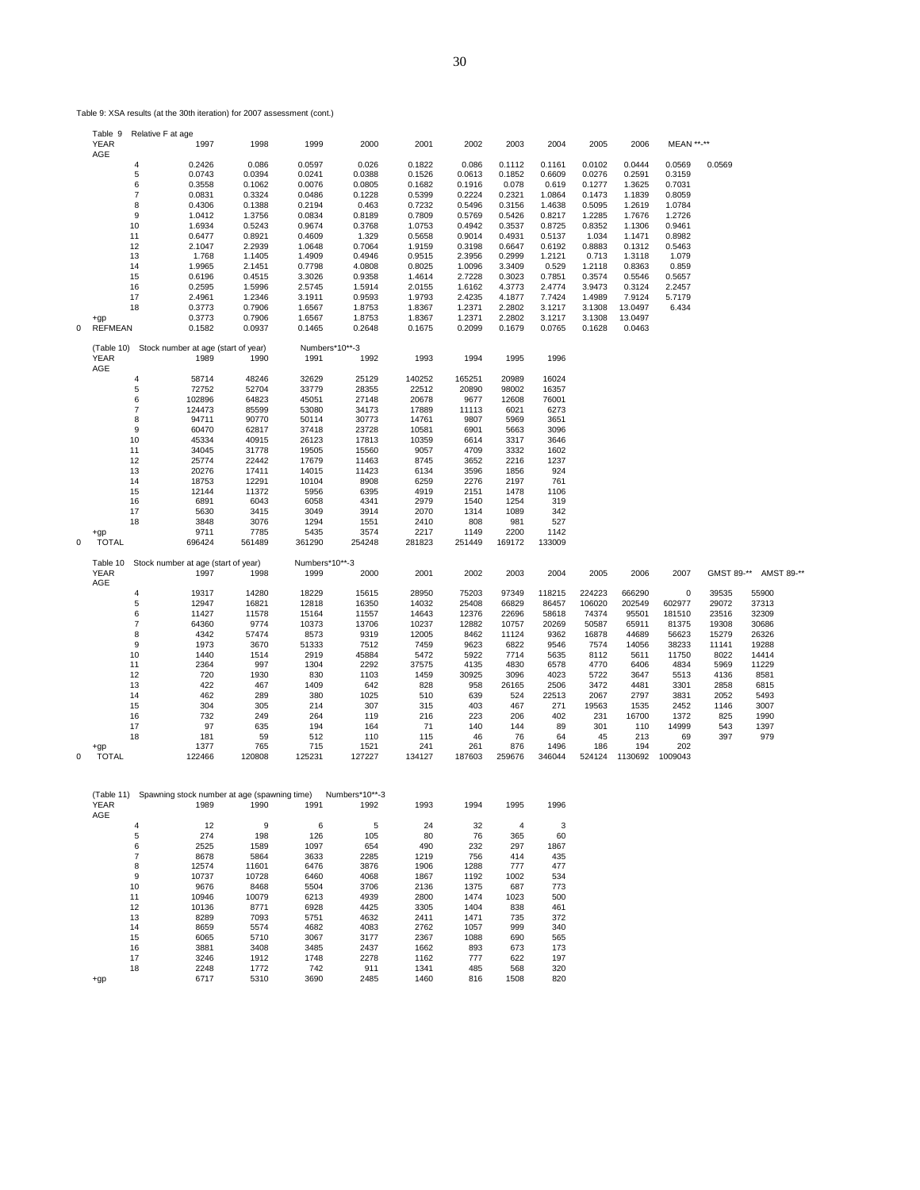Table 9: XSA results (at the 30th iteration) for 2007 assessment (cont.)

Table 9 Relative F at age

| YEAR | 1997 | 1998 | 1999 | 2000 | 2001 | 2002 | 2003 | 2004 | 2005 | 2006 | MEAN **-** | |
|---|---|---|---|---|---|---|---|---|---|---|---|---|
| AGE | | | | | | | | | | | | |
| 4 | 0.2426 | 0.086 | 0.0597 | 0.026 | 0.1822 | 0.086 | 0.1112 | 0.1161 | 0.0102 | 0.0444 | 0.0569 | 0.0569 |
| 5 | 0.0743 | 0.0394 | 0.0241 | 0.0388 | 0.1526 | 0.0613 | 0.1852 | 0.6609 | 0.0276 | 0.2591 | 0.3159 | |
| 6 | 0.3558 | 0.1062 | 0.0076 | 0.0805 | 0.1682 | 0.1916 | 0.078 | 0.619 | 0.1277 | 1.3625 | 0.7031 | |
| 7 | 0.0831 | 0.3324 | 0.0486 | 0.1228 | 0.5399 | 0.2224 | 0.2321 | 1.0864 | 0.1473 | 1.1839 | 0.8059 | |
| 8 | 0.4306 | 0.1388 | 0.2194 | 0.463 | 0.7232 | 0.5496 | 0.3156 | 1.4638 | 0.5095 | 1.2619 | 1.0784 | |
| 9 | 1.0412 | 1.3756 | 0.0834 | 0.8189 | 0.7809 | 0.5769 | 0.5426 | 0.8217 | 1.2285 | 1.7676 | 1.2726 | |
| 10 | 1.6934 | 0.5243 | 0.9674 | 0.3768 | 1.0753 | 0.4942 | 0.3537 | 0.8725 | 0.8352 | 1.1306 | 0.9461 | |
| 11 | 0.6477 | 0.8921 | 0.4609 | 1.329 | 0.5658 | 0.9014 | 0.4931 | 0.5137 | 1.034 | 1.1471 | 0.8982 | |
| 12 | 2.1047 | 2.2939 | 1.0648 | 0.7064 | 1.9159 | 0.3198 | 0.6647 | 0.6192 | 0.8883 | 0.1312 | 0.5463 | |
| 13 | 1.768 | 1.1405 | 1.4909 | 0.4946 | 0.9515 | 2.3956 | 0.2999 | 1.2121 | 0.713 | 1.3118 | 1.079 | |
| 14 | 1.9965 | 2.1451 | 0.7798 | 4.0808 | 0.8025 | 1.0096 | 3.3409 | 0.529 | 1.2118 | 0.8363 | 0.859 | |
| 15 | 0.6196 | 0.4515 | 3.3026 | 0.9358 | 1.4614 | 2.7228 | 0.3023 | 0.7851 | 0.3574 | 0.5546 | 0.5657 | |
| 16 | 0.2595 | 1.5996 | 2.5745 | 1.5914 | 2.0155 | 1.6162 | 4.3773 | 2.4774 | 3.9473 | 0.3124 | 2.2457 | |
| 17 | 2.4961 | 1.2346 | 3.1911 | 0.9593 | 1.9793 | 2.4235 | 4.1877 | 7.7424 | 1.4989 | 7.9124 | 5.7179 | |
| 18 | 0.3773 | 0.7906 | 1.6567 | 1.8753 | 1.8367 | 1.2371 | 2.2802 | 3.1217 | 3.1308 | 13.0497 | 6.434 | |
| +gp | 0.3773 | 0.7906 | 1.6567 | 1.8753 | 1.8367 | 1.2371 | 2.2802 | 3.1217 | 3.1308 | 13.0497 | | |
| 0 REFMEAN | 0.1582 | 0.0937 | 0.1465 | 0.2648 | 0.1675 | 0.2099 | 0.1679 | 0.0765 | 0.1628 | 0.0463 | | |

(Table 10) Stock number at age (start of year) Numbers*10**-3

| YEAR | 1989 | 1990 | 1991 | 1992 | 1993 | 1994 | 1995 | 1996 |
|---|---|---|---|---|---|---|---|---|
| AGE | | | | | | | | |
| 4 | 58714 | 48246 | 32629 | 25129 | 140252 | 165251 | 20989 | 16024 |
| 5 | 72752 | 52704 | 33779 | 28355 | 22512 | 20890 | 98002 | 16357 |
| 6 | 102896 | 64823 | 45051 | 27148 | 20678 | 9677 | 12608 | 76001 |
| 7 | 124473 | 85599 | 53080 | 34173 | 17889 | 11113 | 6021 | 6273 |
| 8 | 94711 | 90770 | 50114 | 30773 | 14761 | 9807 | 5969 | 3651 |
| 9 | 60470 | 62817 | 37418 | 23728 | 10581 | 6901 | 5663 | 3096 |
| 10 | 45334 | 40915 | 26123 | 17813 | 10359 | 6614 | 3317 | 3646 |
| 11 | 34045 | 31778 | 19505 | 15560 | 9057 | 4709 | 3332 | 1602 |
| 12 | 25774 | 22442 | 17679 | 11463 | 8745 | 3652 | 2216 | 1237 |
| 13 | 20276 | 17411 | 14015 | 11423 | 6134 | 3596 | 1856 | 924 |
| 14 | 18753 | 12291 | 10104 | 8908 | 6259 | 2276 | 2197 | 761 |
| 15 | 12144 | 11372 | 5956 | 6395 | 4919 | 2151 | 1478 | 1106 |
| 16 | 6891 | 6043 | 6058 | 4341 | 2979 | 1540 | 1254 | 319 |
| 17 | 5630 | 3415 | 3049 | 3914 | 2070 | 1314 | 1089 | 342 |
| 18 | 3848 | 3076 | 1294 | 1551 | 2410 | 808 | 981 | 527 |
| +gp | 9711 | 7785 | 5435 | 3574 | 2217 | 1149 | 2200 | 1142 |
| 0 TOTAL | 696424 | 561489 | 361290 | 254248 | 281823 | 251449 | 169172 | 133009 |

Table 10 Stock number at age (start of year) Numbers*10**-3

| YEAR | 1997 | 1998 | 1999 | 2000 | 2001 | 2002 | 2003 | 2004 | 2005 | 2006 | 2007 | GMST 89-** | AMST 89-** |
|---|---|---|---|---|---|---|---|---|---|---|---|---|---|
| AGE | | | | | | | | | | | | | |
| 4 | 19317 | 14280 | 18229 | 15615 | 28950 | 75203 | 97349 | 118215 | 224223 | 666290 | 0 | 39535 | 55900 |
| 5 | 12947 | 16821 | 12818 | 16350 | 14032 | 25408 | 66829 | 86457 | 106020 | 202549 | 602977 | 29072 | 37313 |
| 6 | 11427 | 11578 | 15164 | 11557 | 14643 | 12376 | 22696 | 58618 | 74374 | 95501 | 181510 | 23516 | 32309 |
| 7 | 64360 | 9774 | 10373 | 13706 | 10237 | 12882 | 10757 | 20269 | 50587 | 65911 | 81375 | 19308 | 30686 |
| 8 | 4342 | 57474 | 8573 | 9319 | 12005 | 8462 | 11124 | 9362 | 16878 | 44689 | 56623 | 15279 | 26326 |
| 9 | 1973 | 3670 | 51333 | 7512 | 7459 | 9623 | 6822 | 9546 | 7574 | 14056 | 38233 | 11141 | 19288 |
| 10 | 1440 | 1514 | 2919 | 45884 | 5472 | 5922 | 7714 | 5635 | 8112 | 5611 | 11750 | 8022 | 14414 |
| 11 | 2364 | 997 | 1304 | 2292 | 37575 | 4135 | 4830 | 6578 | 4770 | 6406 | 4834 | 5969 | 11229 |
| 12 | 720 | 1930 | 830 | 1103 | 1459 | 30925 | 3096 | 4023 | 5722 | 3647 | 5513 | 4136 | 8581 |
| 13 | 422 | 467 | 1409 | 642 | 828 | 958 | 26165 | 2506 | 3472 | 4481 | 3301 | 2858 | 6815 |
| 14 | 462 | 289 | 380 | 1025 | 510 | 639 | 524 | 22513 | 2067 | 2797 | 3831 | 2052 | 5493 |
| 15 | 304 | 305 | 214 | 307 | 315 | 403 | 467 | 271 | 19563 | 1535 | 2452 | 1146 | 3007 |
| 16 | 732 | 249 | 264 | 119 | 216 | 223 | 206 | 402 | 231 | 16700 | 1372 | 825 | 1990 |
| 17 | 97 | 635 | 194 | 164 | 71 | 140 | 144 | 89 | 301 | 110 | 14999 | 543 | 1397 |
| 18 | 181 | 59 | 512 | 110 | 115 | 46 | 76 | 64 | 45 | 213 | 69 | 397 | 979 |
| +gp | 1377 | 765 | 715 | 1521 | 241 | 261 | 876 | 1496 | 186 | 194 | 202 | | |
| 0 TOTAL | 122466 | 120808 | 125231 | 127227 | 134127 | 187603 | 259676 | 346044 | 524124 | 1130692 | 1009043 | | |

(Table 11) Spawning stock number at age (spawning time) Numbers*10**-3

| YEAR | 1989 | 1990 | 1991 | 1992 | 1993 | 1994 | 1995 | 1996 |
|---|---|---|---|---|---|---|---|---|
| AGE | | | | | | | | |
| 4 | 12 | 9 | 6 | 5 | 24 | 32 | 4 | 3 |
| 5 | 274 | 198 | 126 | 105 | 80 | 76 | 365 | 60 |
| 6 | 2525 | 1589 | 1097 | 654 | 490 | 232 | 297 | 1867 |
| 7 | 8678 | 5864 | 3633 | 2285 | 1219 | 756 | 414 | 435 |
| 8 | 12574 | 11601 | 6476 | 3876 | 1906 | 1288 | 777 | 477 |
| 9 | 10737 | 10728 | 6460 | 4068 | 1867 | 1192 | 1002 | 534 |
| 10 | 9676 | 8468 | 5504 | 3706 | 2136 | 1375 | 687 | 773 |
| 11 | 10946 | 10079 | 6213 | 4939 | 2800 | 1474 | 1023 | 500 |
| 12 | 10136 | 8771 | 6928 | 4425 | 3305 | 1404 | 838 | 461 |
| 13 | 8289 | 7093 | 5751 | 4632 | 2411 | 1471 | 735 | 372 |
| 14 | 8659 | 5574 | 4682 | 4083 | 2762 | 1057 | 999 | 340 |
| 15 | 6065 | 5710 | 3067 | 3177 | 2367 | 1088 | 690 | 565 |
| 16 | 3881 | 3408 | 3485 | 2437 | 1662 | 893 | 673 | 173 |
| 17 | 3246 | 1912 | 1748 | 2278 | 1162 | 777 | 622 | 197 |
| 18 | 2248 | 1772 | 742 | 911 | 1341 | 485 | 568 | 320 |
| +gp | 6717 | 5310 | 3690 | 2485 | 1460 | 816 | 1508 | 820 |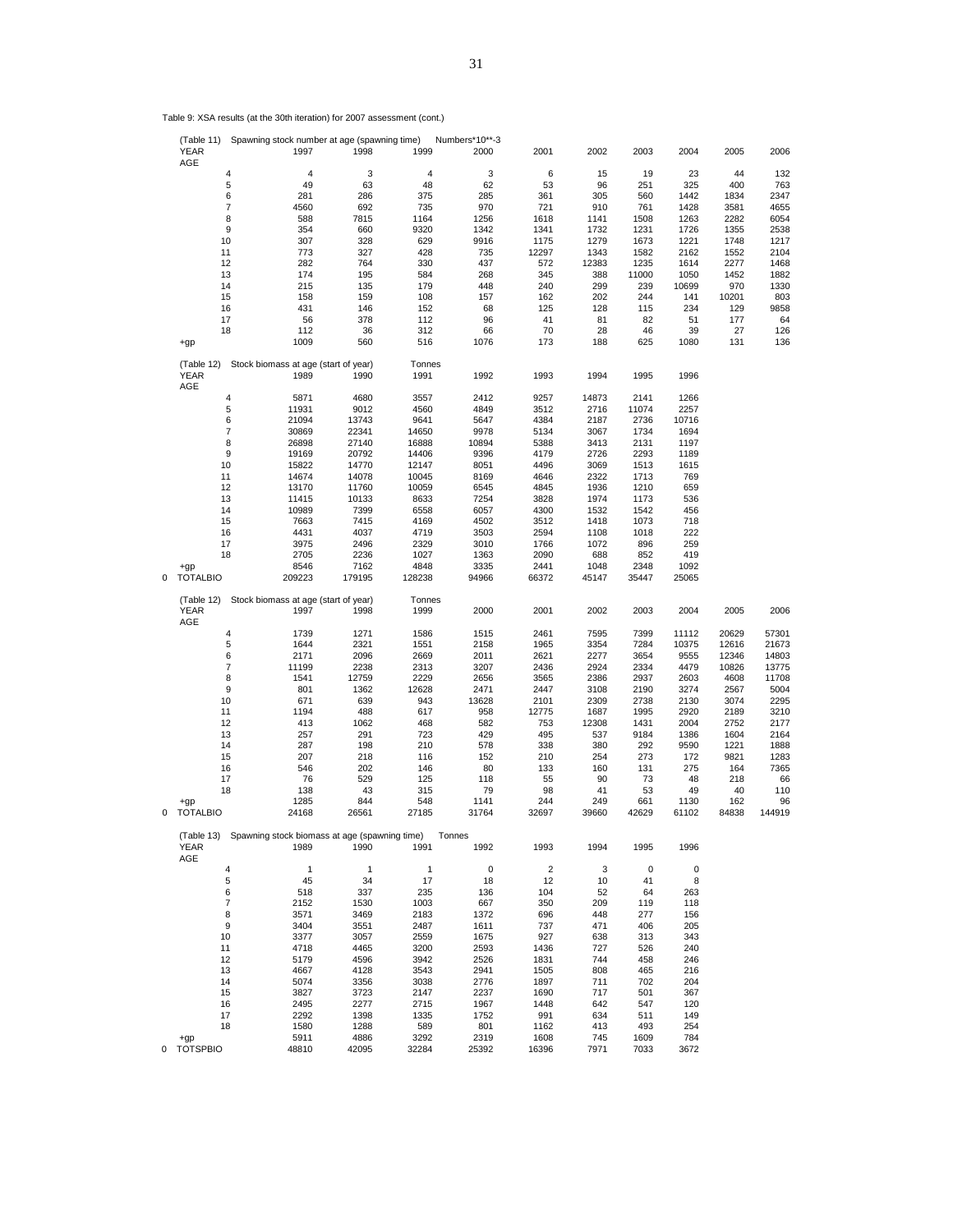Table 9: XSA results (at the 30th iteration) for 2007 assessment (cont.)

(Table 11) Spawning stock number at age (spawning time) Numbers*10**-3

| YEAR | 1997 | 1998 | 1999 | 2000 | 2001 | 2002 | 2003 | 2004 | 2005 | 2006 |
|---|---|---|---|---|---|---|---|---|---|---|
| AGE | | | | | | | | | | |
| 4 | 4 | 3 | 4 | 3 | 6 | 15 | 19 | 23 | 44 | 132 |
| 5 | 49 | 63 | 48 | 62 | 53 | 96 | 251 | 325 | 400 | 763 |
| 6 | 281 | 286 | 375 | 285 | 361 | 305 | 560 | 1442 | 1834 | 2347 |
| 7 | 4560 | 692 | 735 | 970 | 721 | 910 | 761 | 1428 | 3581 | 4655 |
| 8 | 588 | 7815 | 1164 | 1256 | 1618 | 1141 | 1508 | 1263 | 2282 | 6054 |
| 9 | 354 | 660 | 9320 | 1342 | 1341 | 1732 | 1231 | 1726 | 1355 | 2538 |
| 10 | 307 | 328 | 629 | 9916 | 1175 | 1279 | 1673 | 1221 | 1748 | 1217 |
| 11 | 773 | 327 | 428 | 735 | 12297 | 1343 | 1582 | 2162 | 1552 | 2104 |
| 12 | 282 | 764 | 330 | 437 | 572 | 12383 | 1235 | 1614 | 2277 | 1468 |
| 13 | 174 | 195 | 584 | 268 | 345 | 388 | 11000 | 1050 | 1452 | 1882 |
| 14 | 215 | 135 | 179 | 448 | 240 | 299 | 239 | 10699 | 970 | 1330 |
| 15 | 158 | 159 | 108 | 157 | 162 | 202 | 244 | 141 | 10201 | 803 |
| 16 | 431 | 146 | 152 | 68 | 125 | 128 | 115 | 234 | 129 | 9858 |
| 17 | 56 | 378 | 112 | 96 | 41 | 81 | 82 | 51 | 177 | 64 |
| 18 | 112 | 36 | 312 | 66 | 70 | 28 | 46 | 39 | 27 | 126 |
| +gp | 1009 | 560 | 516 | 1076 | 173 | 188 | 625 | 1080 | 131 | 136 |

(Table 12) Stock biomass at age (start of year) Tonnes

| YEAR | 1989 | 1990 | 1991 | 1992 | 1993 | 1994 | 1995 | 1996 |
|---|---|---|---|---|---|---|---|---|
| AGE | | | | | | | | |
| 4 | 5871 | 4680 | 3557 | 2412 | 9257 | 14873 | 2141 | 1266 |
| 5 | 11931 | 9012 | 4560 | 4849 | 3512 | 2716 | 11074 | 2257 |
| 6 | 21094 | 13743 | 9641 | 5647 | 4384 | 2187 | 2736 | 10716 |
| 7 | 30869 | 22341 | 14650 | 9978 | 5134 | 3067 | 1734 | 1694 |
| 8 | 26898 | 27140 | 16888 | 10894 | 5388 | 3413 | 2131 | 1197 |
| 9 | 19169 | 20792 | 14406 | 9396 | 4179 | 2726 | 2293 | 1189 |
| 10 | 15822 | 14770 | 12147 | 8051 | 4496 | 3069 | 1513 | 1615 |
| 11 | 14674 | 14078 | 10045 | 8169 | 4646 | 2322 | 1713 | 769 |
| 12 | 13170 | 11760 | 10059 | 6545 | 4845 | 1936 | 1210 | 659 |
| 13 | 11415 | 10133 | 8633 | 7254 | 3828 | 1974 | 1173 | 536 |
| 14 | 10989 | 7399 | 6558 | 6057 | 4300 | 1532 | 1542 | 456 |
| 15 | 7663 | 7415 | 4169 | 4502 | 3512 | 1418 | 1073 | 718 |
| 16 | 4431 | 4037 | 4719 | 3503 | 2594 | 1108 | 1018 | 222 |
| 17 | 3975 | 2496 | 2329 | 3010 | 1766 | 1072 | 896 | 259 |
| 18 | 2705 | 2236 | 1027 | 1363 | 2090 | 688 | 852 | 419 |
| +gp | 8546 | 7162 | 4848 | 3335 | 2441 | 1048 | 2348 | 1092 |
| 0 TOTALBIO | 209223 | 179195 | 128238 | 94966 | 66372 | 45147 | 35447 | 25065 |

(Table 12) Stock biomass at age (start of year) Tonnes

| YEAR | 1997 | 1998 | 1999 | 2000 | 2001 | 2002 | 2003 | 2004 | 2005 | 2006 |
|---|---|---|---|---|---|---|---|---|---|---|
| AGE | | | | | | | | | | |
| 4 | 1739 | 1271 | 1586 | 1515 | 2461 | 7595 | 7399 | 11112 | 20629 | 57301 |
| 5 | 1644 | 2321 | 1551 | 2158 | 1965 | 3354 | 7284 | 10375 | 12616 | 21673 |
| 6 | 2171 | 2096 | 2669 | 2011 | 2621 | 2277 | 3654 | 9555 | 12346 | 14803 |
| 7 | 11199 | 2238 | 2313 | 3207 | 2436 | 2924 | 2334 | 4479 | 10826 | 13775 |
| 8 | 1541 | 12759 | 2229 | 2656 | 3565 | 2386 | 2937 | 2603 | 4608 | 11708 |
| 9 | 801 | 1362 | 12628 | 2471 | 2447 | 3108 | 2190 | 3274 | 2567 | 5004 |
| 10 | 671 | 639 | 943 | 13628 | 2101 | 2309 | 2738 | 2130 | 3074 | 2295 |
| 11 | 1194 | 488 | 617 | 958 | 12775 | 1687 | 1995 | 2920 | 2189 | 3210 |
| 12 | 413 | 1062 | 468 | 582 | 753 | 12308 | 1431 | 2004 | 2752 | 2177 |
| 13 | 257 | 291 | 723 | 429 | 495 | 537 | 9184 | 1386 | 1604 | 2164 |
| 14 | 287 | 198 | 210 | 578 | 338 | 380 | 292 | 9590 | 1221 | 1888 |
| 15 | 207 | 218 | 116 | 152 | 210 | 254 | 273 | 172 | 9821 | 1283 |
| 16 | 546 | 202 | 146 | 80 | 133 | 160 | 131 | 275 | 164 | 7365 |
| 17 | 76 | 529 | 125 | 118 | 55 | 90 | 73 | 48 | 218 | 66 |
| 18 | 138 | 43 | 315 | 79 | 98 | 41 | 53 | 49 | 40 | 110 |
| +gp | 1285 | 844 | 548 | 1141 | 244 | 249 | 661 | 1130 | 162 | 96 |
| 0 TOTALBIO | 24168 | 26561 | 27185 | 31764 | 32697 | 39660 | 42629 | 61102 | 84838 | 144919 |

(Table 13) Spawning stock biomass at age (spawning time) Tonnes

| YEAR | 1989 | 1990 | 1991 | 1992 | 1993 | 1994 | 1995 | 1996 |
|---|---|---|---|---|---|---|---|---|
| AGE | | | | | | | | |
| 4 | 1 | 1 | 1 | 0 | 2 | 3 | 0 | 0 |
| 5 | 45 | 34 | 17 | 18 | 12 | 10 | 41 | 8 |
| 6 | 518 | 337 | 235 | 136 | 104 | 52 | 64 | 263 |
| 7 | 2152 | 1530 | 1003 | 667 | 350 | 209 | 119 | 118 |
| 8 | 3571 | 3469 | 2183 | 1372 | 696 | 448 | 277 | 156 |
| 9 | 3404 | 3551 | 2487 | 1611 | 737 | 471 | 406 | 205 |
| 10 | 3377 | 3057 | 2559 | 1675 | 927 | 638 | 313 | 343 |
| 11 | 4718 | 4465 | 3200 | 2593 | 1436 | 727 | 526 | 240 |
| 12 | 5179 | 4596 | 3942 | 2526 | 1831 | 744 | 458 | 246 |
| 13 | 4667 | 4128 | 3543 | 2941 | 1505 | 808 | 465 | 216 |
| 14 | 5074 | 3356 | 3038 | 2776 | 1897 | 711 | 702 | 204 |
| 15 | 3827 | 3723 | 2147 | 2237 | 1690 | 717 | 501 | 367 |
| 16 | 2495 | 2277 | 2715 | 1967 | 1448 | 642 | 547 | 120 |
| 17 | 2292 | 1398 | 1335 | 1752 | 991 | 634 | 511 | 149 |
| 18 | 1580 | 1288 | 589 | 801 | 1162 | 413 | 493 | 254 |
| +gp | 5911 | 4886 | 3292 | 2319 | 1608 | 745 | 1609 | 784 |
| 0 TOTSPBIO | 48810 | 42095 | 32284 | 25392 | 16396 | 7971 | 7033 | 3672 |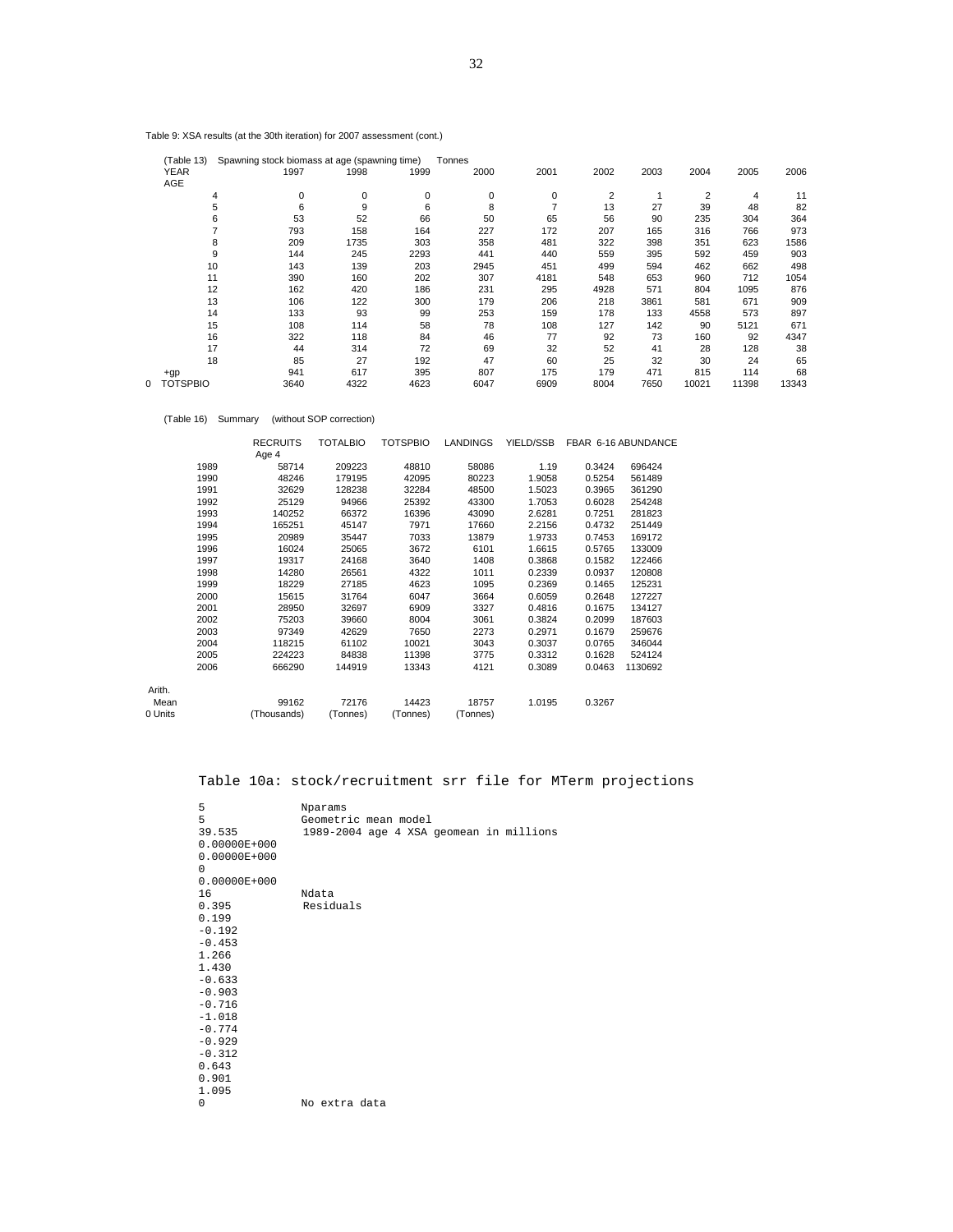Table 9: XSA results (at the 30th iteration) for 2007 assessment (cont.)

(Table 13) Spawning stock biomass at age (spawning time) Tonnes

| YEAR / AGE | 1997 | 1998 | 1999 | 2000 | 2001 | 2002 | 2003 | 2004 | 2005 | 2006 |
|---|---|---|---|---|---|---|---|---|---|---|
| 4 | 0 | 0 | 0 | 0 | 0 | 2 | 1 | 2 | 4 | 11 |
| 5 | 6 | 9 | 6 | 8 | 7 | 13 | 27 | 39 | 48 | 82 |
| 6 | 53 | 52 | 66 | 50 | 65 | 56 | 90 | 235 | 304 | 364 |
| 7 | 793 | 158 | 164 | 227 | 172 | 207 | 165 | 316 | 766 | 973 |
| 8 | 209 | 1735 | 303 | 358 | 481 | 322 | 398 | 351 | 623 | 1586 |
| 9 | 144 | 245 | 2293 | 441 | 440 | 559 | 395 | 592 | 459 | 903 |
| 10 | 143 | 139 | 203 | 2945 | 451 | 499 | 594 | 462 | 662 | 498 |
| 11 | 390 | 160 | 202 | 307 | 4181 | 548 | 653 | 960 | 712 | 1054 |
| 12 | 162 | 420 | 186 | 231 | 295 | 4928 | 571 | 804 | 1095 | 876 |
| 13 | 106 | 122 | 300 | 179 | 206 | 218 | 3861 | 581 | 671 | 909 |
| 14 | 133 | 93 | 99 | 253 | 159 | 178 | 133 | 4558 | 573 | 897 |
| 15 | 108 | 114 | 58 | 78 | 108 | 127 | 142 | 90 | 5121 | 671 |
| 16 | 322 | 118 | 84 | 46 | 77 | 92 | 73 | 160 | 92 | 4347 |
| 17 | 44 | 314 | 72 | 69 | 32 | 52 | 41 | 28 | 128 | 38 |
| 18 | 85 | 27 | 192 | 47 | 60 | 25 | 32 | 30 | 24 | 65 |
| +gp | 941 | 617 | 395 | 807 | 175 | 179 | 471 | 815 | 114 | 68 |
| 0 TOTSPBIO | 3640 | 4322 | 4623 | 6047 | 6909 | 8004 | 7650 | 10021 | 11398 | 13343 |

(Table 16) Summary (without SOP correction)

| | RECRUITS Age 4 | TOTALBIO | TOTSPBIO | LANDINGS | YIELD/SSB | FBAR 6-16 | ABUNDANCE |
|---|---|---|---|---|---|---|---|
| 1989 | 58714 | 209223 | 48810 | 58086 | 1.19 | 0.3424 | 696424 |
| 1990 | 48246 | 179195 | 42095 | 80223 | 1.9058 | 0.5254 | 561489 |
| 1991 | 32629 | 128238 | 32284 | 48500 | 1.5023 | 0.3965 | 361290 |
| 1992 | 25129 | 94966 | 25392 | 43300 | 1.7053 | 0.6028 | 254248 |
| 1993 | 140252 | 66372 | 16396 | 43090 | 2.6281 | 0.7251 | 281823 |
| 1994 | 165251 | 45147 | 7971 | 17660 | 2.2156 | 0.4732 | 251449 |
| 1995 | 20989 | 35447 | 7033 | 13879 | 1.9733 | 0.7453 | 169172 |
| 1996 | 16024 | 25065 | 3672 | 6101 | 1.6615 | 0.5765 | 133009 |
| 1997 | 19317 | 24168 | 3640 | 1408 | 0.3868 | 0.1582 | 122466 |
| 1998 | 14280 | 26561 | 4322 | 1011 | 0.2339 | 0.0937 | 120808 |
| 1999 | 18229 | 27185 | 4623 | 1095 | 0.2369 | 0.1465 | 125231 |
| 2000 | 15615 | 31764 | 6047 | 3664 | 0.6059 | 0.2648 | 127227 |
| 2001 | 28950 | 32697 | 6909 | 3327 | 0.4816 | 0.1675 | 134127 |
| 2002 | 75203 | 39660 | 8004 | 3061 | 0.3824 | 0.2099 | 187603 |
| 2003 | 97349 | 42629 | 7650 | 2273 | 0.2971 | 0.1679 | 259676 |
| 2004 | 118215 | 61102 | 10021 | 3043 | 0.3037 | 0.0765 | 346044 |
| 2005 | 224223 | 84838 | 11398 | 3775 | 0.3312 | 0.1628 | 524124 |
| 2006 | 666290 | 144919 | 13343 | 4121 | 0.3089 | 0.0463 | 1130692 |
| Arith. Mean | 99162 | 72176 | 14423 | 18757 | 1.0195 | 0.3267 | |
| 0 Units | (Thousands) | (Tonnes) | (Tonnes) | (Tonnes) | | | |

## Table 10a: stock/recruitment srr file for MTerm projections

```
5               Nparams
5               Geometric mean model
39.535          1989-2004 age 4 XSA geomean in millions
0.00000E+000
0.00000E+000
0
0.00000E+000
16              Ndata
0.395           Residuals
0.199
-0.192
-0.453
1.266
1.430
-0.633
-0.903
-0.716
-1.018
-0.774
-0.929
-0.312
0.643
0.901
1.095
0               No extra data
```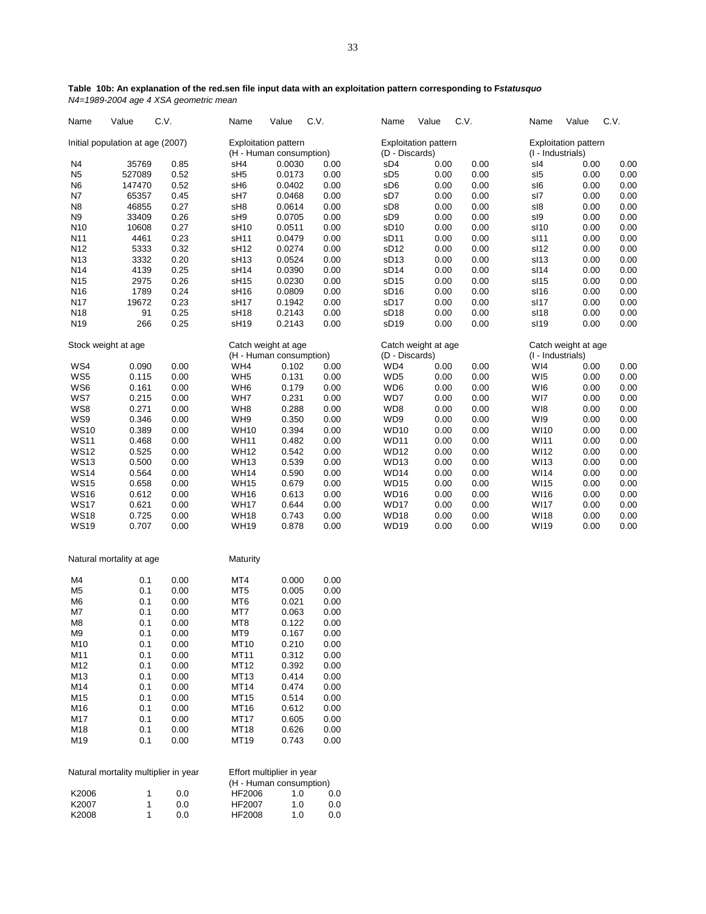**Table 10b: An explanation of the red.sen file input data with an exploitation pattern corresponding to F*statusquo***

*N4=1989-2004 age 4 XSA geometric mean*

| Name | Value | C.V. | Name | Value | C.V. | Name | Value | C.V. | Name | Value | C.V. |
|---|---|---|---|---|---|---|---|---|---|---|---|
| Initial population at age (2007) | | | Exploitation pattern (H - Human consumption) | | | Exploitation pattern (D - Discards) | | | Exploitation pattern (I - Industrials) | | |
| N4 | 35769 | 0.85 | sH4 | 0.0030 | 0.00 | sD4 | 0.00 | 0.00 | sI4 | 0.00 | 0.00 |
| N5 | 527089 | 0.52 | sH5 | 0.0173 | 0.00 | sD5 | 0.00 | 0.00 | sI5 | 0.00 | 0.00 |
| N6 | 147470 | 0.52 | sH6 | 0.0402 | 0.00 | sD6 | 0.00 | 0.00 | sI6 | 0.00 | 0.00 |
| N7 | 65357 | 0.45 | sH7 | 0.0468 | 0.00 | sD7 | 0.00 | 0.00 | sI7 | 0.00 | 0.00 |
| N8 | 46855 | 0.27 | sH8 | 0.0614 | 0.00 | sD8 | 0.00 | 0.00 | sI8 | 0.00 | 0.00 |
| N9 | 33409 | 0.26 | sH9 | 0.0705 | 0.00 | sD9 | 0.00 | 0.00 | sI9 | 0.00 | 0.00 |
| N10 | 10608 | 0.27 | sH10 | 0.0511 | 0.00 | sD10 | 0.00 | 0.00 | sI10 | 0.00 | 0.00 |
| N11 | 4461 | 0.23 | sH11 | 0.0479 | 0.00 | sD11 | 0.00 | 0.00 | sI11 | 0.00 | 0.00 |
| N12 | 5333 | 0.32 | sH12 | 0.0274 | 0.00 | sD12 | 0.00 | 0.00 | sI12 | 0.00 | 0.00 |
| N13 | 3332 | 0.20 | sH13 | 0.0524 | 0.00 | sD13 | 0.00 | 0.00 | sI13 | 0.00 | 0.00 |
| N14 | 4139 | 0.25 | sH14 | 0.0390 | 0.00 | sD14 | 0.00 | 0.00 | sI14 | 0.00 | 0.00 |
| N15 | 2975 | 0.26 | sH15 | 0.0230 | 0.00 | sD15 | 0.00 | 0.00 | sI15 | 0.00 | 0.00 |
| N16 | 1789 | 0.24 | sH16 | 0.0809 | 0.00 | sD16 | 0.00 | 0.00 | sI16 | 0.00 | 0.00 |
| N17 | 19672 | 0.23 | sH17 | 0.1942 | 0.00 | sD17 | 0.00 | 0.00 | sI17 | 0.00 | 0.00 |
| N18 | 91 | 0.25 | sH18 | 0.2143 | 0.00 | sD18 | 0.00 | 0.00 | sI18 | 0.00 | 0.00 |
| N19 | 266 | 0.25 | sH19 | 0.2143 | 0.00 | sD19 | 0.00 | 0.00 | sI19 | 0.00 | 0.00 |
| Stock weight at age | | | Catch weight at age (H - Human consumption) | | | Catch weight at age (D - Discards) | | | Catch weight at age (I - Industrials) | | |
| WS4 | 0.090 | 0.00 | WH4 | 0.102 | 0.00 | WD4 | 0.00 | 0.00 | WI4 | 0.00 | 0.00 |
| WS5 | 0.115 | 0.00 | WH5 | 0.131 | 0.00 | WD5 | 0.00 | 0.00 | WI5 | 0.00 | 0.00 |
| WS6 | 0.161 | 0.00 | WH6 | 0.179 | 0.00 | WD6 | 0.00 | 0.00 | WI6 | 0.00 | 0.00 |
| WS7 | 0.215 | 0.00 | WH7 | 0.231 | 0.00 | WD7 | 0.00 | 0.00 | WI7 | 0.00 | 0.00 |
| WS8 | 0.271 | 0.00 | WH8 | 0.288 | 0.00 | WD8 | 0.00 | 0.00 | WI8 | 0.00 | 0.00 |
| WS9 | 0.346 | 0.00 | WH9 | 0.350 | 0.00 | WD9 | 0.00 | 0.00 | WI9 | 0.00 | 0.00 |
| WS10 | 0.389 | 0.00 | WH10 | 0.394 | 0.00 | WD10 | 0.00 | 0.00 | WI10 | 0.00 | 0.00 |
| WS11 | 0.468 | 0.00 | WH11 | 0.482 | 0.00 | WD11 | 0.00 | 0.00 | WI11 | 0.00 | 0.00 |
| WS12 | 0.525 | 0.00 | WH12 | 0.542 | 0.00 | WD12 | 0.00 | 0.00 | WI12 | 0.00 | 0.00 |
| WS13 | 0.500 | 0.00 | WH13 | 0.539 | 0.00 | WD13 | 0.00 | 0.00 | WI13 | 0.00 | 0.00 |
| WS14 | 0.564 | 0.00 | WH14 | 0.590 | 0.00 | WD14 | 0.00 | 0.00 | WI14 | 0.00 | 0.00 |
| WS15 | 0.658 | 0.00 | WH15 | 0.679 | 0.00 | WD15 | 0.00 | 0.00 | WI15 | 0.00 | 0.00 |
| WS16 | 0.612 | 0.00 | WH16 | 0.613 | 0.00 | WD16 | 0.00 | 0.00 | WI16 | 0.00 | 0.00 |
| WS17 | 0.621 | 0.00 | WH17 | 0.644 | 0.00 | WD17 | 0.00 | 0.00 | WI17 | 0.00 | 0.00 |
| WS18 | 0.725 | 0.00 | WH18 | 0.743 | 0.00 | WD18 | 0.00 | 0.00 | WI18 | 0.00 | 0.00 |
| WS19 | 0.707 | 0.00 | WH19 | 0.878 | 0.00 | WD19 | 0.00 | 0.00 | WI19 | 0.00 | 0.00 |
| Natural mortality at age | | | Maturity | | | | | | | | |
| M4 | 0.1 | 0.00 | MT4 | 0.000 | 0.00 | | | | | | |
| M5 | 0.1 | 0.00 | MT5 | 0.005 | 0.00 | | | | | | |
| M6 | 0.1 | 0.00 | MT6 | 0.021 | 0.00 | | | | | | |
| M7 | 0.1 | 0.00 | MT7 | 0.063 | 0.00 | | | | | | |
| M8 | 0.1 | 0.00 | MT8 | 0.122 | 0.00 | | | | | | |
| M9 | 0.1 | 0.00 | MT9 | 0.167 | 0.00 | | | | | | |
| M10 | 0.1 | 0.00 | MT10 | 0.210 | 0.00 | | | | | | |
| M11 | 0.1 | 0.00 | MT11 | 0.312 | 0.00 | | | | | | |
| M12 | 0.1 | 0.00 | MT12 | 0.392 | 0.00 | | | | | | |
| M13 | 0.1 | 0.00 | MT13 | 0.414 | 0.00 | | | | | | |
| M14 | 0.1 | 0.00 | MT14 | 0.474 | 0.00 | | | | | | |
| M15 | 0.1 | 0.00 | MT15 | 0.514 | 0.00 | | | | | | |
| M16 | 0.1 | 0.00 | MT16 | 0.612 | 0.00 | | | | | | |
| M17 | 0.1 | 0.00 | MT17 | 0.605 | 0.00 | | | | | | |
| M18 | 0.1 | 0.00 | MT18 | 0.626 | 0.00 | | | | | | |
| M19 | 0.1 | 0.00 | MT19 | 0.743 | 0.00 | | | | | | |
| Natural mortality multiplier in year | | | Effort multiplier in year (H - Human consumption) | | | | | | | | |
| K2006 | 1 | 0.0 | HF2006 | 1.0 | 0.0 | | | | | | |
| K2007 | 1 | 0.0 | HF2007 | 1.0 | 0.0 | | | | | | |
| K2008 | 1 | 0.0 | HF2008 | 1.0 | 0.0 | | | | | | |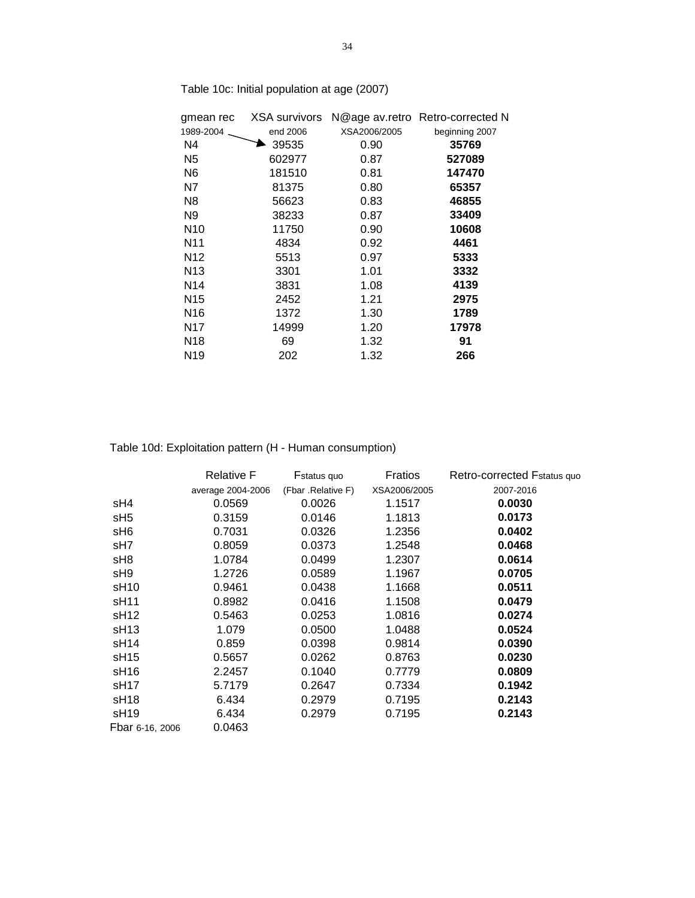Table 10c: Initial population at age (2007)

| gmean rec | XSA survivors | N@age av.retro | Retro-corrected N |
|---|---|---|---|
| 1989-2004 | end 2006 | XSA2006/2005 | beginning 2007 |
| N4 | 39535 | 0.90 | **35769** |
| N5 | 602977 | 0.87 | **527089** |
| N6 | 181510 | 0.81 | **147470** |
| N7 | 81375 | 0.80 | **65357** |
| N8 | 56623 | 0.83 | **46855** |
| N9 | 38233 | 0.87 | **33409** |
| N10 | 11750 | 0.90 | **10608** |
| N11 | 4834 | 0.92 | **4461** |
| N12 | 5513 | 0.97 | **5333** |
| N13 | 3301 | 1.01 | **3332** |
| N14 | 3831 | 1.08 | **4139** |
| N15 | 2452 | 1.21 | **2975** |
| N16 | 1372 | 1.30 | **1789** |
| N17 | 14999 | 1.20 | **17978** |
| N18 | 69 | 1.32 | **91** |
| N19 | 202 | 1.32 | **266** |

Table 10d: Exploitation pattern (H - Human consumption)

| | Relative F | $F_{status\ quo}$ | Fratios | Retro-corrected $F_{status\ quo}$ |
|---|---|---|---|---|
| | average 2004-2006 | (Fbar .Relative F) | XSA2006/2005 | 2007-2016 |
| sH4 | 0.0569 | 0.0026 | 1.1517 | **0.0030** |
| sH5 | 0.3159 | 0.0146 | 1.1813 | **0.0173** |
| sH6 | 0.7031 | 0.0326 | 1.2356 | **0.0402** |
| sH7 | 0.8059 | 0.0373 | 1.2548 | **0.0468** |
| sH8 | 1.0784 | 0.0499 | 1.2307 | **0.0614** |
| sH9 | 1.2726 | 0.0589 | 1.1967 | **0.0705** |
| sH10 | 0.9461 | 0.0438 | 1.1668 | **0.0511** |
| sH11 | 0.8982 | 0.0416 | 1.1508 | **0.0479** |
| sH12 | 0.5463 | 0.0253 | 1.0816 | **0.0274** |
| sH13 | 1.079 | 0.0500 | 1.0488 | **0.0524** |
| sH14 | 0.859 | 0.0398 | 0.9814 | **0.0390** |
| sH15 | 0.5657 | 0.0262 | 0.8763 | **0.0230** |
| sH16 | 2.2457 | 0.1040 | 0.7779 | **0.0809** |
| sH17 | 5.7179 | 0.2647 | 0.7334 | **0.1942** |
| sH18 | 6.434 | 0.2979 | 0.7195 | **0.2143** |
| sH19 | 6.434 | 0.2979 | 0.7195 | **0.2143** |
| Fbar 6-16, 2006 | 0.0463 | | | |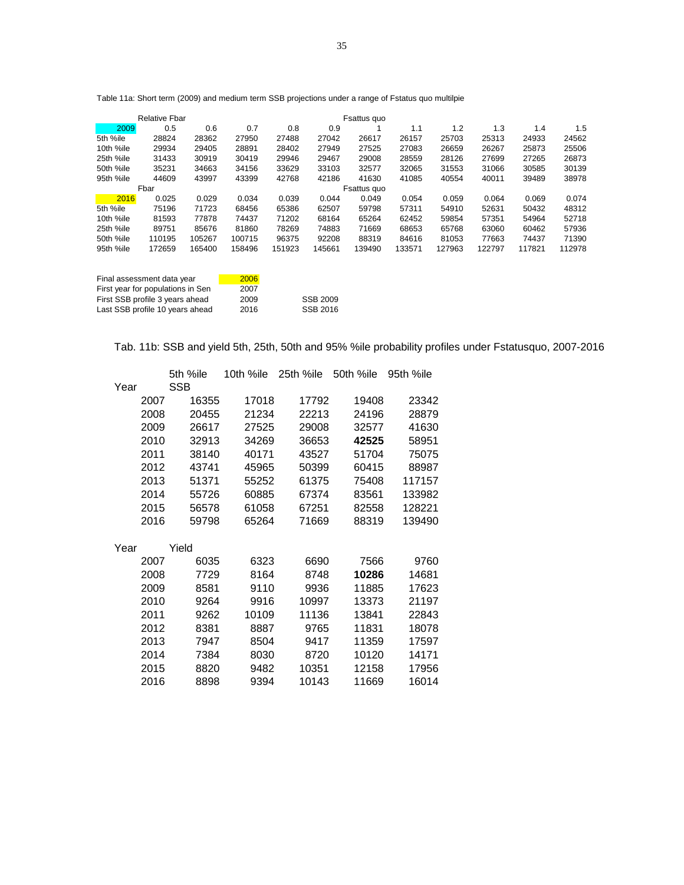Table 11a: Short term (2009) and medium term SSB projections under a range of Fstatus quo multilpie

| | Relative Fbar | | | | | Fsattus quo | | | | | |
|---|---|---|---|---|---|---|---|---|---|---|---|
| 2009 | 0.5 | 0.6 | 0.7 | 0.8 | 0.9 | 1 | 1.1 | 1.2 | 1.3 | 1.4 | 1.5 |
| 5th %ile | 28824 | 28362 | 27950 | 27488 | 27042 | 26617 | 26157 | 25703 | 25313 | 24933 | 24562 |
| 10th %ile | 29934 | 29405 | 28891 | 28402 | 27949 | 27525 | 27083 | 26659 | 26267 | 25873 | 25506 |
| 25th %ile | 31433 | 30919 | 30419 | 29946 | 29467 | 29008 | 28559 | 28126 | 27699 | 27265 | 26873 |
| 50th %ile | 35231 | 34663 | 34156 | 33629 | 33103 | 32577 | 32065 | 31553 | 31066 | 30585 | 30139 |
| 95th %ile | 44609 | 43997 | 43399 | 42768 | 42186 | 41630 | 41085 | 40554 | 40011 | 39489 | 38978 |
| | Fbar | | | | | Fsattus quo | | | | | |
| 2016 | 0.025 | 0.029 | 0.034 | 0.039 | 0.044 | 0.049 | 0.054 | 0.059 | 0.064 | 0.069 | 0.074 |
| 5th %ile | 75196 | 71723 | 68456 | 65386 | 62507 | 59798 | 57311 | 54910 | 52631 | 50432 | 48312 |
| 10th %ile | 81593 | 77878 | 74437 | 71202 | 68164 | 65264 | 62452 | 59854 | 57351 | 54964 | 52718 |
| 25th %ile | 89751 | 85676 | 81860 | 78269 | 74883 | 71669 | 68653 | 65768 | 63060 | 60462 | 57936 |
| 50th %ile | 110195 | 105267 | 100715 | 96375 | 92208 | 88319 | 84616 | 81053 | 77663 | 74437 | 71390 |
| 95th %ile | 172659 | 165400 | 158496 | 151923 | 145661 | 139490 | 133571 | 127963 | 122797 | 117821 | 112978 |

| | | |
|---|---|---|
| Final assessment data year | 2006 | |
| First year for populations in Sen | 2007 | |
| First SSB profile 3 years ahead | 2009 | SSB 2009 |
| Last SSB profile 10 years ahead | 2016 | SSB 2016 |

Tab. 11b: SSB and yield 5th, 25th, 50th and 95% %ile probability profiles under Fstatusquo, 2007-2016

| Year | 5th %ile | 10th %ile | 25th %ile | 50th %ile | 95th %ile |
|---|---|---|---|---|---|
| | SSB | | | | |
| 2007 | 16355 | 17018 | 17792 | 19408 | 23342 |
| 2008 | 20455 | 21234 | 22213 | 24196 | 28879 |
| 2009 | 26617 | 27525 | 29008 | 32577 | 41630 |
| 2010 | 32913 | 34269 | 36653 | **42525** | 58951 |
| 2011 | 38140 | 40171 | 43527 | 51704 | 75075 |
| 2012 | 43741 | 45965 | 50399 | 60415 | 88987 |
| 2013 | 51371 | 55252 | 61375 | 75408 | 117157 |
| 2014 | 55726 | 60885 | 67374 | 83561 | 133982 |
| 2015 | 56578 | 61058 | 67251 | 82558 | 128221 |
| 2016 | 59798 | 65264 | 71669 | 88319 | 139490 |
| | Yield | | | | |
| 2007 | 6035 | 6323 | 6690 | 7566 | 9760 |
| 2008 | 7729 | 8164 | 8748 | **10286** | 14681 |
| 2009 | 8581 | 9110 | 9936 | 11885 | 17623 |
| 2010 | 9264 | 9916 | 10997 | 13373 | 21197 |
| 2011 | 9262 | 10109 | 11136 | 13841 | 22843 |
| 2012 | 8381 | 8887 | 9765 | 11831 | 18078 |
| 2013 | 7947 | 8504 | 9417 | 11359 | 17597 |
| 2014 | 7384 | 8030 | 8720 | 10120 | 14171 |
| 2015 | 8820 | 9482 | 10351 | 12158 | 17956 |
| 2016 | 8898 | 9394 | 10143 | 11669 | 16014 |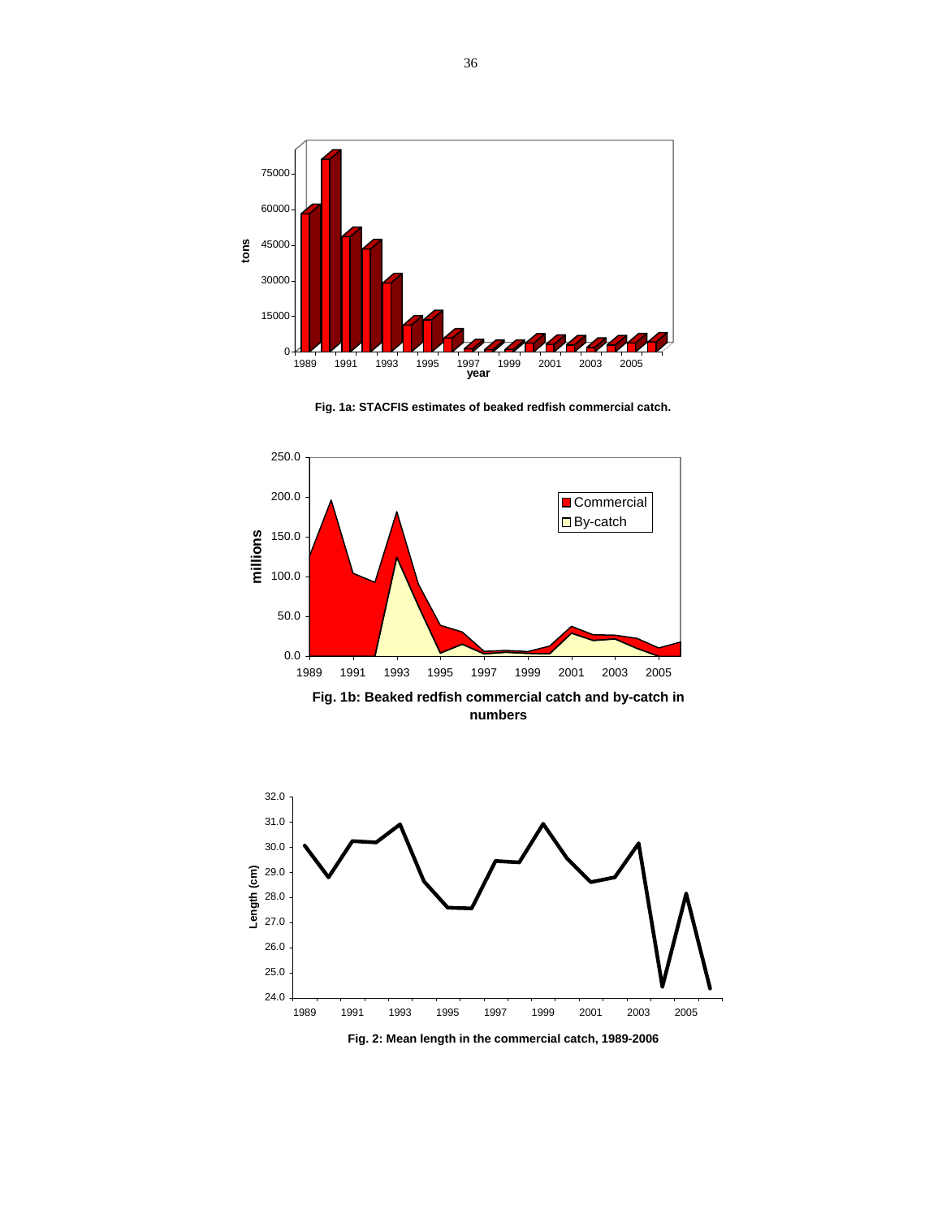Fig. 1a: STACFIS estimates of beaked redfish commercial catch.

Fig. 1b: Beaked redfish commercial catch and by-catch in numbers

Fig. 2: Mean length in the commercial catch, 1989-2006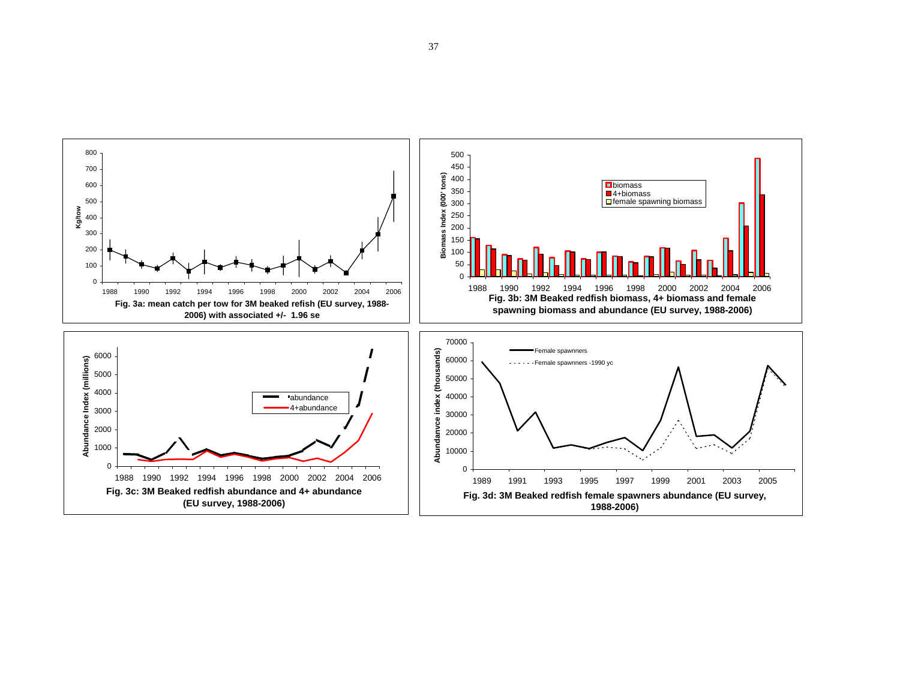Fig. 3a: mean catch per tow for 3M beaked refish (EU survey, 1988-2006) with associated +/- 1.96 se

Fig. 3b: 3M Beaked redfish biomass, 4+ biomass and female spawning biomass and abundance (EU survey, 1988-2006)

Fig. 3c: 3M Beaked redfish abundance and 4+ abundance (EU survey, 1988-2006)

Fig. 3d: 3M Beaked redfish female spawners abundance (EU survey, 1988-2006)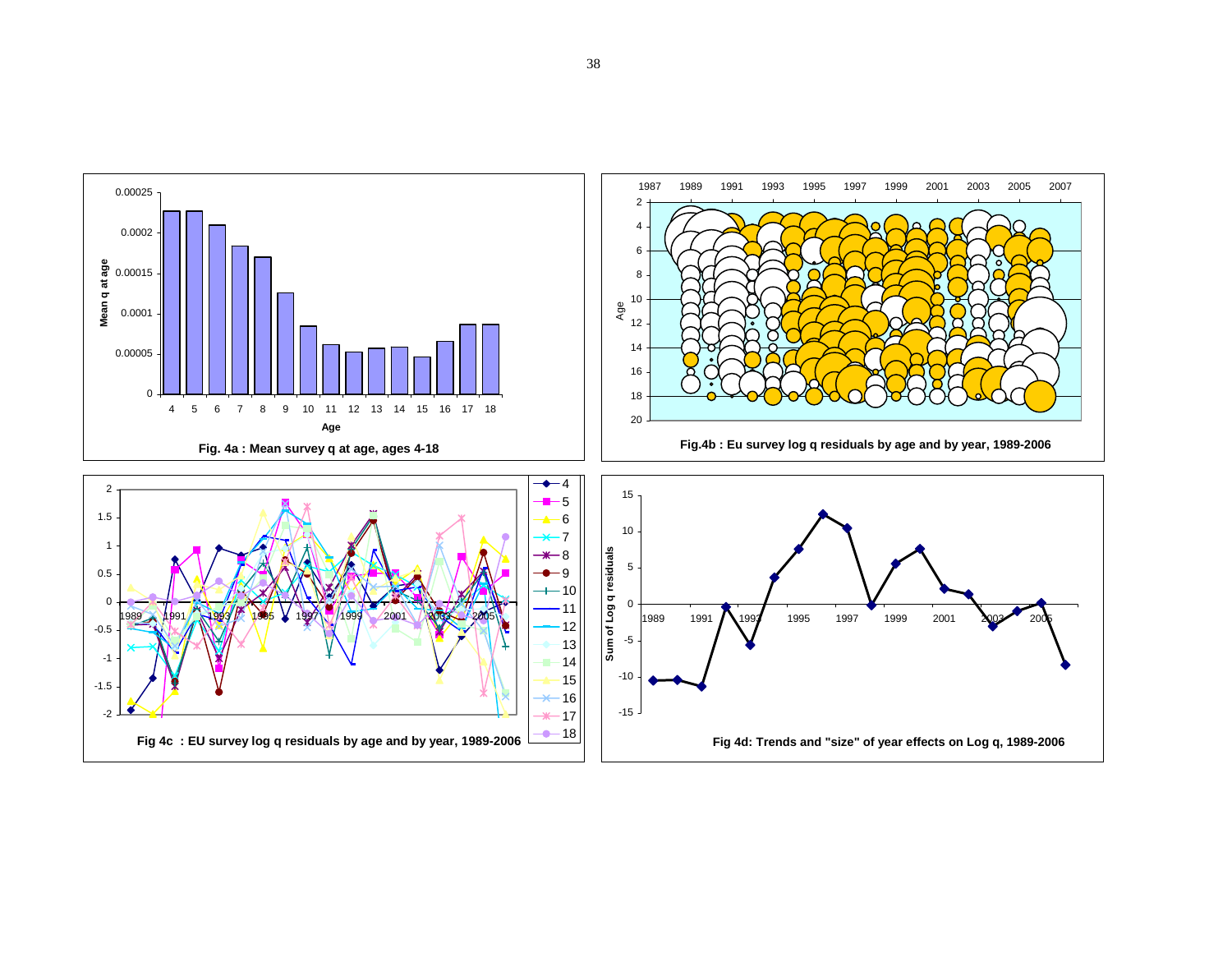Fig. 4a : Mean survey q at age, ages 4-18

Fig.4b : Eu survey log q residuals by age and by year, 1989-2006

Fig 4c : EU survey log q residuals by age and by year, 1989-2006

Fig 4d: Trends and "size" of year effects on Log q, 1989-2006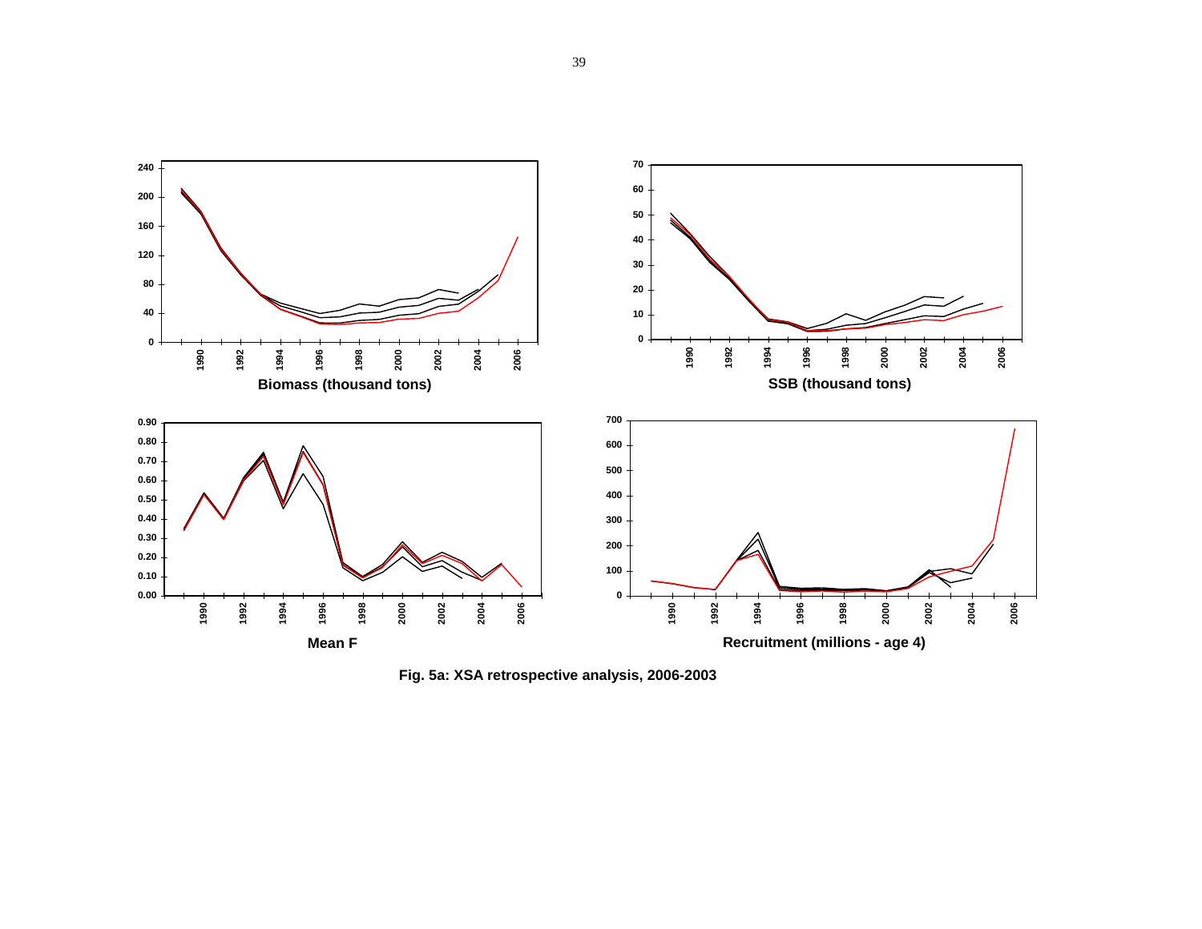**Fig. 5a: XSA retrospective analysis, 2006-2003**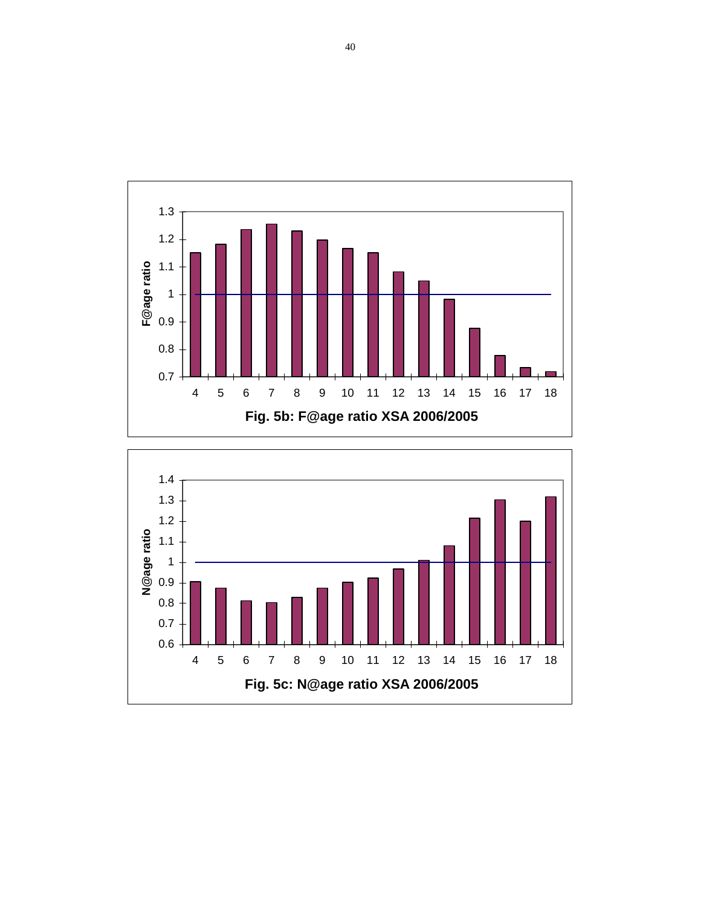Fig. 5b: F@age ratio XSA 2006/2005

Fig. 5c: N@age ratio XSA 2006/2005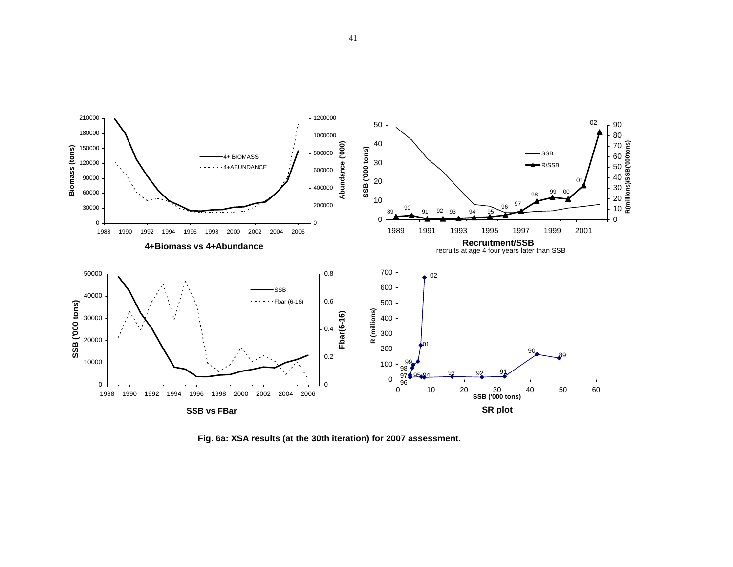Fig. 6a: XSA results (at the 30th iteration) for 2007 assessment.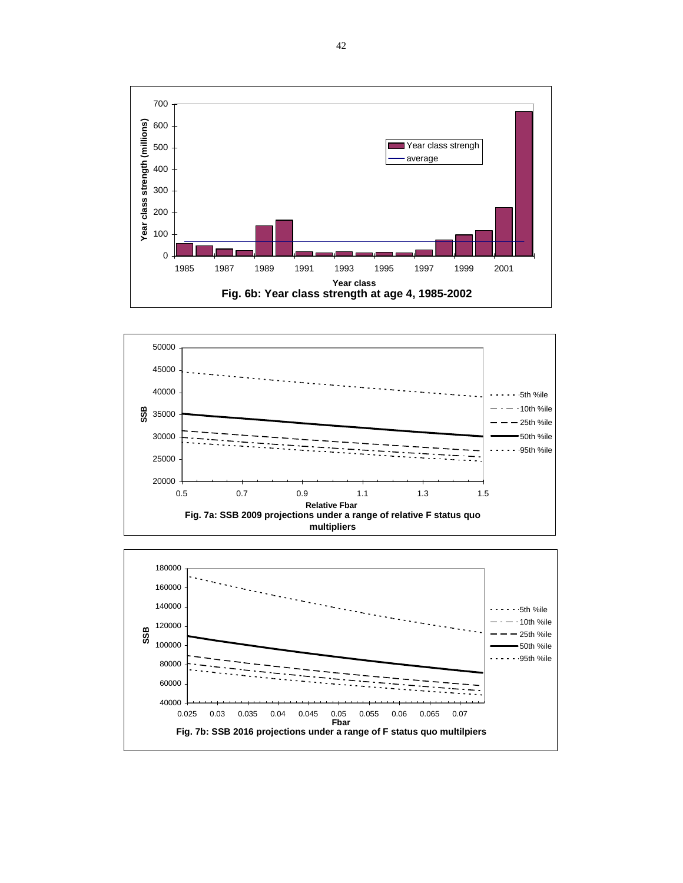Fig. 6b: Year class strength at age 4, 1985-2002

Fig. 7a: SSB 2009 projections under a range of relative F status quo multipliers

Fig. 7b: SSB 2016 projections under a range of F status quo multilpiers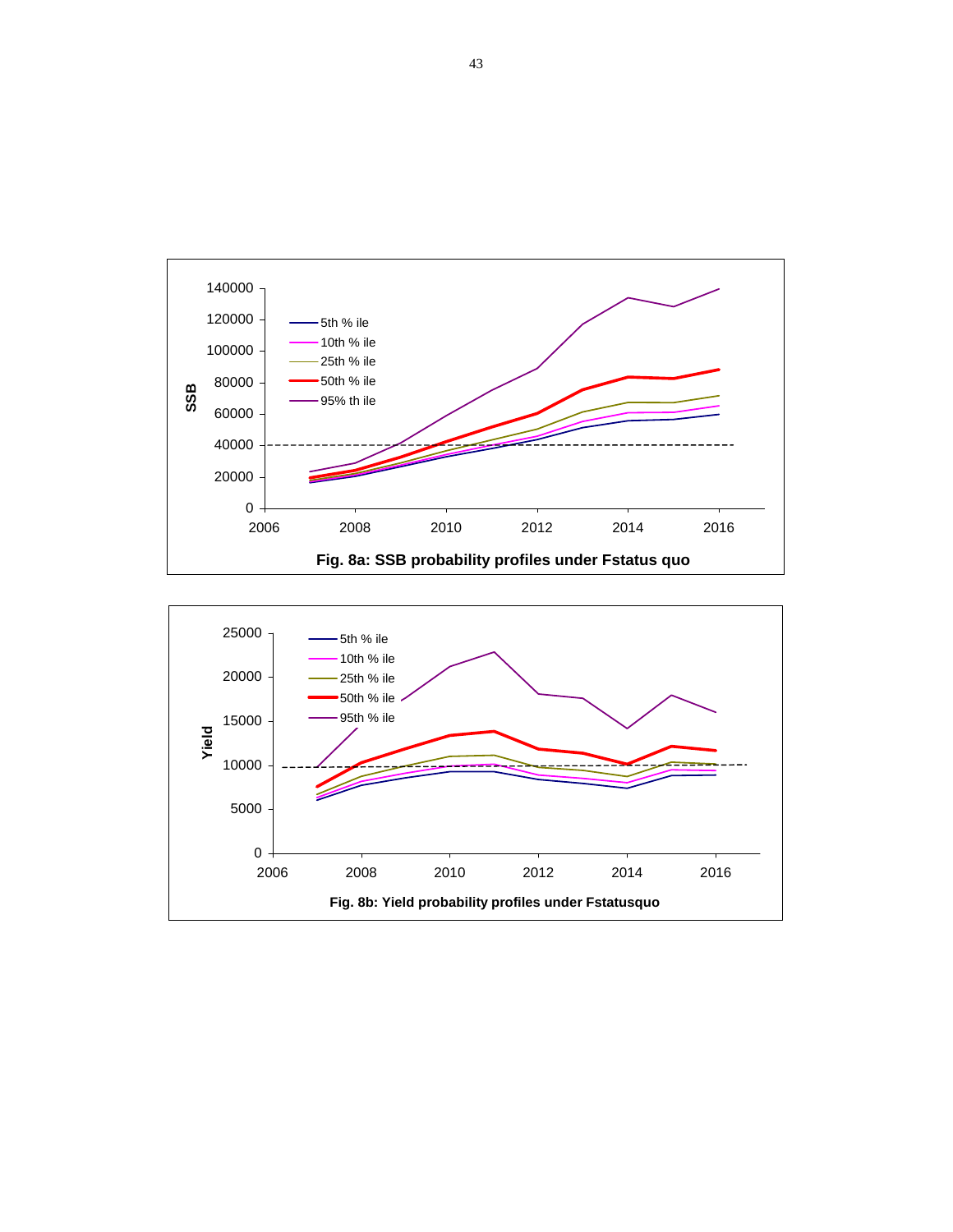140000
120000
100000
80000
60000
40000
20000
0

SSB

5th % ile
10th % ile
25th % ile
50th % ile
95% th ile

2006 2008 2010 2012 2014 2016

**Fig. 8a: SSB probability profiles under Fstatus quo**

25000
20000
15000
10000
5000
0

Yield

5th % ile
10th % ile
25th % ile
50th % ile
95th % ile

2006 2008 2010 2012 2014 2016

**Fig. 8b: Yield probability profiles under Fstatusquo**